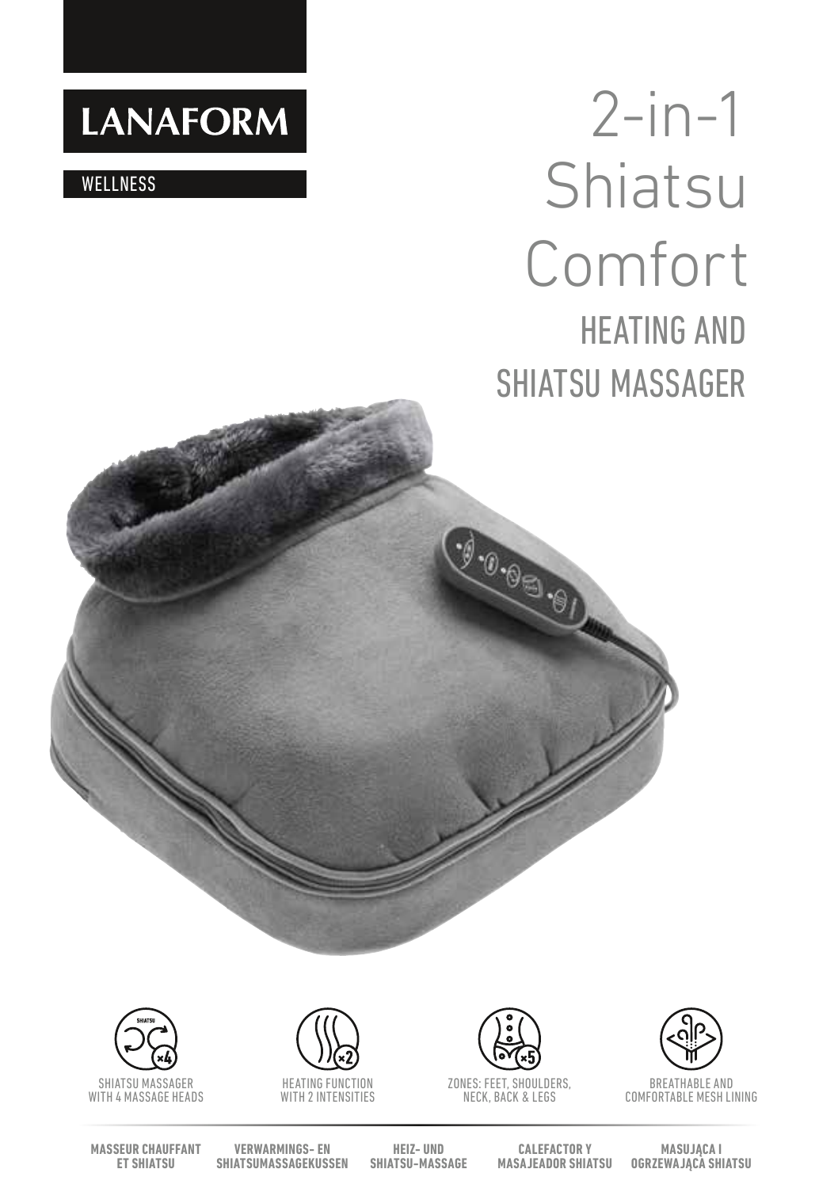LANAFORM

WELLNESS

# 2-in-1 Shiatsu Comfort

## HEATING AND SHIATSU MASSAGER

SHIATSU MASSAGER WITH 4 MASSAGE HEADS

HEATING FUNCTION WITH 2 INTENSITIES

ZONES: FEET, SHOULDERS, NECK, BACK & LEGS

BREATHABLE AND COMFORTABLE MESH LINING

**MASSEUR CHAUFFANT ET SHIATSU**

**VERWARMINGS- EN SHIATSUMASSAGEKUSSEN**

**HEIZ- UND SHIATSU-MASSAGE**

**CALEFACTOR Y MASAJEADOR SHIATSU**

**MASUJĄCA I OGRZEWAJĄCA SHIATSU**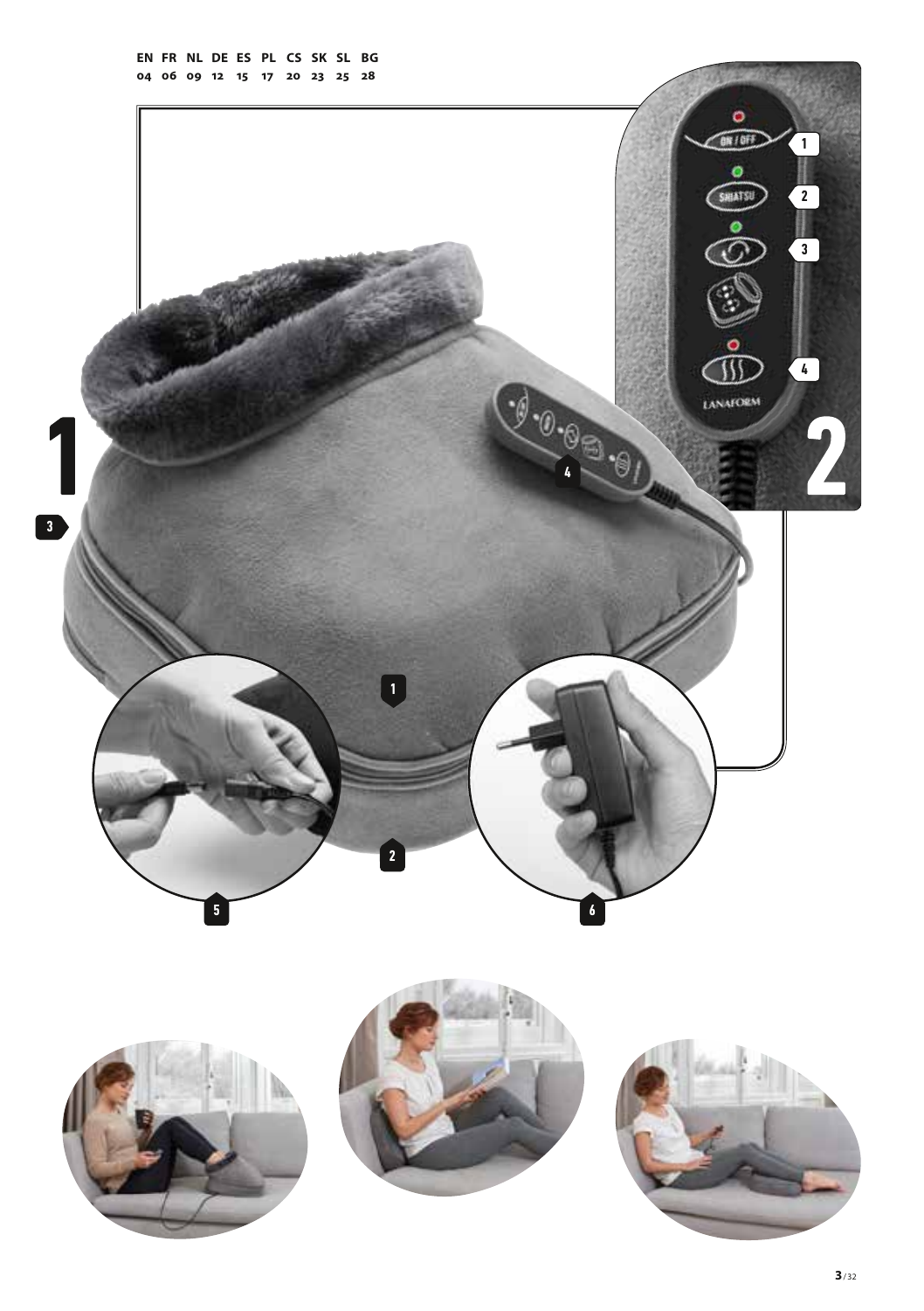EN FR NL DE ES PL CS SK SL BG
04 06 09 12 15 17 20 23 25 28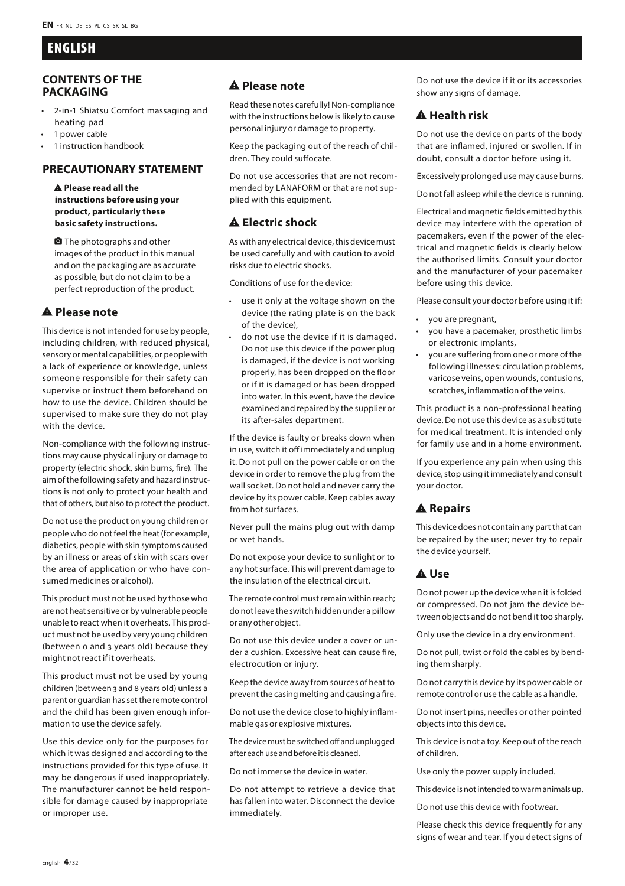# ENGLISH

## CONTENTS OF THE PACKAGING

- 2-in-1 Shiatsu Comfort massaging and heating pad
- 1 power cable
- 1 instruction handbook

## PRECAUTIONARY STATEMENT

**⚠ Please read all the instructions before using your product, particularly these basic safety instructions.**

The photographs and other images of the product in this manual and on the packaging are as accurate as possible, but do not claim to be a perfect reproduction of the product.

### ⚠ Please note

This device is not intended for use by people, including children, with reduced physical, sensory or mental capabilities, or people with a lack of experience or knowledge, unless someone responsible for their safety can supervise or instruct them beforehand on how to use the device. Children should be supervised to make sure they do not play with the device.

Non-compliance with the following instructions may cause physical injury or damage to property (electric shock, skin burns, fire). The aim of the following safety and hazard instructions is not only to protect your health and that of others, but also to protect the product.

Do not use the product on young children or people who do not feel the heat (for example, diabetics, people with skin symptoms caused by an illness or areas of skin with scars over the area of application or who have consumed medicines or alcohol).

This product must not be used by those who are not heat sensitive or by vulnerable people unable to react when it overheats. This product must not be used by very young children (between 0 and 3 years old) because they might not react if it overheats.

This product must not be used by young children (between 3 and 8 years old) unless a parent or guardian has set the remote control and the child has been given enough information to use the device safely.

Use this device only for the purposes for which it was designed and according to the instructions provided for this type of use. It may be dangerous if used inappropriately. The manufacturer cannot be held responsible for damage caused by inappropriate or improper use.

### ⚠ Please note

Read these notes carefully! Non-compliance with the instructions below is likely to cause personal injury or damage to property.

Keep the packaging out of the reach of children. They could suffocate.

Do not use accessories that are not recommended by LANAFORM or that are not supplied with this equipment.

### ⚠ Electric shock

As with any electrical device, this device must be used carefully and with caution to avoid risks due to electric shocks.

Conditions of use for the device:

- use it only at the voltage shown on the device (the rating plate is on the back of the device),
- do not use the device if it is damaged. Do not use this device if the power plug is damaged, if the device is not working properly, has been dropped on the floor or if it is damaged or has been dropped into water. In this event, have the device examined and repaired by the supplier or its after-sales department.

If the device is faulty or breaks down when in use, switch it off immediately and unplug it. Do not pull on the power cable or on the device in order to remove the plug from the wall socket. Do not hold and never carry the device by its power cable. Keep cables away from hot surfaces.

Never pull the mains plug out with damp or wet hands.

Do not expose your device to sunlight or to any hot surface. This will prevent damage to the insulation of the electrical circuit.

The remote control must remain within reach; do not leave the switch hidden under a pillow or any other object.

Do not use this device under a cover or under a cushion. Excessive heat can cause fire, electrocution or injury.

Keep the device away from sources of heat to prevent the casing melting and causing a fire.

Do not use the device close to highly inflammable gas or explosive mixtures.

The device must be switched off and unplugged after each use and before it is cleaned.

Do not immerse the device in water.

Do not attempt to retrieve a device that has fallen into water. Disconnect the device immediately.

Do not use the device if it or its accessories show any signs of damage.

### ⚠ Health risk

Do not use the device on parts of the body that are inflamed, injured or swollen. If in doubt, consult a doctor before using it.

Excessively prolonged use may cause burns.

Do not fall asleep while the device is running.

Electrical and magnetic fields emitted by this device may interfere with the operation of pacemakers, even if the power of the electrical and magnetic fields is clearly below the authorised limits. Consult your doctor and the manufacturer of your pacemaker before using this device.

Please consult your doctor before using it if:

- you are pregnant,
- you have a pacemaker, prosthetic limbs or electronic implants,
- you are suffering from one or more of the following illnesses: circulation problems, varicose veins, open wounds, contusions, scratches, inflammation of the veins.

This product is a non-professional heating device. Do not use this device as a substitute for medical treatment. It is intended only for family use and in a home environment.

If you experience any pain when using this device, stop using it immediately and consult your doctor.

### ⚠ Repairs

This device does not contain any part that can be repaired by the user; never try to repair the device yourself.

### ⚠ Use

Do not power up the device when it is folded or compressed. Do not jam the device between objects and do not bend it too sharply.

Only use the device in a dry environment.

Do not pull, twist or fold the cables by bending them sharply.

Do not carry this device by its power cable or remote control or use the cable as a handle.

Do not insert pins, needles or other pointed objects into this device.

This device is not a toy. Keep out of the reach of children.

Use only the power supply included.

This device is not intended to warm animals up.

Do not use this device with footwear.

Please check this device frequently for any signs of wear and tear. If you detect signs of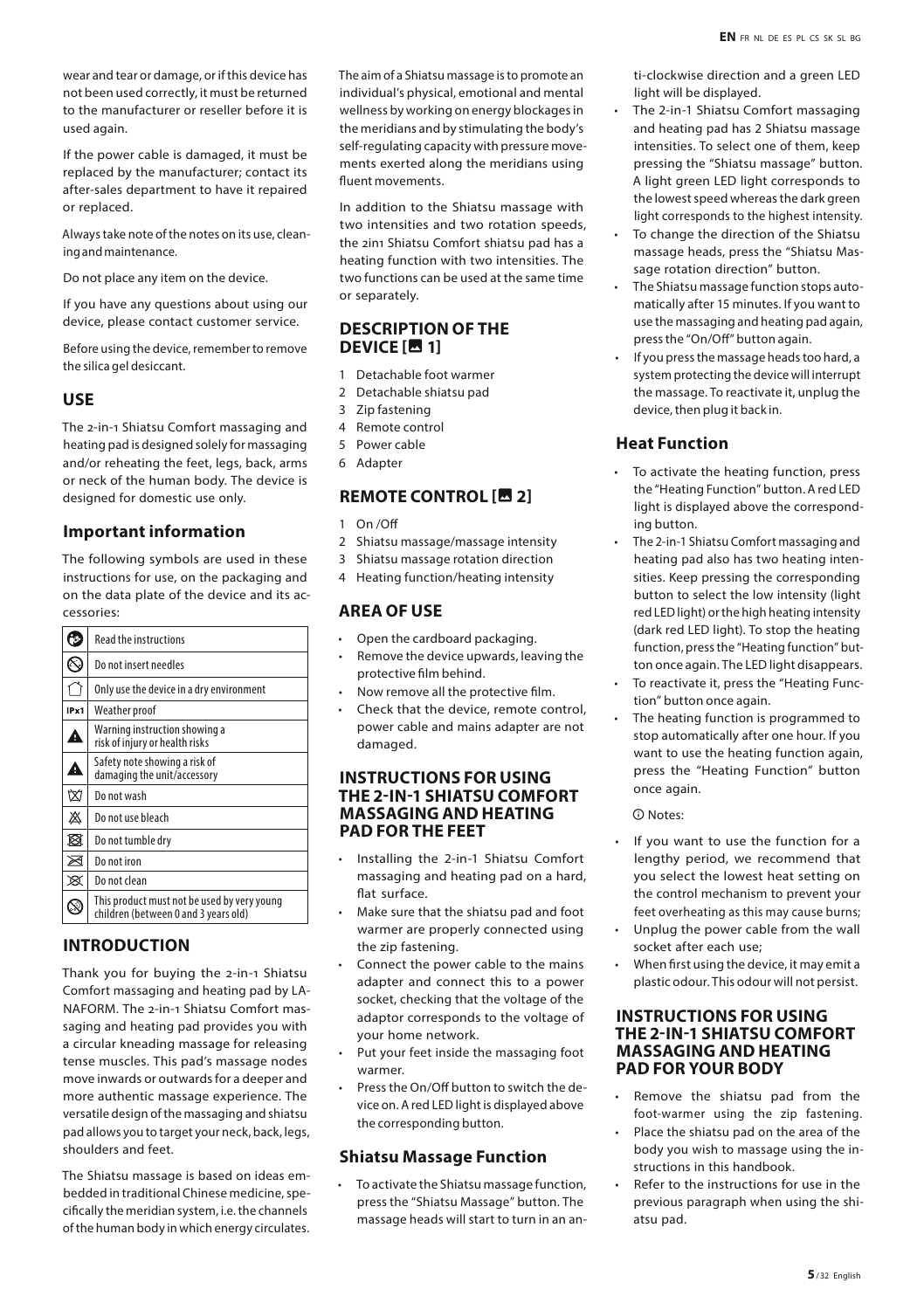wear and tear or damage, or if this device has not been used correctly, it must be returned to the manufacturer or reseller before it is used again.

If the power cable is damaged, it must be replaced by the manufacturer; contact its after-sales department to have it repaired or replaced.

Always take note of the notes on its use, cleaning and maintenance.

Do not place any item on the device.

If you have any questions about using our device, please contact customer service.

Before using the device, remember to remove the silica gel desiccant.

## USE

The 2-in-1 Shiatsu Comfort massaging and heating pad is designed solely for massaging and/or reheating the feet, legs, back, arms or neck of the human body. The device is designed for domestic use only.

### Important information

The following symbols are used in these instructions for use, on the packaging and on the data plate of the device and its accessories:

| Symbol | Meaning |
|---|---|
| | Read the instructions |
| | Do not insert needles |
| | Only use the device in a dry environment |
| IPx1 | Weather proof |
| | Warning instruction showing a risk of injury or health risks |
| | Safety note showing a risk of damaging the unit/accessory |
| | Do not wash |
| | Do not use bleach |
| | Do not tumble dry |
| | Do not iron |
| | Do not clean |
| | This product must not be used by very young children (between 0 and 3 years old) |

## INTRODUCTION

Thank you for buying the 2-in-1 Shiatsu Comfort massaging and heating pad by LANAFORM. The 2-in-1 Shiatsu Comfort massaging and heating pad provides you with a circular kneading massage for releasing tense muscles. This pad's massage nodes move inwards or outwards for a deeper and more authentic massage experience. The versatile design of the massaging and shiatsu pad allows you to target your neck, back, legs, shoulders and feet.

The Shiatsu massage is based on ideas embedded in traditional Chinese medicine, specifically the meridian system, i.e. the channels of the human body in which energy circulates. The aim of a Shiatsu massage is to promote an individual's physical, emotional and mental wellness by working on energy blockages in the meridians and by stimulating the body's self-regulating capacity with pressure movements exerted along the meridians using fluent movements.

In addition to the Shiatsu massage with two intensities and two rotation speeds, the 2in1 Shiatsu Comfort shiatsu pad has a heating function with two intensities. The two functions can be used at the same time or separately.

## DESCRIPTION OF THE DEVICE [ 1]

1. Detachable foot warmer
2. Detachable shiatsu pad
3. Zip fastening
4. Remote control
5. Power cable
6. Adapter

## REMOTE CONTROL [ 2]

1. On /Off
2. Shiatsu massage/massage intensity
3. Shiatsu massage rotation direction
4. Heating function/heating intensity

## AREA OF USE

- Open the cardboard packaging.
- Remove the device upwards, leaving the protective film behind.
- Now remove all the protective film.
- Check that the device, remote control, power cable and mains adapter are not damaged.

## INSTRUCTIONS FOR USING THE 2-IN-1 SHIATSU COMFORT MASSAGING AND HEATING PAD FOR THE FEET

- Installing the 2-in-1 Shiatsu Comfort massaging and heating pad on a hard, flat surface.
- Make sure that the shiatsu pad and foot warmer are properly connected using the zip fastening.
- Connect the power cable to the mains adapter and connect this to a power socket, checking that the voltage of the adaptor corresponds to the voltage of your home network.
- Put your feet inside the massaging foot warmer.
- Press the On/Off button to switch the device on. A red LED light is displayed above the corresponding button.

### Shiatsu Massage Function

- To activate the Shiatsu massage function, press the "Shiatsu Massage" button. The massage heads will start to turn in an anti-clockwise direction and a green LED light will be displayed.
- The 2-in-1 Shiatsu Comfort massaging and heating pad has 2 Shiatsu massage intensities. To select one of them, keep pressing the "Shiatsu massage" button. A light green LED light corresponds to the lowest speed whereas the dark green light corresponds to the highest intensity.
- To change the direction of the Shiatsu massage heads, press the "Shiatsu Massage rotation direction" button.
- The Shiatsu massage function stops automatically after 15 minutes. If you want to use the massaging and heating pad again, press the "On/Off" button again.
- If you press the massage heads too hard, a system protecting the device will interrupt the massage. To reactivate it, unplug the device, then plug it back in.

### Heat Function

- To activate the heating function, press the "Heating Function" button. A red LED light is displayed above the corresponding button.
- The 2-in-1 Shiatsu Comfort massaging and heating pad also has two heating intensities. Keep pressing the corresponding button to select the low intensity (light red LED light) or the high heating intensity (dark red LED light). To stop the heating function, press the "Heating function" button once again. The LED light disappears.
- To reactivate it, press the "Heating Function" button once again.
- The heating function is programmed to stop automatically after one hour. If you want to use the heating function again, press the "Heating Function" button once again.

ⓘ Notes:

- If you want to use the function for a lengthy period, we recommend that you select the lowest heat setting on the control mechanism to prevent your feet overheating as this may cause burns;
- Unplug the power cable from the wall socket after each use;
- When first using the device, it may emit a plastic odour. This odour will not persist.

## INSTRUCTIONS FOR USING THE 2-IN-1 SHIATSU COMFORT MASSAGING AND HEATING PAD FOR YOUR BODY

- Remove the shiatsu pad from the foot-warmer using the zip fastening.
- Place the shiatsu pad on the area of the body you wish to massage using the instructions in this handbook.
- Refer to the instructions for use in the previous paragraph when using the shiatsu pad.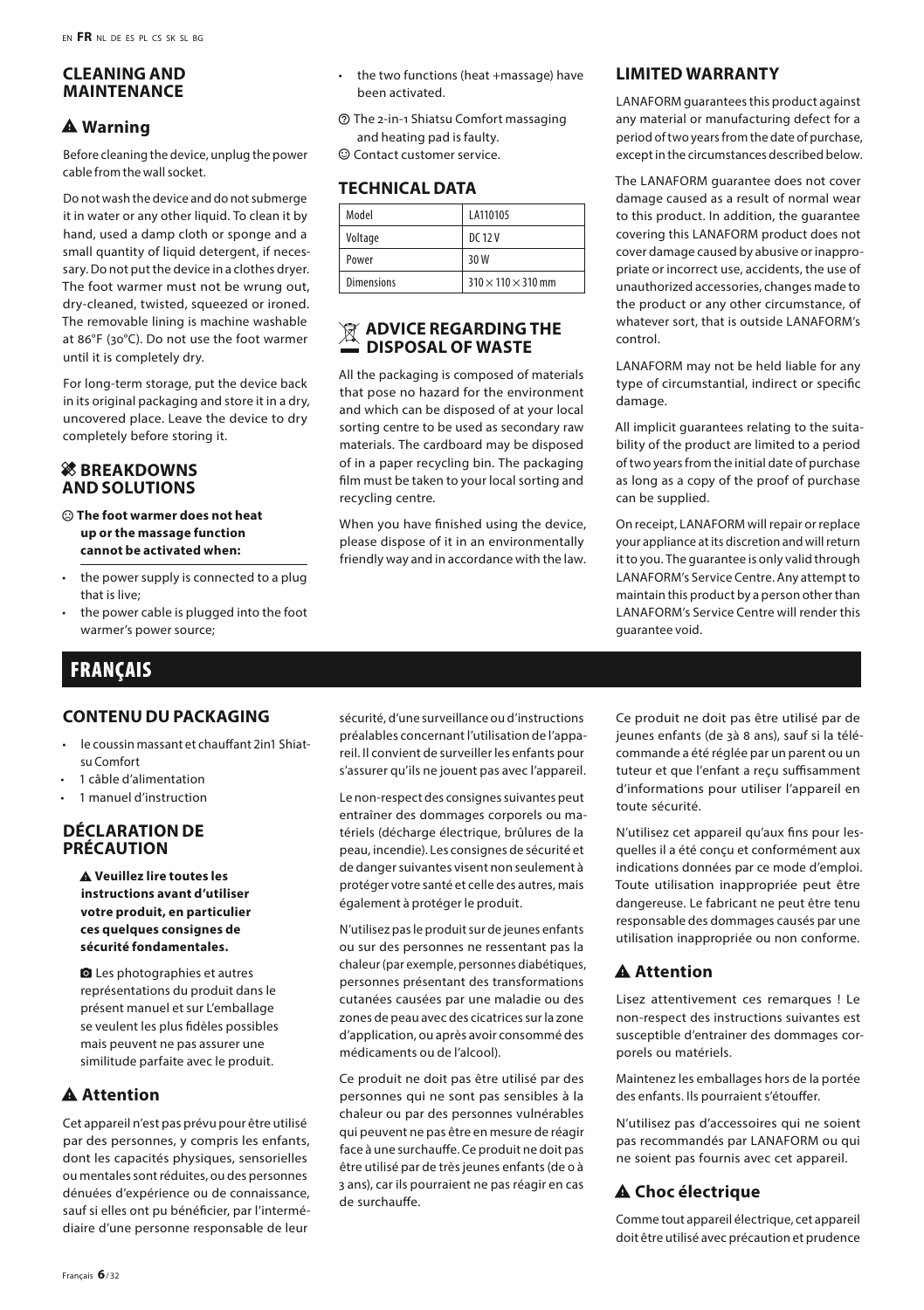## CLEANING AND MAINTENANCE

### ⚠ Warning

Before cleaning the device, unplug the power cable from the wall socket.

Do not wash the device and do not submerge it in water or any other liquid. To clean it by hand, used a damp cloth or sponge and a small quantity of liquid detergent, if necessary. Do not put the device in a clothes dryer. The foot warmer must not be wrung out, dry-cleaned, twisted, squeezed or ironed. The removable lining is machine washable at 86°F (30°C). Do not use the foot warmer until it is completely dry.

For long-term storage, put the device back in its original packaging and store it in a dry, uncovered place. Leave the device to dry completely before storing it.

## BREAKDOWNS AND SOLUTIONS

☹ **The foot warmer does not heat up or the massage function cannot be activated when:**

- the power supply is connected to a plug that is live;
- the power cable is plugged into the foot warmer's power source;
- the two functions (heat +massage) have been activated.

? The 2-in-1 Shiatsu Comfort massaging and heating pad is faulty.

☺ Contact customer service.

## TECHNICAL DATA

| Model | LA110105 |
|---|---|
| Voltage | DC 12 V |
| Power | 30 W |
| Dimensions | 310 × 110 × 310 mm |

## ADVICE REGARDING THE DISPOSAL OF WASTE

All the packaging is composed of materials that pose no hazard for the environment and which can be disposed of at your local sorting centre to be used as secondary raw materials. The cardboard may be disposed of in a paper recycling bin. The packaging film must be taken to your local sorting and recycling centre.

When you have finished using the device, please dispose of it in an environmentally friendly way and in accordance with the law.

## LIMITED WARRANTY

LANAFORM guarantees this product against any material or manufacturing defect for a period of two years from the date of purchase, except in the circumstances described below.

The LANAFORM guarantee does not cover damage caused as a result of normal wear to this product. In addition, the guarantee covering this LANAFORM product does not cover damage caused by abusive or inappropriate or incorrect use, accidents, the use of unauthorized accessories, changes made to the product or any other circumstance, of whatever sort, that is outside LANAFORM's control.

LANAFORM may not be held liable for any type of circumstantial, indirect or specific damage.

All implicit guarantees relating to the suitability of the product are limited to a period of two years from the initial date of purchase as long as a copy of the proof of purchase can be supplied.

On receipt, LANAFORM will repair or replace your appliance at its discretion and will return it to you. The guarantee is only valid through LANAFORM's Service Centre. Any attempt to maintain this product by a person other than LANAFORM's Service Centre will render this guarantee void.

# FRANÇAIS

## CONTENU DU PACKAGING

- le coussin massant et chauffant 2in1 Shiatsu Comfort
- 1 câble d'alimentation
- 1 manuel d'instruction

## DÉCLARATION DE PRÉCAUTION

⚠ **Veuillez lire toutes les instructions avant d'utiliser votre produit, en particulier ces quelques consignes de sécurité fondamentales.**

Les photographies et autres représentations du produit dans le présent manuel et sur L'emballage se veulent les plus fidèles possibles mais peuvent ne pas assurer une similitude parfaite avec le produit.

### ⚠ Attention

Cet appareil n'est pas prévu pour être utilisé par des personnes, y compris les enfants, dont les capacités physiques, sensorielles ou mentales sont réduites, ou des personnes dénuées d'expérience ou de connaissance, sauf si elles ont pu bénéficier, par l'intermédiaire d'une personne responsable de leur sécurité, d'une surveillance ou d'instructions préalables concernant l'utilisation de l'appareil. Il convient de surveiller les enfants pour s'assurer qu'ils ne jouent pas avec l'appareil.

Le non-respect des consignes suivantes peut entraîner des dommages corporels ou matériels (décharge électrique, brûlures de la peau, incendie). Les consignes de sécurité et de danger suivantes visent non seulement à protéger votre santé et celle des autres, mais également à protéger le produit.

N'utilisez pas le produit sur de jeunes enfants ou sur des personnes ne ressentant pas la chaleur (par exemple, personnes diabétiques, personnes présentant des transformations cutanées causées par une maladie ou des zones de peau avec des cicatrices sur la zone d'application, ou après avoir consommé des médicaments ou de l'alcool).

Ce produit ne doit pas être utilisé par des personnes qui ne sont pas sensibles à la chaleur ou par des personnes vulnérables qui peuvent ne pas être en mesure de réagir face à une surchauffe. Ce produit ne doit pas être utilisé par de très jeunes enfants (de 0 à 3 ans), car ils pourraient ne pas réagir en cas de surchauffe.

Ce produit ne doit pas être utilisé par de jeunes enfants (de 3à 8 ans), sauf si la télécommande a été réglée par un parent ou un tuteur et que l'enfant a reçu suffisamment d'informations pour utiliser l'appareil en toute sécurité.

N'utilisez cet appareil qu'aux fins pour lesquelles il a été conçu et conformément aux indications données par ce mode d'emploi. Toute utilisation inappropriée peut être dangereuse. Le fabricant ne peut être tenu responsable des dommages causés par une utilisation inappropriée ou non conforme.

### ⚠ Attention

Lisez attentivement ces remarques ! Le non-respect des instructions suivantes est susceptible d'entrainer des dommages corporels ou matériels.

Maintenez les emballages hors de la portée des enfants. Ils pourraient s'étouffer.

N'utilisez pas d'accessoires qui ne soient pas recommandés par LANAFORM ou qui ne soient pas fournis avec cet appareil.

### ⚠ Choc électrique

Comme tout appareil électrique, cet appareil doit être utilisé avec précaution et prudence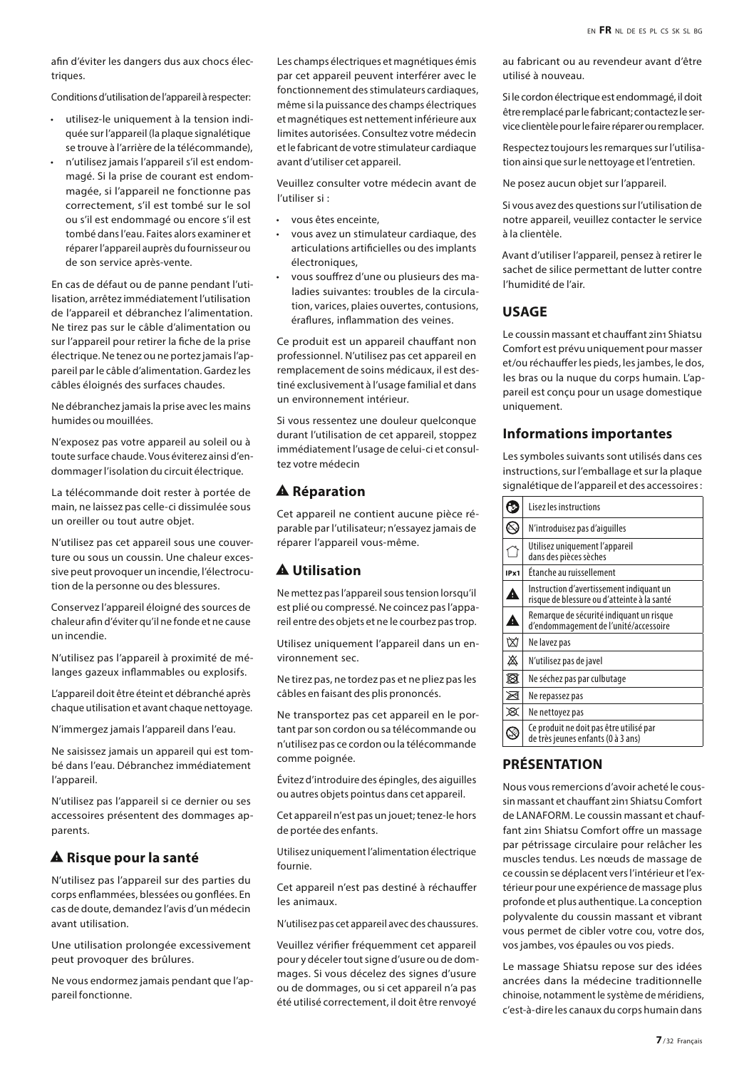afin d'éviter les dangers dus aux chocs électriques.

Conditions d'utilisation de l'appareil à respecter:

- utilisez-le uniquement à la tension indiquée sur l'appareil (la plaque signalétique se trouve à l'arrière de la télécommande),
- n'utilisez jamais l'appareil s'il est endommagé. Si la prise de courant est endommagée, si l'appareil ne fonctionne pas correctement, s'il est tombé sur le sol ou s'il est endommagé ou encore s'il est tombé dans l'eau. Faites alors examiner et réparer l'appareil auprès du fournisseur ou de son service après-vente.

En cas de défaut ou de panne pendant l'utilisation, arrêtez immédiatement l'utilisation de l'appareil et débranchez l'alimentation. Ne tirez pas sur le câble d'alimentation ou sur l'appareil pour retirer la fiche de la prise électrique. Ne tenez ou ne portez jamais l'appareil par le câble d'alimentation. Gardez les câbles éloignés des surfaces chaudes.

Ne débranchez jamais la prise avec les mains humides ou mouillées.

N'exposez pas votre appareil au soleil ou à toute surface chaude. Vous éviterez ainsi d'endommager l'isolation du circuit électrique.

La télécommande doit rester à portée de main, ne laissez pas celle-ci dissimulée sous un oreiller ou tout autre objet.

N'utilisez pas cet appareil sous une couverture ou sous un coussin. Une chaleur excessive peut provoquer un incendie, l'électrocution de la personne ou des blessures.

Conservez l'appareil éloigné des sources de chaleur afin d'éviter qu'il ne fonde et ne cause un incendie.

N'utilisez pas l'appareil à proximité de mélanges gazeux inflammables ou explosifs.

L'appareil doit être éteint et débranché après chaque utilisation et avant chaque nettoyage.

N'immergez jamais l'appareil dans l'eau.

Ne saisissez jamais un appareil qui est tombé dans l'eau. Débranchez immédiatement l'appareil.

N'utilisez pas l'appareil si ce dernier ou ses accessoires présentent des dommages apparents.

## ⚠ Risque pour la santé

N'utilisez pas l'appareil sur des parties du corps enflammées, blessées ou gonflées. En cas de doute, demandez l'avis d'un médecin avant utilisation.

Une utilisation prolongée excessivement peut provoquer des brûlures.

Ne vous endormez jamais pendant que l'appareil fonctionne.

Les champs électriques et magnétiques émis par cet appareil peuvent interférer avec le fonctionnement des stimulateurs cardiaques, même si la puissance des champs électriques et magnétiques est nettement inférieure aux limites autorisées. Consultez votre médecin et le fabricant de votre stimulateur cardiaque avant d'utiliser cet appareil.

Veuillez consulter votre médecin avant de l'utiliser si :

- vous êtes enceinte,
- vous avez un stimulateur cardiaque, des articulations artificielles ou des implants électroniques,
- vous souffrez d'une ou plusieurs des maladies suivantes: troubles de la circulation, varices, plaies ouvertes, contusions, éraflures, inflammation des veines.

Ce produit est un appareil chauffant non professionnel. N'utilisez pas cet appareil en remplacement de soins médicaux, il est destiné exclusivement à l'usage familial et dans un environnement intérieur.

Si vous ressentez une douleur quelconque durant l'utilisation de cet appareil, stoppez immédiatement l'usage de celui-ci et consultez votre médecin

## ⚠ Réparation

Cet appareil ne contient aucune pièce réparable par l'utilisateur; n'essayez jamais de réparer l'appareil vous-même.

## ⚠ Utilisation

Ne mettez pas l'appareil sous tension lorsqu'il est plié ou compressé. Ne coincez pas l'appareil entre des objets et ne le courbez pas trop.

Utilisez uniquement l'appareil dans un environnement sec.

Ne tirez pas, ne tordez pas et ne pliez pas les câbles en faisant des plis prononcés.

Ne transportez pas cet appareil en le portant par son cordon ou sa télécommande ou n'utilisez pas ce cordon ou la télécommande comme poignée.

Évitez d'introduire des épingles, des aiguilles ou autres objets pointus dans cet appareil.

Cet appareil n'est pas un jouet; tenez-le hors de portée des enfants.

Utilisez uniquement l'alimentation électrique fournie.

Cet appareil n'est pas destiné à réchauffer les animaux.

N'utilisez pas cet appareil avec des chaussures.

Veuillez vérifier fréquemment cet appareil pour y déceler tout signe d'usure ou de dommages. Si vous décelez des signes d'usure ou de dommages, ou si cet appareil n'a pas été utilisé correctement, il doit être renvoyé au fabricant ou au revendeur avant d'être utilisé à nouveau.

Si le cordon électrique est endommagé, il doit être remplacé par le fabricant; contactez le service clientèle pour le faire réparer ou remplacer.

Respectez toujours les remarques sur l'utilisation ainsi que sur le nettoyage et l'entretien.

Ne posez aucun objet sur l'appareil.

Si vous avez des questions sur l'utilisation de notre appareil, veuillez contacter le service à la clientèle.

Avant d'utiliser l'appareil, pensez à retirer le sachet de silice permettant de lutter contre l'humidité de l'air.

## USAGE

Le coussin massant et chauffant 2in1 Shiatsu Comfort est prévu uniquement pour masser et/ou réchauffer les pieds, les jambes, le dos, les bras ou la nuque du corps humain. L'appareil est conçu pour un usage domestique uniquement.

## Informations importantes

Les symboles suivants sont utilisés dans ces instructions, sur l'emballage et sur la plaque signalétique de l'appareil et des accessoires :

| Symbole | Signification |
|---|---|
| | Lisez les instructions |
| | N'introduisez pas d'aiguilles |
| | Utilisez uniquement l'appareil dans des pièces sèches |
| IPx1 | Étanche au ruissellement |
| ⚠ | Instruction d'avertissement indiquant un risque de blessure ou d'atteinte à la santé |
| ⚠ | Remarque de sécurité indiquant un risque d'endommagement de l'unité/accessoire |
| | Ne lavez pas |
| | N'utilisez pas de javel |
| | Ne séchez pas par culbutage |
| | Ne repassez pas |
| | Ne nettoyez pas |
| | Ce produit ne doit pas être utilisé par de très jeunes enfants (0 à 3 ans) |

## PRÉSENTATION

Nous vous remercions d'avoir acheté le coussin massant et chauffant 2in1 Shiatsu Comfort de LANAFORM. Le coussin massant et chauffant 2in1 Shiatsu Comfort offre un massage par pétrissage circulaire pour relâcher les muscles tendus. Les nœuds de massage de ce coussin se déplacent vers l'intérieur et l'extérieur pour une expérience de massage plus profonde et plus authentique. La conception polyvalente du coussin massant et vibrant vous permet de cibler votre cou, votre dos, vos jambes, vos épaules ou vos pieds.

Le massage Shiatsu repose sur des idées ancrées dans la médecine traditionnelle chinoise, notamment le système de méridiens, c'est-à-dire les canaux du corps humain dans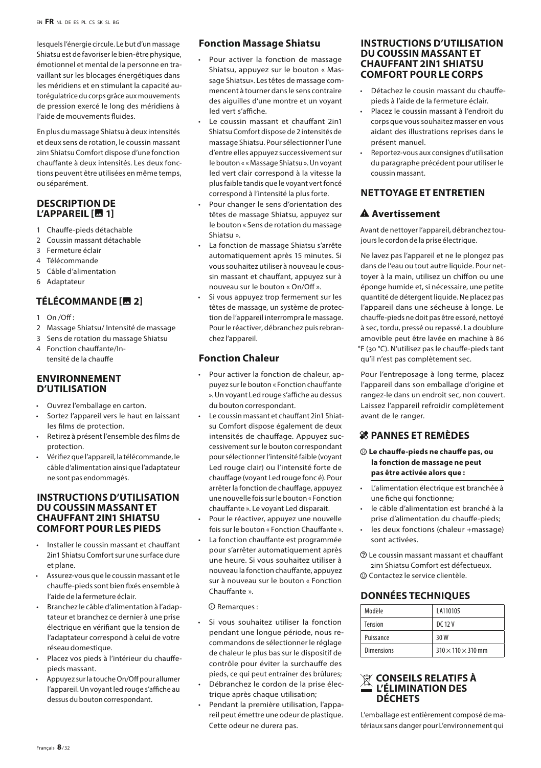lesquels l'énergie circule. Le but d'un massage Shiatsu est de favoriser le bien-être physique, émotionnel et mental de la personne en travaillant sur les blocages énergétiques dans les méridiens et en stimulant la capacité autorégulatrice du corps grâce aux mouvements de pression exercé le long des méridiens à l'aide de mouvements fluides.

En plus du massage Shiatsu à deux intensités et deux sens de rotation, le coussin massant 2in1 Shiatsu Comfort dispose d'une fonction chauffante à deux intensités. Les deux fonctions peuvent être utilisées en même temps, ou séparément.

## DESCRIPTION DE L'APPAREIL [ 1]

1. Chauffe-pieds détachable
2. Coussin massant détachable
3. Fermeture éclair
4. Télécommande
5. Câble d'alimentation
6. Adaptateur

## TÉLÉCOMMANDE [ 2]

1. On /Off :
2. Massage Shiatsu/ Intensité de massage
3. Sens de rotation du massage Shiatsu
4. Fonction chauffante/Intensité de la chauffe

## ENVIRONNEMENT D'UTILISATION

- Ouvrez l'emballage en carton.
- Sortez l'appareil vers le haut en laissant les films de protection.
- Retirez à présent l'ensemble des films de protection.
- Vérifiez que l'appareil, la télécommande, le câble d'alimentation ainsi que l'adaptateur ne sont pas endommagés.

## INSTRUCTIONS D'UTILISATION DU COUSSIN MASSANT ET CHAUFFANT 2IN1 SHIATSU COMFORT POUR LES PIEDS

- Installer le coussin massant et chauffant 2in1 Shiatsu Comfort sur une surface dure et plane.
- Assurez-vous que le coussin massant et le chauffe-pieds sont bien fixés ensemble à l'aide de la fermeture éclair.
- Branchez le câble d'alimentation à l'adaptateur et branchez ce dernier à une prise électrique en vérifiant que la tension de l'adaptateur correspond à celui de votre réseau domestique.
- Placez vos pieds à l'intérieur du chauffe-pieds massant.
- Appuyez sur la touche On/Off pour allumer l'appareil. Un voyant led rouge s'affiche au dessus du bouton correspondant.

### Fonction Massage Shiatsu

- Pour activer la fonction de massage Shiatsu, appuyez sur le bouton « Massage Shiatsu». Les têtes de massage commencent à tourner dans le sens contraire des aiguilles d'une montre et un voyant led vert s'affiche.
- Le coussin massant et chauffant 2in1 Shiatsu Comfort dispose de 2 intensités de massage Shiatsu. Pour sélectionner l'une d'entre elles appuyez successivement sur le bouton « « Massage Shiatsu ». Un voyant led vert clair correspond à la vitesse la plus faible tandis que le voyant vert foncé correspond à l'intensité la plus forte.
- Pour changer le sens d'orientation des têtes de massage Shiatsu, appuyez sur le bouton « Sens de rotation du massage Shiatsu ».
- La fonction de massage Shiatsu s'arrête automatiquement après 15 minutes. Si vous souhaitez utiliser à nouveau le coussin massant et chauffant, appuyez sur à nouveau sur le bouton « On/Off ».
- Si vous appuyez trop fermement sur les têtes de massage, un système de protection de l'appareil interrompra le massage. Pour le réactiver, débranchez puis rebranchez l'appareil.

### Fonction Chaleur

- Pour activer la fonction de chaleur, appuyez sur le bouton « Fonction chauffante ». Un voyant Led rouge s'affiche au dessus du bouton correspondant.
- Le coussin massant et chauffant 2in1 Shiatsu Comfort dispose également de deux intensités de chauffage. Appuyez successivement sur le bouton correspondant pour sélectionner l'intensité faible (voyant Led rouge clair) ou l'intensité forte de chauffage (voyant Led rouge fonc é). Pour arrêter la fonction de chauffage, appuyez une nouvelle fois sur le bouton « Fonction chauffante ». Le voyant Led disparait.
- Pour le réactiver, appuyez une nouvelle fois sur le bouton « Fonction Chauffante ».
- La fonction chauffante est programmée pour s'arrêter automatiquement après une heure. Si vous souhaitez utiliser à nouveau la fonction chauffante, appuyez sur à nouveau sur le bouton « Fonction Chauffante ».

ⓘ Remarques :

- Si vous souhaitez utiliser la fonction pendant une longue période, nous recommandons de sélectionner le réglage de chaleur le plus bas sur le dispositif de contrôle pour éviter la surchauffe des pieds, ce qui peut entraîner des brûlures;
- Débranchez le cordon de la prise électrique après chaque utilisation;
- Pendant la première utilisation, l'appareil peut émettre une odeur de plastique. Cette odeur ne durera pas.

## INSTRUCTIONS D'UTILISATION DU COUSSIN MASSANT ET CHAUFFANT 2IN1 SHIATSU COMFORT POUR LE CORPS

- Détachez le coussin massant du chauffe-pieds à l'aide de la fermeture éclair.
- Placez le coussin massant à l'endroit du corps que vous souhaitez masser en vous aidant des illustrations reprises dans le présent manuel.
- Reportez-vous aux consignes d'utilisation du paragraphe précédent pour utiliser le coussin massant.

## NETTOYAGE ET ENTRETIEN

### ⚠ Avertissement

Avant de nettoyer l'appareil, débranchez toujours le cordon de la prise électrique.

Ne lavez pas l'appareil et ne le plongez pas dans de l'eau ou tout autre liquide. Pour nettoyer à la main, utilisez un chiffon ou une éponge humide et, si nécessaire, une petite quantité de détergent liquide. Ne placez pas l'appareil dans une sécheuse à longe. Le chauffe-pieds ne doit pas être essoré, nettoyé à sec, tordu, pressé ou repassé. La doublure amovible peut être lavée en machine à 86 °F (30 °C). N'utilisez pas le chauffe-pieds tant qu'il n'est pas complètement sec.

Pour l'entreposage à long terme, placez l'appareil dans son emballage d'origine et rangez-le dans un endroit sec, non couvert. Laissez l'appareil refroidir complètement avant de le ranger.

## PANNES ET REMÈDES

☹ **Le chauffe-pieds ne chauffe pas, ou la fonction de massage ne peut pas être activée alors que :**

- L'alimentation électrique est branchée à une fiche qui fonctionne;
- le câble d'alimentation est branché à la prise d'alimentation du chauffe-pieds;
- les deux fonctions (chaleur +massage) sont activées.

? Le coussin massant massant et chauffant 2in1 Shiatsu Comfort est défectueux.

☺ Contactez le service clientèle.

## DONNÉES TECHNIQUES

| Modèle | LA110105 |
|---|---|
| Tension | DC 12 V |
| Puissance | 30 W |
| Dimensions | 310 × 110 × 310 mm |

## CONSEILS RELATIFS À L'ÉLIMINATION DES DÉCHETS

L'emballage est entièrement composé de matériaux sans danger pour L'environnement qui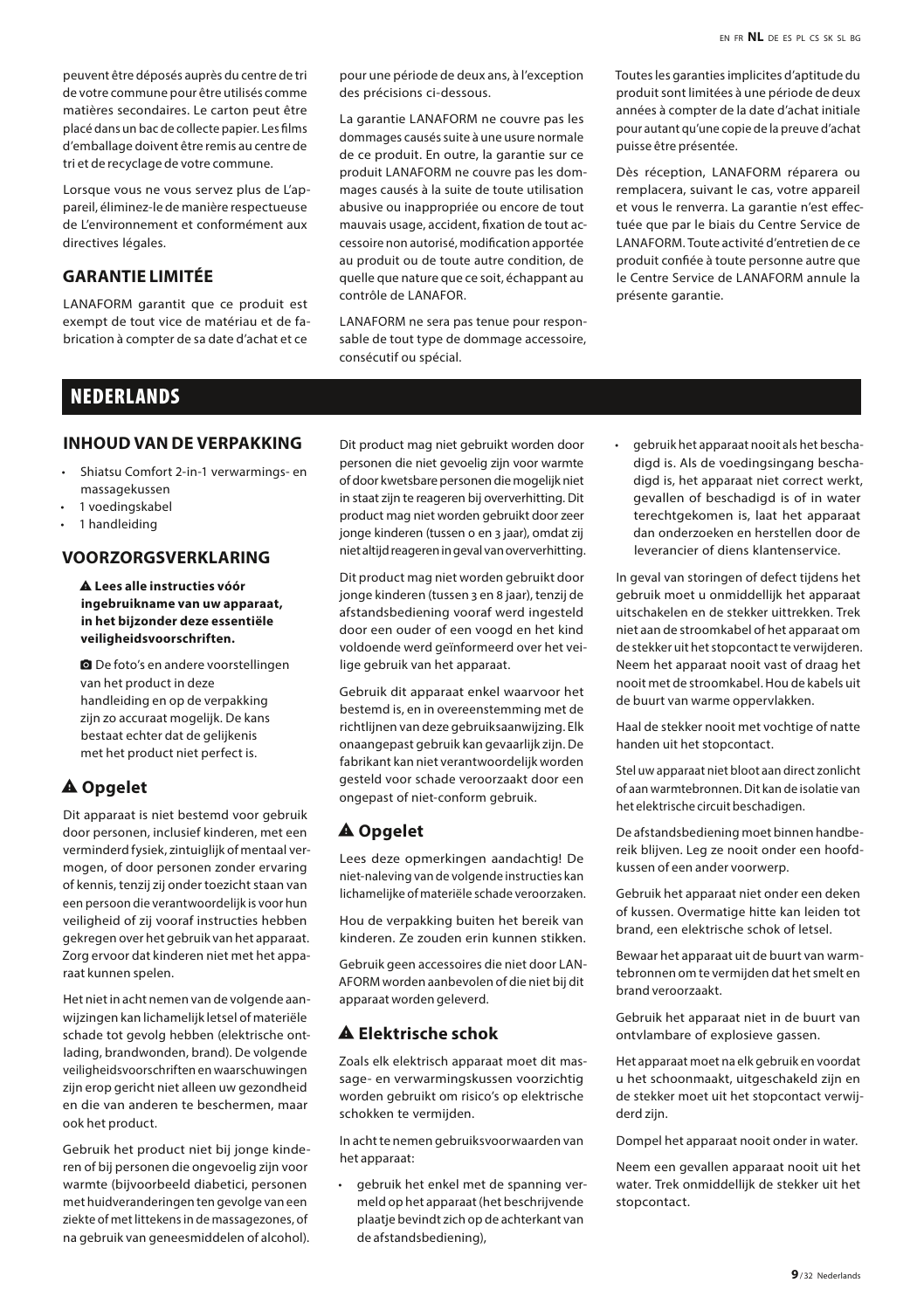peuvent être déposés auprès du centre de tri de votre commune pour être utilisés comme matières secondaires. Le carton peut être placé dans un bac de collecte papier. Les films d'emballage doivent être remis au centre de tri et de recyclage de votre commune.

Lorsque vous ne vous servez plus de L'appareil, éliminez-le de manière respectueuse de L'environnement et conformément aux directives légales.

## GARANTIE LIMITÉE

LANAFORM garantit que ce produit est exempt de tout vice de matériau et de fabrication à compter de sa date d'achat et ce pour une période de deux ans, à l'exception des précisions ci-dessous.

La garantie LANAFORM ne couvre pas les dommages causés suite à une usure normale de ce produit. En outre, la garantie sur ce produit LANAFORM ne couvre pas les dommages causés à la suite de toute utilisation abusive ou inappropriée ou encore de tout mauvais usage, accident, fixation de tout accessoire non autorisé, modification apportée au produit ou de toute autre condition, de quelle que nature que ce soit, échappant au contrôle de LANAFOR.

LANAFORM ne sera pas tenue pour responsable de tout type de dommage accessoire, consécutif ou spécial.

Toutes les garanties implicites d'aptitude du produit sont limitées à une période de deux années à compter de la date d'achat initiale pour autant qu'une copie de la preuve d'achat puisse être présentée.

Dès réception, LANAFORM réparera ou remplacera, suivant le cas, votre appareil et vous le renverra. La garantie n'est effectuée que par le biais du Centre Service de LANAFORM. Toute activité d'entretien de ce produit confiée à toute personne autre que le Centre Service de LANAFORM annule la présente garantie.

# NEDERLANDS

## INHOUD VAN DE VERPAKKING

- Shiatsu Comfort 2-in-1 verwarmings- en massagekussen
- 1 voedingskabel
- 1 handleiding

## VOORZORGSVERKLARING

**⚠ Lees alle instructies vóór ingebruikname van uw apparaat, in het bijzonder deze essentiële veiligheidsvoorschriften.**

📷 De foto's en andere voorstellingen van het product in deze handleiding en op de verpakking zijn zo accuraat mogelijk. De kans bestaat echter dat de gelijkenis met het product niet perfect is.

### ⚠ Opgelet

Dit apparaat is niet bestemd voor gebruik door personen, inclusief kinderen, met een verminderd fysiek, zintuiglijk of mentaal vermogen, of door personen zonder ervaring of kennis, tenzij zij onder toezicht staan van een persoon die verantwoordelijk is voor hun veiligheid of zij vooraf instructies hebben gekregen over het gebruik van het apparaat. Zorg ervoor dat kinderen niet met het apparaat kunnen spelen.

Het niet in acht nemen van de volgende aanwijzingen kan lichamelijk letsel of materiële schade tot gevolg hebben (elektrische ontlading, brandwonden, brand). De volgende veiligheidsvoorschriften en waarschuwingen zijn erop gericht niet alleen uw gezondheid en die van anderen te beschermen, maar ook het product.

Gebruik het product niet bij jonge kinderen of bij personen die ongevoelig zijn voor warmte (bijvoorbeeld diabetici, personen met huidveranderingen ten gevolge van een ziekte of met littekens in de massagezones, of na gebruik van geneesmiddelen of alcohol).

Dit product mag niet gebruikt worden door personen die niet gevoelig zijn voor warmte of door kwetsbare personen die mogelijk niet in staat zijn te reageren bij oververhitting. Dit product mag niet worden gebruikt door zeer jonge kinderen (tussen 0 en 3 jaar), omdat zij niet altijd reageren in geval van oververhitting.

Dit product mag niet worden gebruikt door jonge kinderen (tussen 3 en 8 jaar), tenzij de afstandsbediening vooraf werd ingesteld door een ouder of een voogd en het kind voldoende werd geïnformeerd over het veilige gebruik van het apparaat.

Gebruik dit apparaat enkel waarvoor het bestemd is, en in overeenstemming met de richtlijnen van deze gebruiksaanwijzing. Elk onaangepast gebruik kan gevaarlijk zijn. De fabrikant kan niet verantwoordelijk worden gesteld voor schade veroorzaakt door een ongepast of niet-conform gebruik.

### ⚠ Opgelet

Lees deze opmerkingen aandachtig! De niet-naleving van de volgende instructies kan lichamelijke of materiële schade veroorzaken.

Hou de verpakking buiten het bereik van kinderen. Ze zouden erin kunnen stikken.

Gebruik geen accessoires die niet door LANAFORM worden aanbevolen of die niet bij dit apparaat worden geleverd.

### ⚠ Elektrische schok

Zoals elk elektrisch apparaat moet dit massage- en verwarmingskussen voorzichtig worden gebruikt om risico's op elektrische schokken te vermijden.

In acht te nemen gebruiksvoorwaarden van het apparaat:

- gebruik het enkel met de spanning vermeld op het apparaat (het beschrijvende plaatje bevindt zich op de achterkant van de afstandsbediening),
- gebruik het apparaat nooit als het beschadigd is. Als de voedingsingang beschadigd is, het apparaat niet correct werkt, gevallen of beschadigd is of in water terechtgekomen is, laat het apparaat dan onderzoeken en herstellen door de leverancier of diens klantenservice.

In geval van storingen of defect tijdens het gebruik moet u onmiddellijk het apparaat uitschakelen en de stekker uittrekken. Trek niet aan de stroomkabel of het apparaat om de stekker uit het stopcontact te verwijderen. Neem het apparaat nooit vast of draag het nooit met de stroomkabel. Hou de kabels uit de buurt van warme oppervlakken.

Haal de stekker nooit met vochtige of natte handen uit het stopcontact.

Stel uw apparaat niet bloot aan direct zonlicht of aan warmtebronnen. Dit kan de isolatie van het elektrische circuit beschadigen.

De afstandsbediening moet binnen handbereik blijven. Leg ze nooit onder een hoofdkussen of een ander voorwerp.

Gebruik het apparaat niet onder een deken of kussen. Overmatige hitte kan leiden tot brand, een elektrische schok of letsel.

Bewaar het apparaat uit de buurt van warmtebronnen om te vermijden dat het smelt en brand veroorzaakt.

Gebruik het apparaat niet in de buurt van ontvlambare of explosieve gassen.

Het apparaat moet na elk gebruik en voordat u het schoonmaakt, uitgeschakeld zijn en de stekker moet uit het stopcontact verwijderd zijn.

Dompel het apparaat nooit onder in water.

Neem een gevallen apparaat nooit uit het water. Trek onmiddellijk de stekker uit het stopcontact.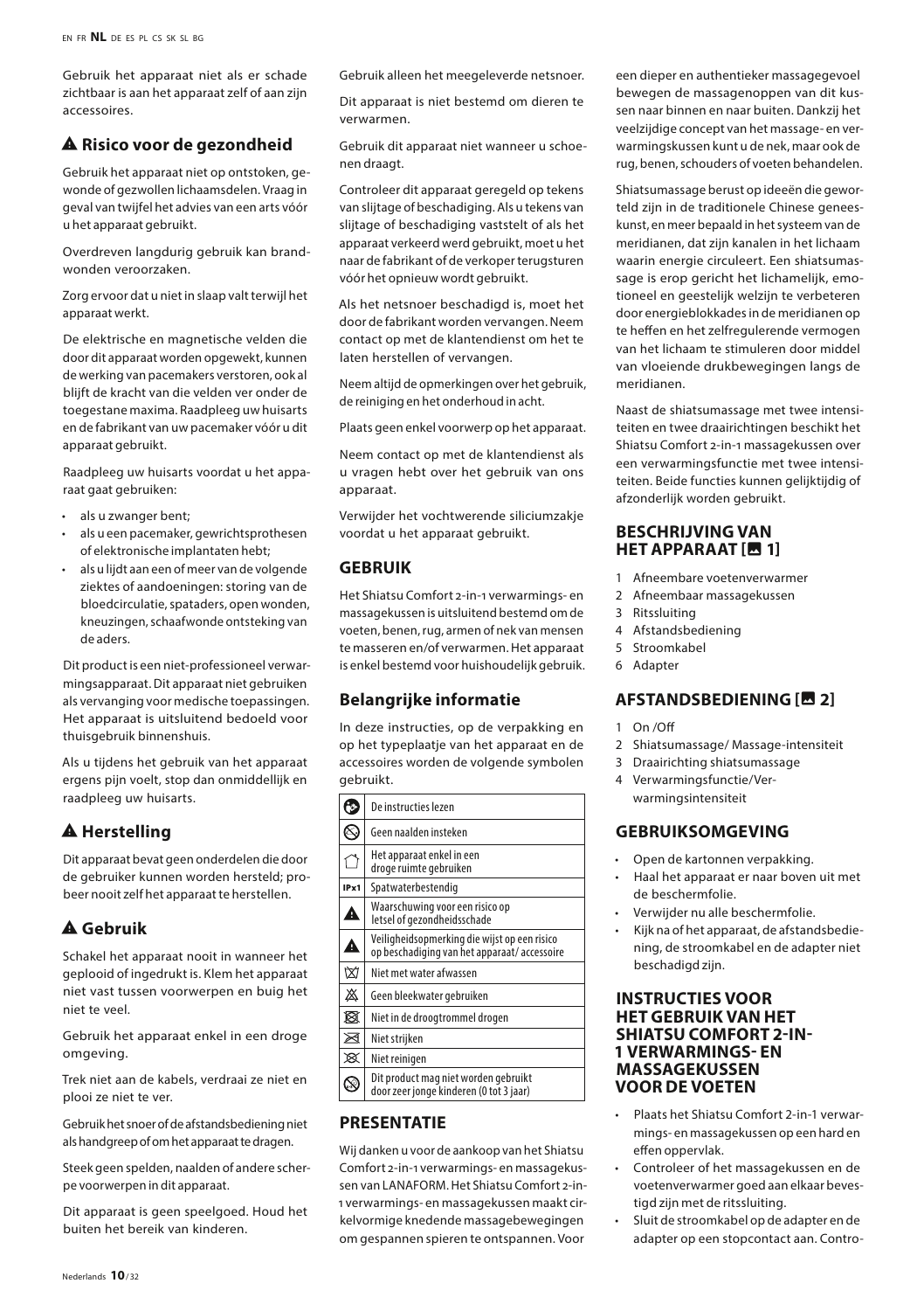Gebruik het apparaat niet als er schade zichtbaar is aan het apparaat zelf of aan zijn accessoires.

## ⚠ Risico voor de gezondheid

Gebruik het apparaat niet op ontstoken, gewonde of gezwollen lichaamsdelen. Vraag in geval van twijfel het advies van een arts vóór u het apparaat gebruikt.

Overdreven langdurig gebruik kan brandwonden veroorzaken.

Zorg ervoor dat u niet in slaap valt terwijl het apparaat werkt.

De elektrische en magnetische velden die door dit apparaat worden opgewekt, kunnen de werking van pacemakers verstoren, ook al blijft de kracht van die velden ver onder de toegestane maxima. Raadpleeg uw huisarts en de fabrikant van uw pacemaker vóór u dit apparaat gebruikt.

Raadpleeg uw huisarts voordat u het apparaat gaat gebruiken:

- als u zwanger bent;
- als u een pacemaker, gewrichtsprothesen of elektronische implantaten hebt;
- als u lijdt aan een of meer van de volgende ziektes of aandoeningen: storing van de bloedcirculatie, spataders, open wonden, kneuzingen, schaafwonde ontsteking van de aders.

Dit product is een niet-professioneel verwarmingsapparaat. Dit apparaat niet gebruiken als vervanging voor medische toepassingen. Het apparaat is uitsluitend bedoeld voor thuisgebruik binnenshuis.

Als u tijdens het gebruik van het apparaat ergens pijn voelt, stop dan onmiddellijk en raadpleeg uw huisarts.

## ⚠ Herstelling

Dit apparaat bevat geen onderdelen die door de gebruiker kunnen worden hersteld; probeer nooit zelf het apparaat te herstellen.

## ⚠ Gebruik

Schakel het apparaat nooit in wanneer het geplooid of ingedrukt is. Klem het apparaat niet vast tussen voorwerpen en buig het niet te veel.

Gebruik het apparaat enkel in een droge omgeving.

Trek niet aan de kabels, verdraai ze niet en plooi ze niet te ver.

Gebruik het snoer of de afstandsbediening niet als handgreep of om het apparaat te dragen.

Steek geen spelden, naalden of andere scherpe voorwerpen in dit apparaat.

Dit apparaat is geen speelgoed. Houd het buiten het bereik van kinderen.

Gebruik alleen het meegeleverde netsnoer.

Dit apparaat is niet bestemd om dieren te verwarmen.

Gebruik dit apparaat niet wanneer u schoenen draagt.

Controleer dit apparaat geregeld op tekens van slijtage of beschadiging. Als u tekens van slijtage of beschadiging vaststelt of als het apparaat verkeerd werd gebruikt, moet u het naar de fabrikant of de verkoper terugsturen vóór het opnieuw wordt gebruikt.

Als het netsnoer beschadigd is, moet het door de fabrikant worden vervangen. Neem contact op met de klantendienst om het te laten herstellen of vervangen.

Neem altijd de opmerkingen over het gebruik, de reiniging en het onderhoud in acht.

Plaats geen enkel voorwerp op het apparaat.

Neem contact op met de klantendienst als u vragen hebt over het gebruik van ons apparaat.

Verwijder het vochtwerende siliciumzakje voordat u het apparaat gebruikt.

## GEBRUIK

Het Shiatsu Comfort 2-in-1 verwarmings- en massagekussen is uitsluitend bestemd om de voeten, benen, rug, armen of nek van mensen te masseren en/of verwarmen. Het apparaat is enkel bestemd voor huishoudelijk gebruik.

### Belangrijke informatie

In deze instructies, op de verpakking en op het typeplaatje van het apparaat en de accessoires worden de volgende symbolen gebruikt.

| Symbool | Betekenis |
|---|---|
| | De instructies lezen |
| | Geen naalden insteken |
| | Het apparaat enkel in een droge ruimte gebruiken |
| IPx1 | Spatwaterbestendig |
| ⚠ | Waarschuwing voor een risico op letsel of gezondheidsschade |
| ⚠ | Veiligheidsopmerking die wijst op een risico op beschadiging van het apparaat/ accessoire |
| | Niet met water afwassen |
| | Geen bleekwater gebruiken |
| | Niet in de droogtrommel drogen |
| | Niet strijken |
| | Niet reinigen |
| | Dit product mag niet worden gebruikt door zeer jonge kinderen (0 tot 3 jaar) |

## PRESENTATIE

Wij danken u voor de aankoop van het Shiatsu Comfort 2-in-1 verwarmings- en massagekussen van LANAFORM. Het Shiatsu Comfort 2-in-1 verwarmings- en massagekussen maakt cirkelvormige knedende massagebewegingen om gespannen spieren te ontspannen. Voor een dieper en authentieker massagegevoel bewegen de massagenoppen van dit kussen naar binnen en naar buiten. Dankzij het veelzijdige concept van het massage- en verwarmingskussen kunt u de nek, maar ook de rug, benen, schouders of voeten behandelen.

Shiatsumassage berust op ideeën die geworteld zijn in de traditionele Chinese geneeskunst, en meer bepaald in het systeem van de meridianen, dat zijn kanalen in het lichaam waarin energie circuleert. Een shiatsumassage is erop gericht het lichamelijk, emotioneel en geestelijk welzijn te verbeteren door energieblokkades in de meridianen op te heffen en het zelfregulerende vermogen van het lichaam te stimuleren door middel van vloeiende drukbewegingen langs de meridianen.

Naast de shiatsumassage met twee intensiteiten en twee draairichtingen beschikt het Shiatsu Comfort 2-in-1 massagekussen over een verwarmingsfunctie met twee intensiteiten. Beide functies kunnen gelijktijdig of afzonderlijk worden gebruikt.

### BESCHRIJVING VAN HET APPARAAT [ 1]

1. Afneembare voetenverwarmer
2. Afneembaar massagekussen
3. Ritssluiting
4. Afstandsbediening
5. Stroomkabel
6. Adapter

## AFSTANDSBEDIENING [ 2]

1. On /Off
2. Shiatsumassage/ Massage-intensiteit
3. Draairichting shiatsumassage
4. Verwarmingsfunctie/Verwarmingsintensiteit

## GEBRUIKSOMGEVING

- Open de kartonnen verpakking.
- Haal het apparaat er naar boven uit met de beschermfolie.
- Verwijder nu alle beschermfolie.
- Kijk na of het apparaat, de afstandsbediening, de stroomkabel en de adapter niet beschadigd zijn.

### INSTRUCTIES VOOR HET GEBRUIK VAN HET SHIATSU COMFORT 2-IN-1 VERWARMINGS- EN MASSAGEKUSSEN VOOR DE VOETEN

- Plaats het Shiatsu Comfort 2-in-1 verwarmings- en massagekussen op een hard en effen oppervlak.
- Controleer of het massagekussen en de voetenverwarmer goed aan elkaar bevestigd zijn met de ritssluiting.
- Sluit de stroomkabel op de adapter en de adapter op een stopcontact aan. Contro-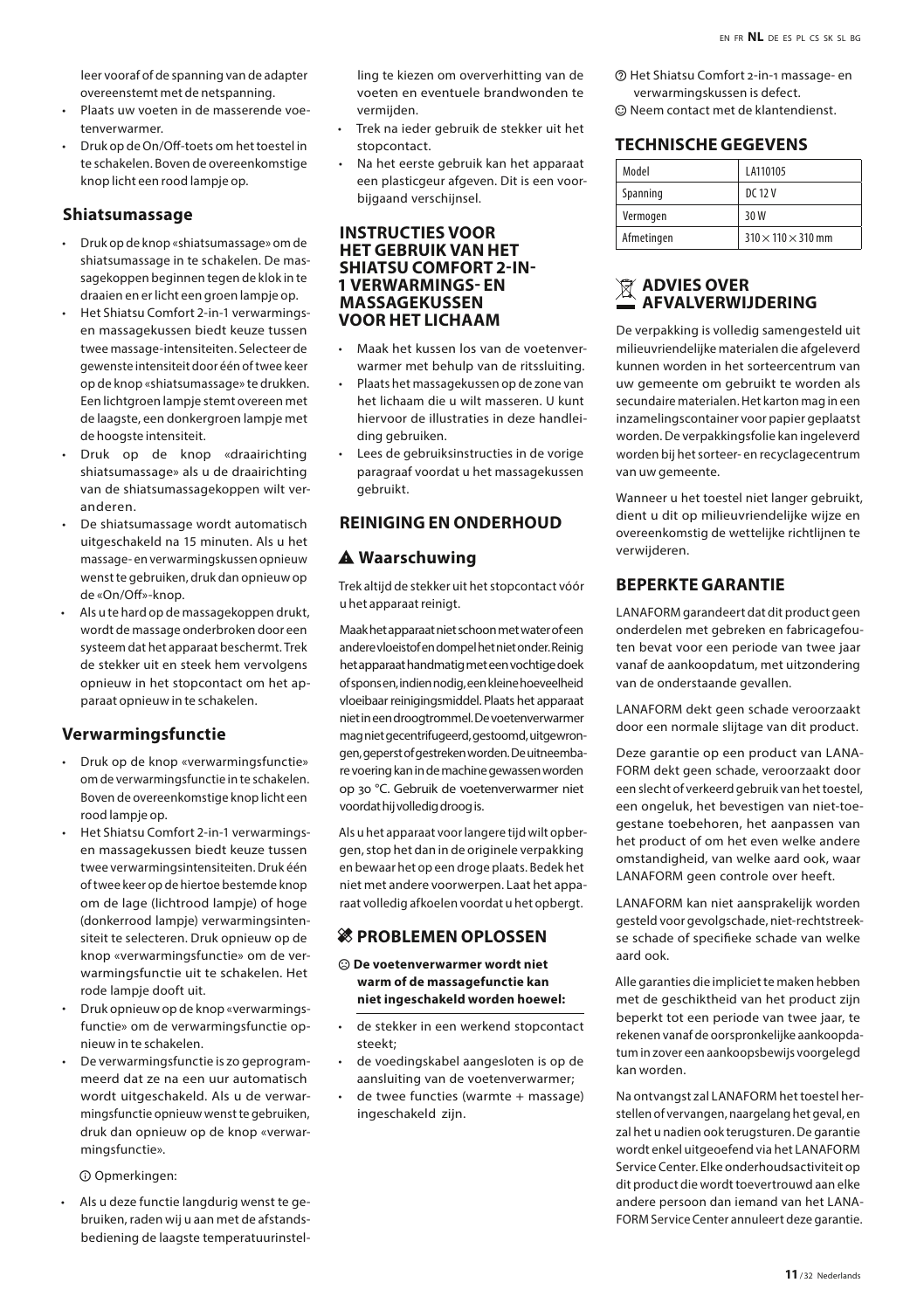leer vooraf of de spanning van de adapter overeenstemt met de netspanning.

- Plaats uw voeten in de masserende voetenverwarmer.
- Druk op de On/Off-toets om het toestel in te schakelen. Boven de overeenkomstige knop licht een rood lampje op.

## Shiatsumassage

- Druk op de knop «shiatsumassage» om de shiatsumassage in te schakelen. De massagekoppen beginnen tegen de klok in te draaien en er licht een groen lampje op.
- Het Shiatsu Comfort 2-in-1 verwarmings- en massagekussen biedt keuze tussen twee massage-intensiteiten. Selecteer de gewenste intensiteit door één of twee keer op de knop «shiatsumassage» te drukken. Een lichtgroen lampje stemt overeen met de laagste, een donkergroen lampje met de hoogste intensiteit.
- Druk op de knop «draairichting shiatsumassage» als u de draairichting van de shiatsumassagekoppen wilt veranderen.
- De shiatsumassage wordt automatisch uitgeschakeld na 15 minuten. Als u het massage- en verwarmingskussen opnieuw wenst te gebruiken, druk dan opnieuw op de «On/Off»-knop.
- Als u te hard op de massagekoppen drukt, wordt de massage onderbroken door een systeem dat het apparaat beschermt. Trek de stekker uit en steek hem vervolgens opnieuw in het stopcontact om het apparaat opnieuw in te schakelen.

## Verwarmingsfunctie

- Druk op de knop «verwarmingsfunctie» om de verwarmingsfunctie in te schakelen. Boven de overeenkomstige knop licht een rood lampje op.
- Het Shiatsu Comfort 2-in-1 verwarmings- en massagekussen biedt keuze tussen twee verwarmingsintensiteiten. Druk één of twee keer op de hiertoe bestemde knop om de lage (lichtrood lampje) of hoge (donkerrood lampje) verwarmingsintensiteit te selecteren. Druk opnieuw op de knop «verwarmingsfunctie» om de verwarmingsfunctie uit te schakelen. Het rode lampje dooft uit.
- Druk opnieuw op de knop «verwarmingsfunctie» om de verwarmingsfunctie opnieuw in te schakelen.
- De verwarmingsfunctie is zo geprogrammeerd dat ze na een uur automatisch wordt uitgeschakeld. Als u de verwarmingsfunctie opnieuw wenst te gebruiken, druk dan opnieuw op de knop «verwarmingsfunctie».

ⓘ Opmerkingen:

- Als u deze functie langdurig wenst te gebruiken, raden wij u aan met de afstandsbediening de laagste temperatuurinstelling te kiezen om oververhitting van de voeten en eventuele brandwonden te vermijden.
- Trek na ieder gebruik de stekker uit het stopcontact.
- Na het eerste gebruik kan het apparaat een plasticgeur afgeven. Dit is een voorbijgaand verschijnsel.

## INSTRUCTIES VOOR HET GEBRUIK VAN HET SHIATSU COMFORT 2-IN-1 VERWARMINGS- EN MASSAGEKUSSEN VOOR HET LICHAAM

- Maak het kussen los van de voetenverwarmer met behulp van de ritssluiting.
- Plaats het massagekussen op de zone van het lichaam die u wilt masseren. U kunt hiervoor de illustraties in deze handleiding gebruiken.
- Lees de gebruiksinstructies in de vorige paragraaf voordat u het massagekussen gebruikt.

## REINIGING EN ONDERHOUD

### ⚠ Waarschuwing

Trek altijd de stekker uit het stopcontact vóór u het apparaat reinigt.

Maak het apparaat niet schoon met water of een andere vloeistof en dompel het niet onder. Reinig het apparaat handmatig met een vochtige doek of spons en, indien nodig, een kleine hoeveelheid vloeibaar reinigingsmiddel. Plaats het apparaat niet in een droogtrommel. De voetenverwarmer mag niet gecentrifugeerd, gestoomd, uitgewrongen, geperst of gestreken worden. De uitneembare voering kan in de machine gewassen worden op 30 °C. Gebruik de voetenverwarmer niet voordat hij volledig droog is.

Als u het apparaat voor langere tijd wilt opbergen, stop het dan in de originele verpakking en bewaar het op een droge plaats. Bedek het niet met andere voorwerpen. Laat het apparaat volledig afkoelen voordat u het opbergt.

## PROBLEMEN OPLOSSEN

☹ **De voetenverwarmer wordt niet warm of de massagefunctie kan niet ingeschakeld worden hoewel:**

- de stekker in een werkend stopcontact steekt;
- de voedingskabel aangesloten is op de aansluiting van de voetenverwarmer;
- de twee functies (warmte + massage) ingeschakeld zijn.

? Het Shiatsu Comfort 2-in-1 massage- en verwarmingskussen is defect.

☺ Neem contact met de klantendienst.

## TECHNISCHE GEGEVENS

| Model | LA110105 |
|---|---|
| Spanning | DC 12 V |
| Vermogen | 30 W |
| Afmetingen | 310 × 110 × 310 mm |

## ADVIES OVER AFVALVERWIJDERING

De verpakking is volledig samengesteld uit milieuvriendelijke materialen die afgeleverd kunnen worden in het sorteercentrum van uw gemeente om gebruikt te worden als secundaire materialen. Het karton mag in een inzamelingscontainer voor papier geplaatst worden. De verpakkingsfolie kan ingeleverd worden bij het sorteer- en recyclagecentrum van uw gemeente.

Wanneer u het toestel niet langer gebruikt, dient u dit op milieuvriendelijke wijze en overeenkomstig de wettelijke richtlijnen te verwijderen.

## BEPERKTE GARANTIE

LANAFORM garandeert dat dit product geen onderdelen met gebreken en fabricagefouten bevat voor een periode van twee jaar vanaf de aankoopdatum, met uitzondering van de onderstaande gevallen.

LANAFORM dekt geen schade veroorzaakt door een normale slijtage van dit product.

Deze garantie op een product van LANAFORM dekt geen schade, veroorzaakt door een slecht of verkeerd gebruik van het toestel, een ongeluk, het bevestigen van niet-toegestane toebehoren, het aanpassen van het product of om het even welke andere omstandigheid, van welke aard ook, waar LANAFORM geen controle over heeft.

LANAFORM kan niet aansprakelijk worden gesteld voor gevolgschade, niet-rechtstreekse schade of specifieke schade van welke aard ook.

Alle garanties die impliciet te maken hebben met de geschiktheid van het product zijn beperkt tot een periode van twee jaar, te rekenen vanaf de oorspronkelijke aankoopdatum in zover een aankoopsbewijs voorgelegd kan worden.

Na ontvangst zal LANAFORM het toestel herstellen of vervangen, naargelang het geval, en zal het u nadien ook terugsturen. De garantie wordt enkel uitgeoefend via het LANAFORM Service Center. Elke onderhoudsactiviteit op dit product die wordt toevertrouwd aan elke andere persoon dan iemand van het LANAFORM Service Center annuleert deze garantie.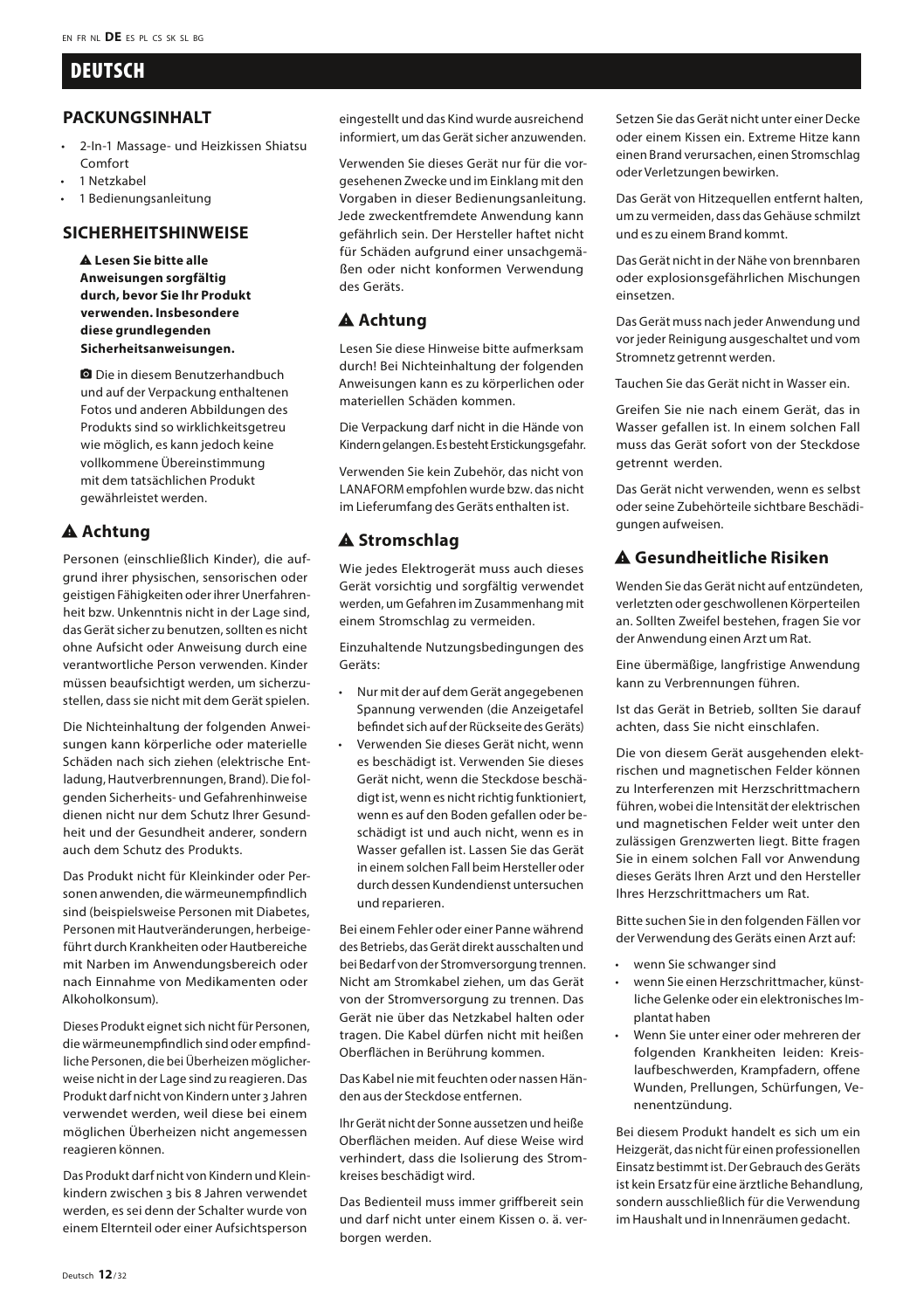# DEUTSCH

## PACKUNGSINHALT

- 2-In-1 Massage- und Heizkissen Shiatsu Comfort
- 1 Netzkabel
- 1 Bedienungsanleitung

## SICHERHEITSHINWEISE

**⚠ Lesen Sie bitte alle Anweisungen sorgfältig durch, bevor Sie Ihr Produkt verwenden. Insbesondere diese grundlegenden Sicherheitsanweisungen.**

Die in diesem Benutzerhandbuch und auf der Verpackung enthaltenen Fotos und anderen Abbildungen des Produkts sind so wirklichkeitsgetreu wie möglich, es kann jedoch keine vollkommene Übereinstimmung mit dem tatsächlichen Produkt gewährleistet werden.

### ⚠ Achtung

Personen (einschließlich Kinder), die aufgrund ihrer physischen, sensorischen oder geistigen Fähigkeiten oder ihrer Unerfahrenheit bzw. Unkenntnis nicht in der Lage sind, das Gerät sicher zu benutzen, sollten es nicht ohne Aufsicht oder Anweisung durch eine verantwortliche Person verwenden. Kinder müssen beaufsichtigt werden, um sicherzustellen, dass sie nicht mit dem Gerät spielen.

Die Nichteinhaltung der folgenden Anweisungen kann körperliche oder materielle Schäden nach sich ziehen (elektrische Entladung, Hautverbrennungen, Brand). Die folgenden Sicherheits- und Gefahrenhinweise dienen nicht nur dem Schutz Ihrer Gesundheit und der Gesundheit anderer, sondern auch dem Schutz des Produkts.

Das Produkt nicht für Kleinkinder oder Personen anwenden, die wärmeunempfindlich sind (beispielsweise Personen mit Diabetes, Personen mit Hautveränderungen, herbeigeführt durch Krankheiten oder Hautbereiche mit Narben im Anwendungsbereich oder nach Einnahme von Medikamenten oder Alkoholkonsum).

Dieses Produkt eignet sich nicht für Personen, die wärmeunempfindlich sind oder empfindliche Personen, die bei Überheizen möglicherweise nicht in der Lage sind zu reagieren. Das Produkt darf nicht von Kindern unter 3 Jahren verwendet werden, weil diese bei einem möglichen Überheizen nicht angemessen reagieren können.

Das Produkt darf nicht von Kindern und Kleinkindern zwischen 3 bis 8 Jahren verwendet werden, es sei denn der Schalter wurde von einem Elternteil oder einer Aufsichtsperson eingestellt und das Kind wurde ausreichend informiert, um das Gerät sicher anzuwenden.

Verwenden Sie dieses Gerät nur für die vorgesehenen Zwecke und im Einklang mit den Vorgaben in dieser Bedienungsanleitung. Jede zweckentfremdete Anwendung kann gefährlich sein. Der Hersteller haftet nicht für Schäden aufgrund einer unsachgemäßen oder nicht konformen Verwendung des Geräts.

### ⚠ Achtung

Lesen Sie diese Hinweise bitte aufmerksam durch! Bei Nichteinhaltung der folgenden Anweisungen kann es zu körperlichen oder materiellen Schäden kommen.

Die Verpackung darf nicht in die Hände von Kindern gelangen. Es besteht Erstickungsgefahr.

Verwenden Sie kein Zubehör, das nicht von LANAFORM empfohlen wurde bzw. das nicht im Lieferumfang des Geräts enthalten ist.

### ⚠ Stromschlag

Wie jedes Elektrogerät muss auch dieses Gerät vorsichtig und sorgfältig verwendet werden, um Gefahren im Zusammenhang mit einem Stromschlag zu vermeiden.

Einzuhaltende Nutzungsbedingungen des Geräts:

- Nur mit der auf dem Gerät angegebenen Spannung verwenden (die Anzeigetafel befindet sich auf der Rückseite des Geräts)
- Verwenden Sie dieses Gerät nicht, wenn es beschädigt ist. Verwenden Sie dieses Gerät nicht, wenn die Steckdose beschädigt ist, wenn es nicht richtig funktioniert, wenn es auf den Boden gefallen oder beschädigt ist und auch nicht, wenn es in Wasser gefallen ist. Lassen Sie das Gerät in einem solchen Fall beim Hersteller oder durch dessen Kundendienst untersuchen und reparieren.

Bei einem Fehler oder einer Panne während des Betriebs, das Gerät direkt ausschalten und bei Bedarf von der Stromversorgung trennen. Nicht am Stromkabel ziehen, um das Gerät von der Stromversorgung zu trennen. Das Gerät nie über das Netzkabel halten oder tragen. Die Kabel dürfen nicht mit heißen Oberflächen in Berührung kommen.

Das Kabel nie mit feuchten oder nassen Händen aus der Steckdose entfernen.

Ihr Gerät nicht der Sonne aussetzen und heiße Oberflächen meiden. Auf diese Weise wird verhindert, dass die Isolierung des Stromkreises beschädigt wird.

Das Bedienteil muss immer griffbereit sein und darf nicht unter einem Kissen o. ä. verborgen werden.

Setzen Sie das Gerät nicht unter einer Decke oder einem Kissen ein. Extreme Hitze kann einen Brand verursachen, einen Stromschlag oder Verletzungen bewirken.

Das Gerät von Hitzequellen entfernt halten, um zu vermeiden, dass das Gehäuse schmilzt und es zu einem Brand kommt.

Das Gerät nicht in der Nähe von brennbaren oder explosionsgefährlichen Mischungen einsetzen.

Das Gerät muss nach jeder Anwendung und vor jeder Reinigung ausgeschaltet und vom Stromnetz getrennt werden.

Tauchen Sie das Gerät nicht in Wasser ein.

Greifen Sie nie nach einem Gerät, das in Wasser gefallen ist. In einem solchen Fall muss das Gerät sofort von der Steckdose getrennt werden.

Das Gerät nicht verwenden, wenn es selbst oder seine Zubehörteile sichtbare Beschädigungen aufweisen.

### ⚠ Gesundheitliche Risiken

Wenden Sie das Gerät nicht auf entzündeten, verletzten oder geschwollenen Körperteilen an. Sollten Zweifel bestehen, fragen Sie vor der Anwendung einen Arzt um Rat.

Eine übermäßige, langfristige Anwendung kann zu Verbrennungen führen.

Ist das Gerät in Betrieb, sollten Sie darauf achten, dass Sie nicht einschlafen.

Die von diesem Gerät ausgehenden elektrischen und magnetischen Felder können zu Interferenzen mit Herzschrittmachern führen, wobei die Intensität der elektrischen und magnetischen Felder weit unter den zulässigen Grenzwerten liegt. Bitte fragen Sie in einem solchen Fall vor Anwendung dieses Geräts Ihren Arzt und den Hersteller Ihres Herzschrittmachers um Rat.

Bitte suchen Sie in den folgenden Fällen vor der Verwendung des Geräts einen Arzt auf:

- wenn Sie schwanger sind
- wenn Sie einen Herzschrittmacher, künstliche Gelenke oder ein elektronisches Implantat haben
- Wenn Sie unter einer oder mehreren der folgenden Krankheiten leiden: Kreislaufbeschwerden, Krampfadern, offene Wunden, Prellungen, Schürfungen, Venenentzündung.

Bei diesem Produkt handelt es sich um ein Heizgerät, das nicht für einen professionellen Einsatz bestimmt ist. Der Gebrauch des Geräts ist kein Ersatz für eine ärztliche Behandlung, sondern ausschließlich für die Verwendung im Haushalt und in Innenräumen gedacht.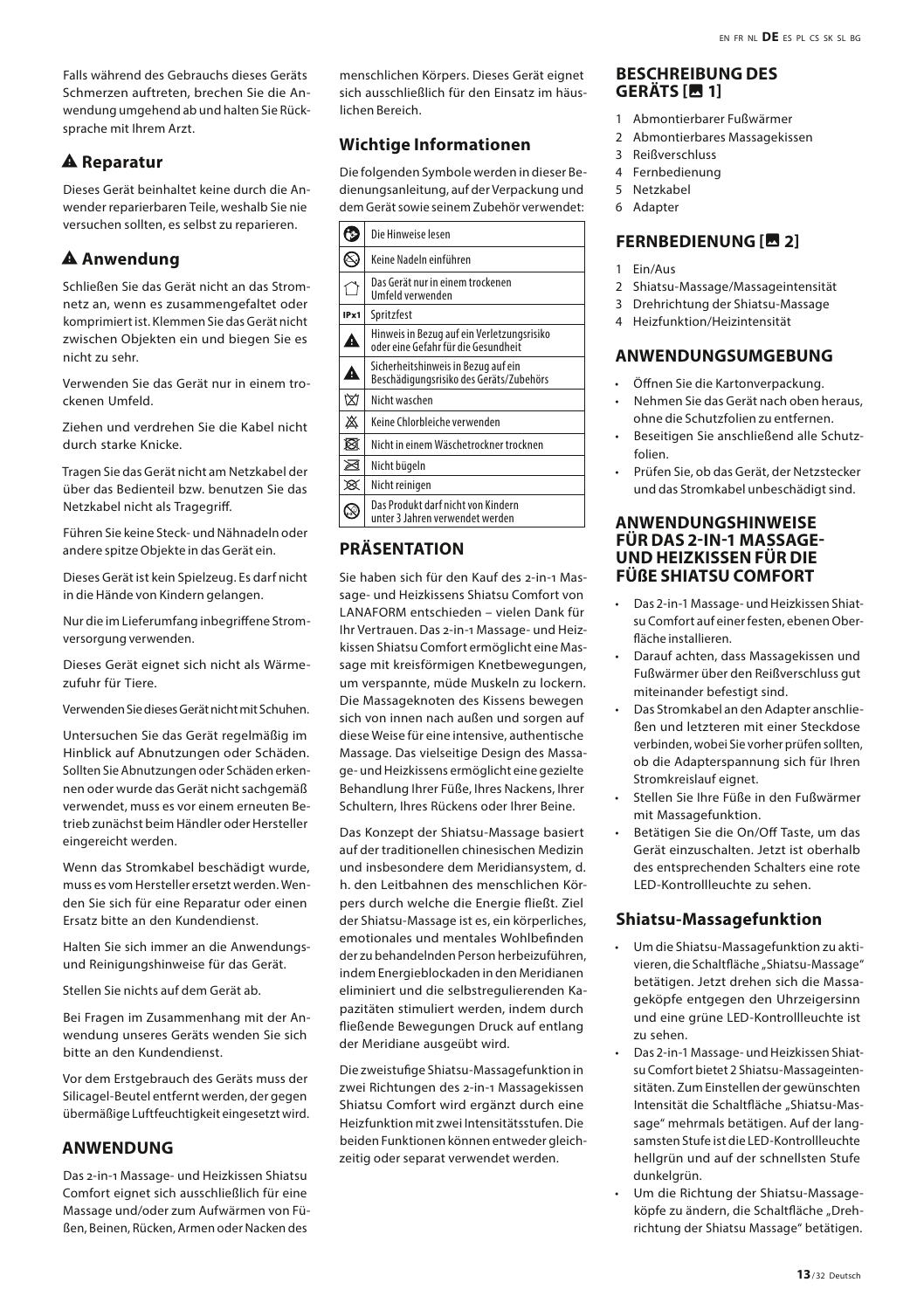Falls während des Gebrauchs dieses Geräts Schmerzen auftreten, brechen Sie die Anwendung umgehend ab und halten Sie Rücksprache mit Ihrem Arzt.

### ⚠ Reparatur

Dieses Gerät beinhaltet keine durch die Anwender reparierbaren Teile, weshalb Sie nie versuchen sollten, es selbst zu reparieren.

### ⚠ Anwendung

Schließen Sie das Gerät nicht an das Stromnetz an, wenn es zusammengefaltet oder komprimiert ist. Klemmen Sie das Gerät nicht zwischen Objekten ein und biegen Sie es nicht zu sehr.

Verwenden Sie das Gerät nur in einem trockenen Umfeld.

Ziehen und verdrehen Sie die Kabel nicht durch starke Knicke.

Tragen Sie das Gerät nicht am Netzkabel der über das Bedienteil bzw. benutzen Sie das Netzkabel nicht als Tragegriff.

Führen Sie keine Steck- und Nähnadeln oder andere spitze Objekte in das Gerät ein.

Dieses Gerät ist kein Spielzeug. Es darf nicht in die Hände von Kindern gelangen.

Nur die im Lieferumfang inbegriffene Stromversorgung verwenden.

Dieses Gerät eignet sich nicht als Wärmezufuhr für Tiere.

Verwenden Sie dieses Gerät nicht mit Schuhen.

Untersuchen Sie das Gerät regelmäßig im Hinblick auf Abnutzungen oder Schäden. Sollten Sie Abnutzungen oder Schäden erkennen oder wurde das Gerät nicht sachgemäß verwendet, muss es vor einem erneuten Betrieb zunächst beim Händler oder Hersteller eingereicht werden.

Wenn das Stromkabel beschädigt wurde, muss es vom Hersteller ersetzt werden. Wenden Sie sich für eine Reparatur oder einen Ersatz bitte an den Kundendienst.

Halten Sie sich immer an die Anwendungs- und Reinigungshinweise für das Gerät.

Stellen Sie nichts auf dem Gerät ab.

Bei Fragen im Zusammenhang mit der Anwendung unseres Geräts wenden Sie sich bitte an den Kundendienst.

Vor dem Erstgebrauch des Geräts muss der Silicagel-Beutel entfernt werden, der gegen übermäßige Luftfeuchtigkeit eingesetzt wird.

## ANWENDUNG

Das 2-in-1 Massage- und Heizkissen Shiatsu Comfort eignet sich ausschließlich für eine Massage und/oder zum Aufwärmen von Füßen, Beinen, Rücken, Armen oder Nacken des menschlichen Körpers. Dieses Gerät eignet sich ausschließlich für den Einsatz im häuslichen Bereich.

### Wichtige Informationen

Die folgenden Symbole werden in dieser Bedienungsanleitung, auf der Verpackung und dem Gerät sowie seinem Zubehör verwendet:

| Symbol | Bedeutung |
|---|---|
| | Die Hinweise lesen |
| | Keine Nadeln einführen |
| | Das Gerät nur in einem trockenen Umfeld verwenden |
| IPx1 | Spritzfest |
| ⚠ | Hinweis in Bezug auf ein Verletzungsrisiko oder eine Gefahr für die Gesundheit |
| ⚠ | Sicherheitshinweis in Bezug auf ein Beschädigungsrisiko des Geräts/Zubehörs |
| | Nicht waschen |
| | Keine Chlorbleiche verwenden |
| | Nicht in einem Wäschetrockner trocknen |
| | Nicht bügeln |
| | Nicht reinigen |
| | Das Produkt darf nicht von Kindern unter 3 Jahren verwendet werden |

## PRÄSENTATION

Sie haben sich für den Kauf des 2-in-1 Massage- und Heizkissens Shiatsu Comfort von LANAFORM entschieden – vielen Dank für Ihr Vertrauen. Das 2-in-1 Massage- und Heizkissen Shiatsu Comfort ermöglicht eine Massage mit kreisförmigen Knetbewegungen, um verspannte, müde Muskeln zu lockern. Die Massageknoten des Kissens bewegen sich von innen nach außen und sorgen auf diese Weise für eine intensive, authentische Massage. Das vielseitige Design des Massage- und Heizkissens ermöglicht eine gezielte Behandlung Ihrer Füße, Ihres Nackens, Ihrer Schultern, Ihres Rückens oder Ihrer Beine.

Das Konzept der Shiatsu-Massage basiert auf der traditionellen chinesischen Medizin und insbesondere dem Meridiansystem, d. h. den Leitbahnen des menschlichen Körpers durch welche die Energie fließt. Ziel der Shiatsu-Massage ist es, ein körperliches, emotionales und mentales Wohlbefinden der zu behandelnden Person herbeizuführen, indem Energieblockaden in den Meridianen eliminiert und die selbstregulierenden Kapazitäten stimuliert werden, indem durch fließende Bewegungen Druck auf entlang der Meridiane ausgeübt wird.

Die zweistufige Shiatsu-Massagefunktion in zwei Richtungen des 2-in-1 Massagekissen Shiatsu Comfort wird ergänzt durch eine Heizfunktion mit zwei Intensitätsstufen. Die beiden Funktionen können entweder gleichzeitig oder separat verwendet werden.

## BESCHREIBUNG DES GERÄTS [ 1]

1. Abmontierbarer Fußwärmer
2. Abmontierbares Massagekissen
3. Reißverschluss
4. Fernbedienung
5. Netzkabel
6. Adapter

## FERNBEDIENUNG [ 2]

1. Ein/Aus
2. Shiatsu-Massage/Massageintensität
3. Drehrichtung der Shiatsu-Massage
4. Heizfunktion/Heizintensität

## ANWENDUNGSUMGEBUNG

- Öffnen Sie die Kartonverpackung.
- Nehmen Sie das Gerät nach oben heraus, ohne die Schutzfolien zu entfernen.
- Beseitigen Sie anschließend alle Schutzfolien.
- Prüfen Sie, ob das Gerät, der Netzstecker und das Stromkabel unbeschädigt sind.

## ANWENDUNGSHINWEISE FÜR DAS 2-IN-1 MASSAGE- UND HEIZKISSEN FÜR DIE FÜẞE SHIATSU COMFORT

- Das 2-in-1 Massage- und Heizkissen Shiatsu Comfort auf einer festen, ebenen Oberfläche installieren.
- Darauf achten, dass Massagekissen und Fußwärmer über den Reißverschluss gut miteinander befestigt sind.
- Das Stromkabel an den Adapter anschließen und letzteren mit einer Steckdose verbinden, wobei Sie vorher prüfen sollten, ob die Adapterspannung sich für Ihren Stromkreislauf eignet.
- Stellen Sie Ihre Füße in den Fußwärmer mit Massagefunktion.
- Betätigen Sie die On/Off Taste, um das Gerät einzuschalten. Jetzt ist oberhalb des entsprechenden Schalters eine rote LED-Kontrollleuchte zu sehen.

### Shiatsu-Massagefunktion

- Um die Shiatsu-Massagefunktion zu aktivieren, die Schaltfläche „Shiatsu-Massage" betätigen. Jetzt drehen sich die Massageköpfe entgegen den Uhrzeigersinn und eine grüne LED-Kontrollleuchte ist zu sehen.
- Das 2-in-1 Massage- und Heizkissen Shiatsu Comfort bietet 2 Shiatsu-Massageintensitäten. Zum Einstellen der gewünschten Intensität die Schaltfläche „Shiatsu-Massage" mehrmals betätigen. Auf der langsamsten Stufe ist die LED-Kontrollleuchte hellgrün und auf der schnellsten Stufe dunkelgrün.
- Um die Richtung der Shiatsu-Massageköpfe zu ändern, die Schaltfläche „Drehrichtung der Shiatsu Massage" betätigen.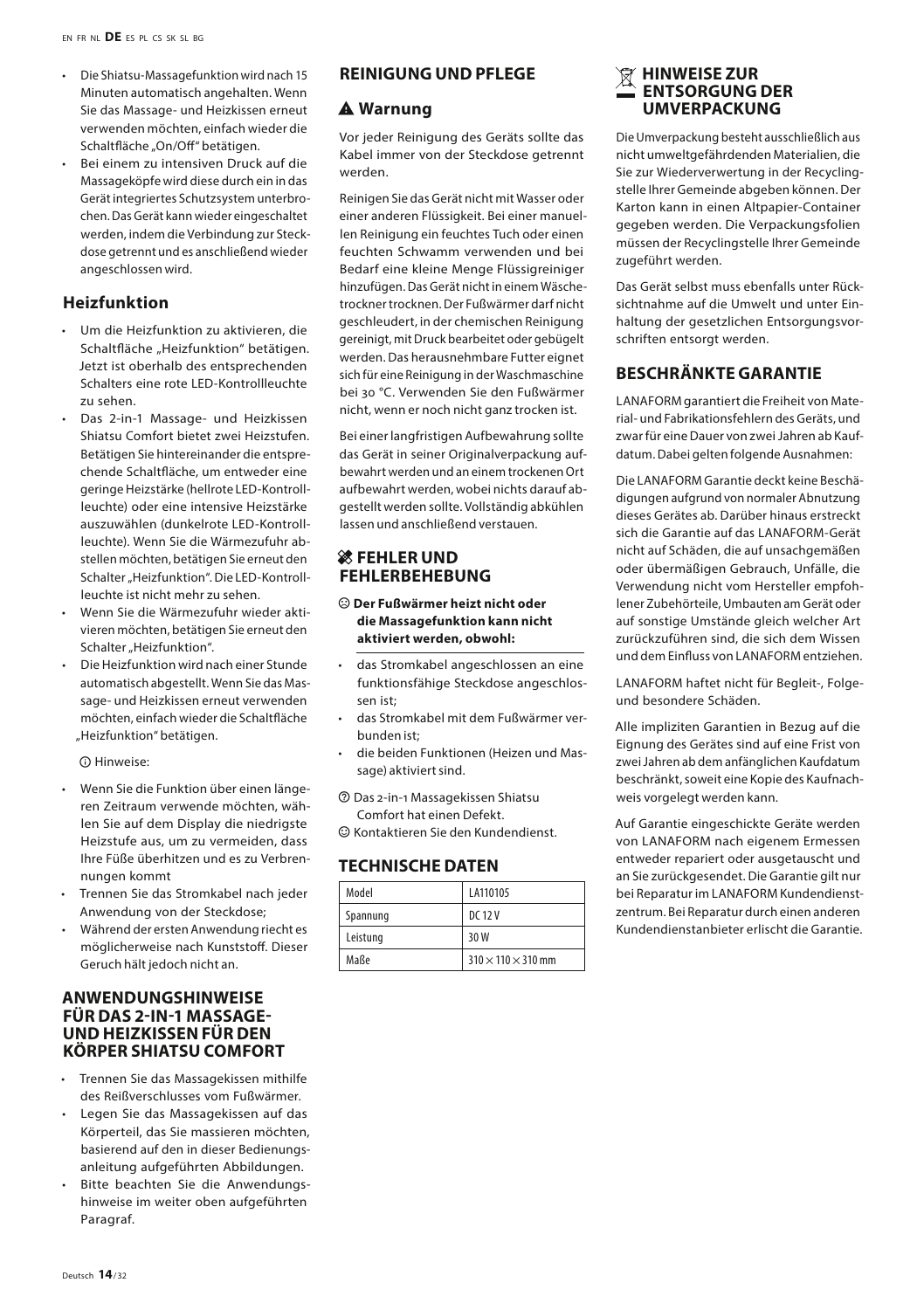- Die Shiatsu-Massagefunktion wird nach 15 Minuten automatisch angehalten. Wenn Sie das Massage- und Heizkissen erneut verwenden möchten, einfach wieder die Schaltfläche „On/Off" betätigen.
- Bei einem zu intensiven Druck auf die Massageköpfe wird diese durch ein in das Gerät integriertes Schutzsystem unterbrochen. Das Gerät kann wieder eingeschaltet werden, indem die Verbindung zur Steckdose getrennt und es anschließend wieder angeschlossen wird.

## Heizfunktion

- Um die Heizfunktion zu aktivieren, die Schaltfläche „Heizfunktion" betätigen. Jetzt ist oberhalb des entsprechenden Schalters eine rote LED-Kontrollleuchte zu sehen.
- Das 2-in-1 Massage- und Heizkissen Shiatsu Comfort bietet zwei Heizstufen. Betätigen Sie hintereinander die entsprechende Schaltfläche, um entweder eine geringe Heizstärke (hellrote LED-Kontrollleuchte) oder eine intensive Heizstärke auszuwählen (dunkelrote LED-Kontrollleuchte). Wenn Sie die Wärmezufuhr abstellen möchten, betätigen Sie erneut den Schalter „Heizfunktion". Die LED-Kontrollleuchte ist nicht mehr zu sehen.
- Wenn Sie die Wärmezufuhr wieder aktivieren möchten, betätigen Sie erneut den Schalter „Heizfunktion".
- Die Heizfunktion wird nach einer Stunde automatisch abgestellt. Wenn Sie das Massage- und Heizkissen erneut verwenden möchten, einfach wieder die Schaltfläche „Heizfunktion" betätigen.

ⓘ Hinweise:

- Wenn Sie die Funktion über einen längeren Zeitraum verwende möchten, wählen Sie auf dem Display die niedrigste Heizstufe aus, um zu vermeiden, dass Ihre Füße überhitzen und es zu Verbrennungen kommt
- Trennen Sie das Stromkabel nach jeder Anwendung von der Steckdose;
- Während der ersten Anwendung riecht es möglicherweise nach Kunststoff. Dieser Geruch hält jedoch nicht an.

## ANWENDUNGSHINWEISE FÜR DAS 2-IN-1 MASSAGE- UND HEIZKISSEN FÜR DEN KÖRPER SHIATSU COMFORT

- Trennen Sie das Massagekissen mithilfe des Reißverschlusses vom Fußwärmer.
- Legen Sie das Massagekissen auf das Körperteil, das Sie massieren möchten, basierend auf den in dieser Bedienungsanleitung aufgeführten Abbildungen.
- Bitte beachten Sie die Anwendungshinweise im weiter oben aufgeführten Paragraf.

## REINIGUNG UND PFLEGE

### ⚠ Warnung

Vor jeder Reinigung des Geräts sollte das Kabel immer von der Steckdose getrennt werden.

Reinigen Sie das Gerät nicht mit Wasser oder einer anderen Flüssigkeit. Bei einer manuellen Reinigung ein feuchtes Tuch oder einen feuchten Schwamm verwenden und bei Bedarf eine kleine Menge Flüssigreiniger hinzufügen. Das Gerät nicht in einem Wäschetrockner trocknen. Der Fußwärmer darf nicht geschleudert, in der chemischen Reinigung gereinigt, mit Druck bearbeitet oder gebügelt werden. Das herausnehmbare Futter eignet sich für eine Reinigung in der Waschmaschine bei 30 °C. Verwenden Sie den Fußwärmer nicht, wenn er noch nicht ganz trocken ist.

Bei einer langfristigen Aufbewahrung sollte das Gerät in seiner Originalverpackung aufbewahrt werden und an einem trockenen Ort aufbewahrt werden, wobei nichts darauf abgestellt werden sollte. Vollständig abkühlen lassen und anschließend verstauen.

## FEHLER UND FEHLERBEHEBUNG

☹ **Der Fußwärmer heizt nicht oder die Massagefunktion kann nicht aktiviert werden, obwohl:**

- das Stromkabel angeschlossen an eine funktionsfähige Steckdose angeschlossen ist;
- das Stromkabel mit dem Fußwärmer verbunden ist;
- die beiden Funktionen (Heizen und Massage) aktiviert sind.

? Das 2-in-1 Massagekissen Shiatsu Comfort hat einen Defekt.

☺ Kontaktieren Sie den Kundendienst.

## TECHNISCHE DATEN

| Model | LA110105 |
|---|---|
| Spannung | DC 12 V |
| Leistung | 30 W |
| Maße | 310 × 110 × 310 mm |

## HINWEISE ZUR ENTSORGUNG DER UMVERPACKUNG

Die Umverpackung besteht ausschließlich aus nicht umweltgefährdenden Materialien, die Sie zur Wiederverwertung in der Recyclingstelle Ihrer Gemeinde abgeben können. Der Karton kann in einen Altpapier-Container gegeben werden. Die Verpackungsfolien müssen der Recyclingstelle Ihrer Gemeinde zugeführt werden.

Das Gerät selbst muss ebenfalls unter Rücksichtnahme auf die Umwelt und unter Einhaltung der gesetzlichen Entsorgungsvorschriften entsorgt werden.

## BESCHRÄNKTE GARANTIE

LANAFORM garantiert die Freiheit von Material- und Fabrikationsfehlern des Geräts, und zwar für eine Dauer von zwei Jahren ab Kaufdatum. Dabei gelten folgende Ausnahmen:

Die LANAFORM Garantie deckt keine Beschädigungen aufgrund von normaler Abnutzung dieses Gerätes ab. Darüber hinaus erstreckt sich die Garantie auf das LANAFORM-Gerät nicht auf Schäden, die auf unsachgemäßen oder übermäßigen Gebrauch, Unfälle, die Verwendung nicht vom Hersteller empfohlener Zubehörteile, Umbauten am Gerät oder auf sonstige Umstände gleich welcher Art zurückzuführen sind, die sich dem Wissen und dem Einfluss von LANAFORM entziehen.

LANAFORM haftet nicht für Begleit-, Folge- und besondere Schäden.

Alle impliziten Garantien in Bezug auf die Eignung des Gerätes sind auf eine Frist von zwei Jahren ab dem anfänglichen Kaufdatum beschränkt, soweit eine Kopie des Kaufnachweis vorgelegt werden kann.

Auf Garantie eingeschickte Geräte werden von LANAFORM nach eigenem Ermessen entweder repariert oder ausgetauscht und an Sie zurückgesendet. Die Garantie gilt nur bei Reparatur im LANAFORM Kundendienstzentrum. Bei Reparatur durch einen anderen Kundendienstanbieter erlischt die Garantie.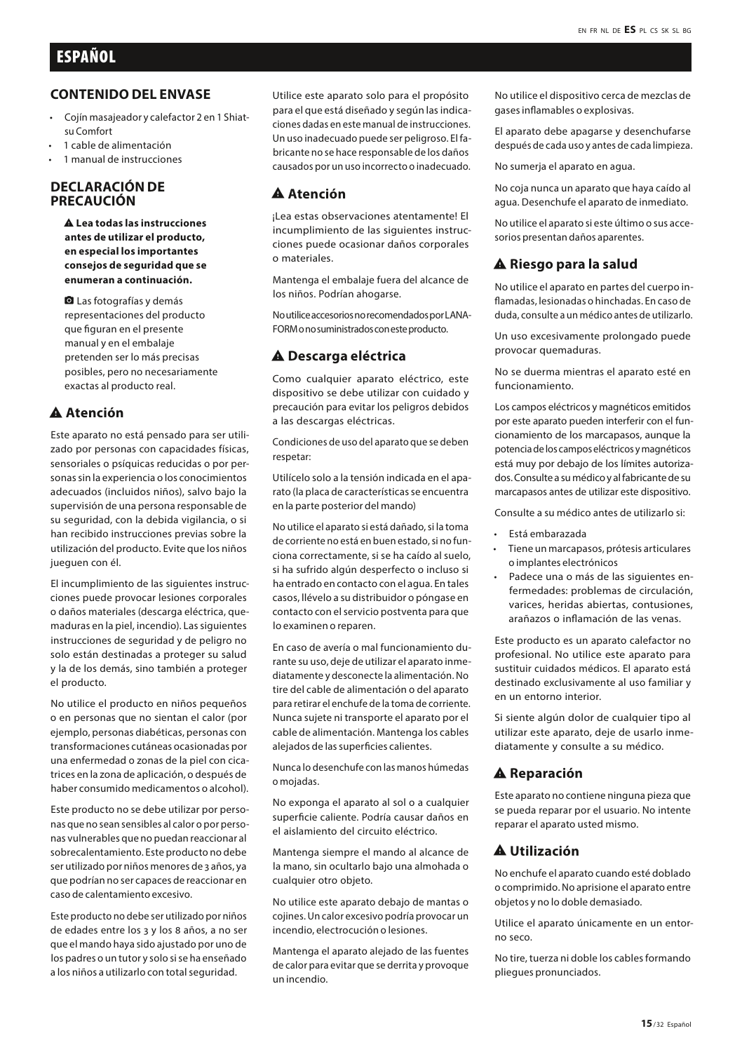# ESPAÑOL

## CONTENIDO DEL ENVASE

- Cojín masajeador y calefactor 2 en 1 Shiatsu Comfort
- 1 cable de alimentación
- 1 manual de instrucciones

## DECLARACIÓN DE PRECAUCIÓN

**⚠ Lea todas las instrucciones antes de utilizar el producto, en especial los importantes consejos de seguridad que se enumeran a continuación.**

Las fotografías y demás representaciones del producto que figuran en el presente manual y en el embalaje pretenden ser lo más precisas posibles, pero no necesariamente exactas al producto real.

### ⚠ Atención

Este aparato no está pensado para ser utilizado por personas con capacidades físicas, sensoriales o psíquicas reducidas o por personas sin la experiencia o los conocimientos adecuados (incluidos niños), salvo bajo la supervisión de una persona responsable de su seguridad, con la debida vigilancia, o si han recibido instrucciones previas sobre la utilización del producto. Evite que los niños jueguen con él.

El incumplimiento de las siguientes instrucciones puede provocar lesiones corporales o daños materiales (descarga eléctrica, quemaduras en la piel, incendio). Las siguientes instrucciones de seguridad y de peligro no solo están destinadas a proteger su salud y la de los demás, sino también a proteger el producto.

No utilice el producto en niños pequeños o en personas que no sientan el calor (por ejemplo, personas diabéticas, personas con transformaciones cutáneas ocasionadas por una enfermedad o zonas de la piel con cicatrices en la zona de aplicación, o después de haber consumido medicamentos o alcohol).

Este producto no se debe utilizar por personas que no sean sensibles al calor o por personas vulnerables que no puedan reaccionar al sobrecalentamiento. Este producto no debe ser utilizado por niños menores de 3 años, ya que podrían no ser capaces de reaccionar en caso de calentamiento excesivo.

Este producto no debe ser utilizado por niños de edades entre los 3 y los 8 años, a no ser que el mando haya sido ajustado por uno de los padres o un tutor y solo si se ha enseñado a los niños a utilizarlo con total seguridad.

Utilice este aparato solo para el propósito para el que está diseñado y según las indicaciones dadas en este manual de instrucciones. Un uso inadecuado puede ser peligroso. El fabricante no se hace responsable de los daños causados por un uso incorrecto o inadecuado.

### ⚠ Atención

¡Lea estas observaciones atentamente! El incumplimiento de las siguientes instrucciones puede ocasionar daños corporales o materiales.

Mantenga el embalaje fuera del alcance de los niños. Podrían ahogarse.

No utilice accesorios no recomendados por LANAFORM o no suministrados con este producto.

### ⚠ Descarga eléctrica

Como cualquier aparato eléctrico, este dispositivo se debe utilizar con cuidado y precaución para evitar los peligros debidos a las descargas eléctricas.

Condiciones de uso del aparato que se deben respetar:

Utilícelo solo a la tensión indicada en el aparato (la placa de características se encuentra en la parte posterior del mando)

No utilice el aparato si está dañado, si la toma de corriente no está en buen estado, si no funciona correctamente, si se ha caído al suelo, si ha sufrido algún desperfecto o incluso si ha entrado en contacto con el agua. En tales casos, llévelo a su distribuidor o póngase en contacto con el servicio postventa para que lo examinen o reparen.

En caso de avería o mal funcionamiento durante su uso, deje de utilizar el aparato inmediatamente y desconecte la alimentación. No tire del cable de alimentación o del aparato para retirar el enchufe de la toma de corriente. Nunca sujete ni transporte el aparato por el cable de alimentación. Mantenga los cables alejados de las superficies calientes.

Nunca lo desenchufe con las manos húmedas o mojadas.

No exponga el aparato al sol o a cualquier superficie caliente. Podría causar daños en el aislamiento del circuito eléctrico.

Mantenga siempre el mando al alcance de la mano, sin ocultarlo bajo una almohada o cualquier otro objeto.

No utilice este aparato debajo de mantas o cojines. Un calor excesivo podría provocar un incendio, electrocución o lesiones.

Mantenga el aparato alejado de las fuentes de calor para evitar que se derrita y provoque un incendio.

No utilice el dispositivo cerca de mezclas de gases inflamables o explosivas.

El aparato debe apagarse y desenchufarse después de cada uso y antes de cada limpieza.

No sumerja el aparato en agua.

No coja nunca un aparato que haya caído al agua. Desenchufe el aparato de inmediato.

No utilice el aparato si este último o sus accesorios presentan daños aparentes.

### ⚠ Riesgo para la salud

No utilice el aparato en partes del cuerpo inflamadas, lesionadas o hinchadas. En caso de duda, consulte a un médico antes de utilizarlo.

Un uso excesivamente prolongado puede provocar quemaduras.

No se duerma mientras el aparato esté en funcionamiento.

Los campos eléctricos y magnéticos emitidos por este aparato pueden interferir con el funcionamiento de los marcapasos, aunque la potencia de los campos eléctricos y magnéticos está muy por debajo de los límites autorizados. Consulte a su médico y al fabricante de su marcapasos antes de utilizar este dispositivo.

Consulte a su médico antes de utilizarlo si:

- Está embarazada
- Tiene un marcapasos, prótesis articulares o implantes electrónicos
- Padece una o más de las siguientes enfermedades: problemas de circulación, varices, heridas abiertas, contusiones, arañazos o inflamación de las venas.

Este producto es un aparato calefactor no profesional. No utilice este aparato para sustituir cuidados médicos. El aparato está destinado exclusivamente al uso familiar y en un entorno interior.

Si siente algún dolor de cualquier tipo al utilizar este aparato, deje de usarlo inmediatamente y consulte a su médico.

### ⚠ Reparación

Este aparato no contiene ninguna pieza que se pueda reparar por el usuario. No intente reparar el aparato usted mismo.

### ⚠ Utilización

No enchufe el aparato cuando esté doblado o comprimido. No aprisione el aparato entre objetos y no lo doble demasiado.

Utilice el aparato únicamente en un entorno seco.

No tire, tuerza ni doble los cables formando pliegues pronunciados.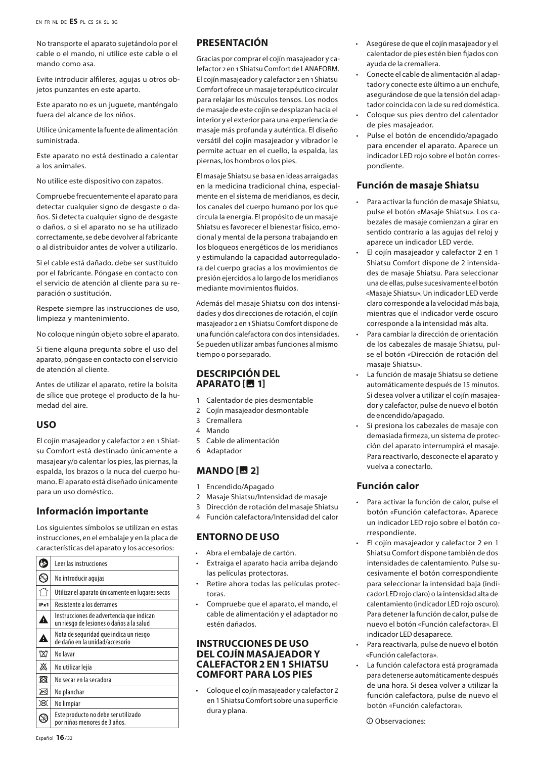No transporte el aparato sujetándolo por el cable o el mando, ni utilice este cable o el mando como asa.

Evite introducir alfileres, agujas u otros objetos punzantes en este aparto.

Este aparato no es un juguete, manténgalo fuera del alcance de los niños.

Utilice únicamente la fuente de alimentación suministrada.

Este aparato no está destinado a calentar a los animales.

No utilice este dispositivo con zapatos.

Compruebe frecuentemente el aparato para detectar cualquier signo de desgaste o daños. Si detecta cualquier signo de desgaste o daños, o si el aparato no se ha utilizado correctamente, se debe devolver al fabricante o al distribuidor antes de volver a utilizarlo.

Si el cable está dañado, debe ser sustituido por el fabricante. Póngase en contacto con el servicio de atención al cliente para su reparación o sustitución.

Respete siempre las instrucciones de uso, limpieza y mantenimiento.

No coloque ningún objeto sobre el aparato.

Si tiene alguna pregunta sobre el uso del aparato, póngase en contacto con el servicio de atención al cliente.

Antes de utilizar el aparato, retire la bolsita de sílice que protege el producto de la humedad del aire.

## USO

El cojín masajeador y calefactor 2 en 1 Shiatsu Comfort está destinado únicamente a masajear y/o calentar los pies, las piernas, la espalda, los brazos o la nuca del cuerpo humano. El aparato está diseñado únicamente para un uso doméstico.

### Información importante

Los siguientes símbolos se utilizan en estas instrucciones, en el embalaje y en la placa de características del aparato y los accesorios:

| Símbolo | Significado |
|---|---|
| | Leer las instrucciones |
| | No introducir agujas |
| | Utilizar el aparato únicamente en lugares secos |
| IPx1 | Resistente a los derrames |
| | Instrucciones de advertencia que indican un riesgo de lesiones o daños a la salud |
| | Nota de seguridad que indica un riesgo de daño en la unidad/accesorio |
| | No lavar |
| | No utilizar lejía |
| | No secar en la secadora |
| | No planchar |
| | No limpiar |
| | Este producto no debe ser utilizado por niños menores de 3 años. |

## PRESENTACIÓN

Gracias por comprar el cojín masajeador y calefactor 2 en 1 Shiatsu Comfort de LANAFORM. El cojín masajeador y calefactor 2 en 1 Shiatsu Comfort ofrece un masaje terapéutico circular para relajar los músculos tensos. Los nodos de masaje de este cojín se desplazan hacia el interior y el exterior para una experiencia de masaje más profunda y auténtica. El diseño versátil del cojín masajeador y vibrador le permite actuar en el cuello, la espalda, las piernas, los hombros o los pies.

El masaje Shiatsu se basa en ideas arraigadas en la medicina tradicional china, especialmente en el sistema de meridianos, es decir, los canales del cuerpo humano por los que circula la energía. El propósito de un masaje Shiatsu es favorecer el bienestar físico, emocional y mental de la persona trabajando en los bloqueos energéticos de los meridianos y estimulando la capacidad autorreguladora del cuerpo gracias a los movimientos de presión ejercidos a lo largo de los meridianos mediante movimientos fluidos.

Además del masaje Shiatsu con dos intensidades y dos direcciones de rotación, el cojín masajeador 2 en 1 Shiatsu Comfort dispone de una función calefactora con dos intensidades. Se pueden utilizar ambas funciones al mismo tiempo o por separado.

## DESCRIPCIÓN DEL APARATO [ 1]

1. Calentador de pies desmontable
2. Cojín masajeador desmontable
3. Cremallera
4. Mando
5. Cable de alimentación
6. Adaptador

## MANDO [ 2]

1. Encendido/Apagado
2. Masaje Shiatsu/Intensidad de masaje
3. Dirección de rotación del masaje Shiatsu
4. Función calefactora/Intensidad del calor

## ENTORNO DE USO

- Abra el embalaje de cartón.
- Extraiga el aparato hacia arriba dejando las películas protectoras.
- Retire ahora todas las películas protectoras.
- Compruebe que el aparato, el mando, el cable de alimentación y el adaptador no estén dañados.

## INSTRUCCIONES DE USO DEL COJÍN MASAJEADOR Y CALEFACTOR 2 EN 1 SHIATSU COMFORT PARA LOS PIES

- Coloque el cojín masajeador y calefactor 2 en 1 Shiatsu Comfort sobre una superficie dura y plana.
- Asegúrese de que el cojín masajeador y el calentador de pies estén bien fijados con ayuda de la cremallera.
- Conecte el cable de alimentación al adaptador y conecte este último a un enchufe, asegurándose de que la tensión del adaptador coincida con la de su red doméstica.
- Coloque sus pies dentro del calentador de pies masajeador.
- Pulse el botón de encendido/apagado para encender el aparato. Aparece un indicador LED rojo sobre el botón correspondiente.

### Función de masaje Shiatsu

- Para activar la función de masaje Shiatsu, pulse el botón «Masaje Shiatsu». Los cabezales de masaje comienzan a girar en sentido contrario a las agujas del reloj y aparece un indicador LED verde.
- El cojín masajeador y calefactor 2 en 1 Shiatsu Comfort dispone de 2 intensidades de masaje Shiatsu. Para seleccionar una de ellas, pulse sucesivamente el botón «Masaje Shiatsu». Un indicador LED verde claro corresponde a la velocidad más baja, mientras que el indicador verde oscuro corresponde a la intensidad más alta.
- Para cambiar la dirección de orientación de los cabezales de masaje Shiatsu, pulse el botón «Dirección de rotación del masaje Shiatsu».
- La función de masaje Shiatsu se detiene automáticamente después de 15 minutos. Si desea volver a utilizar el cojín masajeador y calefactor, pulse de nuevo el botón de encendido/apagado.
- Si presiona los cabezales de masaje con demasiada firmeza, un sistema de protección del aparato interrumpirá el masaje. Para reactivarlo, desconecte el aparato y vuelva a conectarlo.

### Función calor

- Para activar la función de calor, pulse el botón «Función calefactora». Aparece un indicador LED rojo sobre el botón correspondiente.
- El cojín masajeador y calefactor 2 en 1 Shiatsu Comfort dispone también de dos intensidades de calentamiento. Pulse sucesivamente el botón correspondiente para seleccionar la intensidad baja (indicador LED rojo claro) o la intensidad alta de calentamiento (indicador LED rojo oscuro). Para detener la función de calor, pulse de nuevo el botón «Función calefactora». El indicador LED desaparece.
- Para reactivarla, pulse de nuevo el botón «Función calefactora».
- La función calefactora está programada para detenerse automáticamente después de una hora. Si desea volver a utilizar la función calefactora, pulse de nuevo el botón «Función calefactora».

ⓘ Observaciones: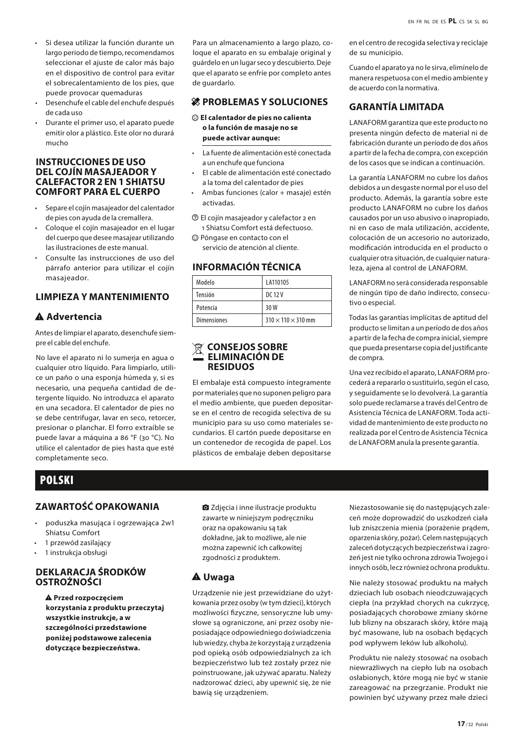- Si desea utilizar la función durante un largo periodo de tiempo, recomendamos seleccionar el ajuste de calor más bajo en el dispositivo de control para evitar el sobrecalentamiento de los pies, que puede provocar quemaduras
- Desenchufe el cable del enchufe después de cada uso
- Durante el primer uso, el aparato puede emitir olor a plástico. Este olor no durará mucho

### INSTRUCCIONES DE USO DEL COJÍN MASAJEADOR Y CALEFACTOR 2 EN 1 SHIATSU COMFORT PARA EL CUERPO

- Separe el cojín masajeador del calentador de pies con ayuda de la cremallera.
- Coloque el cojín masajeador en el lugar del cuerpo que desee masajear utilizando las ilustraciones de este manual.
- Consulte las instrucciones de uso del párrafo anterior para utilizar el cojín masajeador.

## LIMPIEZA Y MANTENIMIENTO

## ⚠ Advertencia

Antes de limpiar el aparato, desenchufe siempre el cable del enchufe.

No lave el aparato ni lo sumerja en agua o cualquier otro líquido. Para limpiarlo, utilice un paño o una esponja húmeda y, si es necesario, una pequeña cantidad de detergente líquido. No introduzca el aparato en una secadora. El calentador de pies no se debe centrifugar, lavar en seco, retorcer, presionar o planchar. El forro extraíble se puede lavar a máquina a 86 °F (30 °C). No utilice el calentador de pies hasta que esté completamente seco.

Para un almacenamiento a largo plazo, coloque el aparato en su embalaje original y guárdelo en un lugar seco y descubierto. Deje que el aparato se enfríe por completo antes de guardarlo.

## PROBLEMAS Y SOLUCIONES

☹ **El calentador de pies no calienta o la función de masaje no se puede activar aunque:**

- La fuente de alimentación esté conectada a un enchufe que funciona
- El cable de alimentación esté conectado a la toma del calentador de pies
- Ambas funciones (calor + masaje) estén activadas.

? El cojín masajeador y calefactor 2 en 1 Shiatsu Comfort está defectuoso.

☺ Póngase en contacto con el servicio de atención al cliente.

## INFORMACIÓN TÉCNICA

| Modelo | LA110105 |
|---|---|
| Tensión | DC 12 V |
| Potencia | 30 W |
| Dimensiones | 310 × 110 × 310 mm |

## CONSEJOS SOBRE ELIMINACIÓN DE RESIDUOS

El embalaje está compuesto íntegramente por materiales que no suponen peligro para el medio ambiente, que pueden depositarse en el centro de recogida selectiva de su municipio para su uso como materiales secundarios. El cartón puede depositarse en un contenedor de recogida de papel. Los plásticos de embalaje deben depositarse en el centro de recogida selectiva y reciclaje de su municipio.

Cuando el aparato ya no le sirva, elimínelo de manera respetuosa con el medio ambiente y de acuerdo con la normativa.

## GARANTÍA LIMITADA

LANAFORM garantiza que este producto no presenta ningún defecto de material ni de fabricación durante un período de dos años a partir de la fecha de compra, con excepción de los casos que se indican a continuación.

La garantía LANAFORM no cubre los daños debidos a un desgaste normal por el uso del producto. Además, la garantía sobre este producto LANAFORM no cubre los daños causados por un uso abusivo o inapropiado, ni en caso de mala utilización, accidente, colocación de un accesorio no autorizado, modificación introducida en el producto o cualquier otra situación, de cualquier naturaleza, ajena al control de LANAFORM.

LANAFORM no será considerada responsable de ningún tipo de daño indirecto, consecutivo o especial.

Todas las garantías implícitas de aptitud del producto se limitan a un período de dos años a partir de la fecha de compra inicial, siempre que pueda presentarse copia del justificante de compra.

Una vez recibido el aparato, LANAFORM procederá a repararlo o sustituirlo, según el caso, y seguidamente se lo devolverá. La garantía solo puede reclamarse a través del Centro de Asistencia Técnica de LANAFORM. Toda actividad de mantenimiento de este producto no realizada por el Centro de Asistencia Técnica de LANAFORM anula la presente garantía.

# POLSKI

## ZAWARTOŚĆ OPAKOWANIA

- poduszka masująca i ogrzewająca 2w1 Shiatsu Comfort
- 1 przewód zasilający
- 1 instrukcja obsługi

## DEKLARACJA ŚRODKÓW OSTROŻNOŚCI

⚠ **Przed rozpoczęciem korzystania z produktu przeczytaj wszystkie instrukcje, a w szczególności przedstawione poniżej podstawowe zalecenia dotyczące bezpieczeństwa.**

Zdjęcia i inne ilustracje produktu zawarte w niniejszym podręczniku oraz na opakowaniu są tak dokładne, jak to możliwe, ale nie można zapewnić ich całkowitej zgodności z produktem.

## ⚠ Uwaga

Urządzenie nie jest przewidziane do użytkowania przez osoby (w tym dzieci), których możliwości fizyczne, sensoryczne lub umysłowe są ograniczone, ani przez osoby nieposiadające odpowiedniego doświadczenia lub wiedzy, chyba że korzystają z urządzenia pod opieką osób odpowiedzialnych za ich bezpieczeństwo lub też zostały przez nie poinstruowane, jak używać aparatu. Należy nadzorować dzieci, aby upewnić się, że nie bawią się urządzeniem.

Niezastosowanie się do następujących zaleceń może doprowadzić do uszkodzeń ciała lub zniszczenia mienia (porażenie prądem, oparzenia skóry, pożar). Celem następujących zaleceń dotyczących bezpieczeństwa i zagrożeń jest nie tylko ochrona zdrowia Twojego i innych osób, lecz również ochrona produktu.

Nie należy stosować produktu na małych dzieciach lub osobach nieodczuwających ciepła (na przykład chorych na cukrzycę, posiadających chorobowe zmiany skórne lub blizny na obszarach skóry, które mają być masowane, lub na osobach będących pod wpływem leków lub alkoholu).

Produktu nie należy stosować na osobach niewrażliwych na ciepło lub na osobach osłabionych, które mogą nie być w stanie zareagować na przegrzanie. Produkt nie powinien być używany przez małe dzieci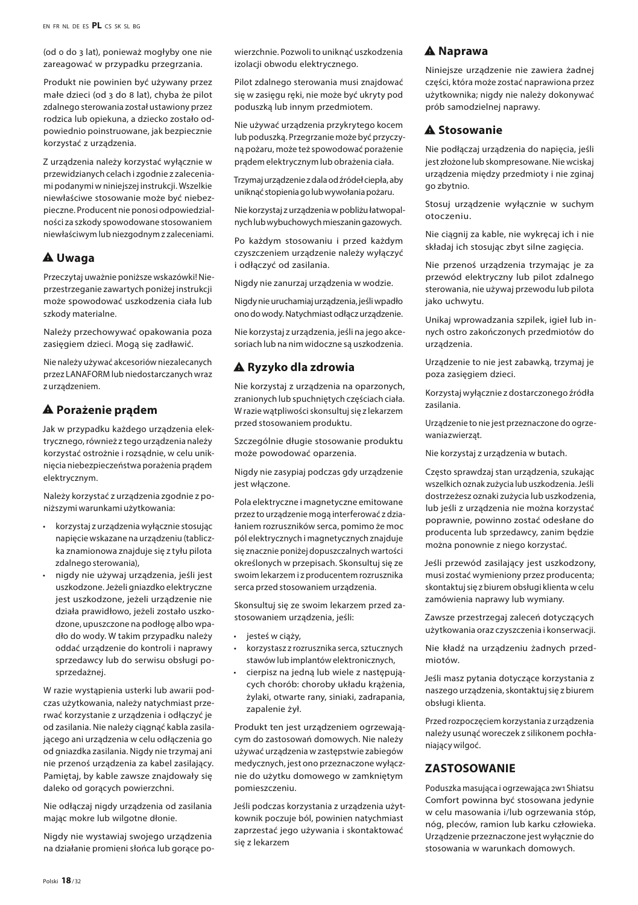(od 0 do 3 lat), ponieważ mogłyby one nie zareagować w przypadku przegrzania.

Produkt nie powinien być używany przez małe dzieci (od 3 do 8 lat), chyba że pilot zdalnego sterowania został ustawiony przez rodzica lub opiekuna, a dziecko zostało odpowiednio poinstruowane, jak bezpiecznie korzystać z urządzenia.

Z urządzenia należy korzystać wyłącznie w przewidzianych celach i zgodnie z zaleceniami podanymi w niniejszej instrukcji. Wszelkie niewłaściwe stosowanie może być niebezpieczne. Producent nie ponosi odpowiedzialności za szkody spowodowane stosowaniem niewłaściwym lub niezgodnym z zaleceniami.

## ⚠ Uwaga

Przeczytaj uważnie poniższe wskazówki! Nieprzestrzeganie zawartych poniżej instrukcji może spowodować uszkodzenia ciała lub szkody materialne.

Należy przechowywać opakowania poza zasięgiem dzieci. Mogą się zadławić.

Nie należy używać akcesoriów niezalecanych przez LANAFORM lub niedostarczanych wraz z urządzeniem.

## ⚠ Porażenie prądem

Jak w przypadku każdego urządzenia elektrycznego, również z tego urządzenia należy korzystać ostrożnie i rozsądnie, w celu uniknięcia niebezpieczeństwa porażenia prądem elektrycznym.

Należy korzystać z urządzenia zgodnie z poniższymi warunkami użytkowania:

- korzystaj z urządzenia wyłącznie stosując napięcie wskazane na urządzeniu (tabliczka znamionowa znajduje się z tyłu pilota zdalnego sterowania),
- nigdy nie używaj urządzenia, jeśli jest uszkodzone. Jeżeli gniazdko elektryczne jest uszkodzone, jeżeli urządzenie nie działa prawidłowo, jeżeli zostało uszkodzone, upuszczone na podłogę albo wpadło do wody. W takim przypadku należy oddać urządzenie do kontroli i naprawy sprzedawcy lub do serwisu obsługi posprzedażnej.

W razie wystąpienia usterki lub awarii podczas użytkowania, należy natychmiast przerwać korzystanie z urządzenia i odłączyć je od zasilania. Nie należy ciągnąć kabla zasilającego ani urządzenia w celu odłączenia go od gniazdka zasilania. Nigdy nie trzymaj ani nie przenoś urządzenia za kabel zasilający. Pamiętaj, by kable zawsze znajdowały się daleko od gorących powierzchni.

Nie odłączaj nigdy urządzenia od zasilania mając mokre lub wilgotne dłonie.

Nigdy nie wystawiaj swojego urządzenia na działanie promieni słońca lub gorące powierzchnie. Pozwoli to uniknąć uszkodzenia izolacji obwodu elektrycznego.

Pilot zdalnego sterowania musi znajdować się w zasięgu ręki, nie może być ukryty pod poduszką lub innym przedmiotem.

Nie używać urządzenia przykrytego kocem lub poduszką. Przegrzanie może być przyczyną pożaru, może też spowodować porażenie prądem elektrycznym lub obrażenia ciała.

Trzymaj urządzenie z dala od źródeł ciepła, aby uniknąć stopienia go lub wywołania pożaru.

Nie korzystaj z urządzenia w pobliżu łatwopalnych lub wybuchowych mieszanin gazowych.

Po każdym stosowaniu i przed każdym czyszczeniem urządzenie należy wyłączyć i odłączyć od zasilania.

Nigdy nie zanurzaj urządzenia w wodzie.

Nigdy nie uruchamiaj urządzenia, jeśli wpadło ono do wody. Natychmiast odłącz urządzenie.

Nie korzystaj z urządzenia, jeśli na jego akcesoriach lub na nim widoczne są uszkodzenia.

## ⚠ Ryzyko dla zdrowia

Nie korzystaj z urządzenia na oparzonych, zranionych lub spuchniętych częściach ciała. W razie wątpliwości skonsultuj się z lekarzem przed stosowaniem produktu.

Szczególnie długie stosowanie produktu może powodować oparzenia.

Nigdy nie zasypiaj podczas gdy urządzenie jest włączone.

Pola elektryczne i magnetyczne emitowane przez to urządzenie mogą interferować z działaniem rozruszników serca, pomimo że moc pól elektrycznych i magnetycznych znajduje się znacznie poniżej dopuszczalnych wartości określonych w przepisach. Skonsultuj się ze swoim lekarzem i z producentem rozrusznika serca przed stosowaniem urządzenia.

Skonsultuj się ze swoim lekarzem przed zastosowaniem urządzenia, jeśli:

- jesteś w ciąży,
- korzystasz z rozrusznika serca, sztucznych stawów lub implantów elektronicznych,
- cierpisz na jedną lub wiele z następujących chorób: choroby układu krążenia, żylaki, otwarte rany, siniaki, zadrapania, zapalenie żył.

Produkt ten jest urządzeniem ogrzewającym do zastosowań domowych. Nie należy używać urządzenia w zastępstwie zabiegów medycznych, jest ono przeznaczone wyłącznie do użytku domowego w zamkniętym pomieszczeniu.

Jeśli podczas korzystania z urządzenia użytkownik poczuje ból, powinien natychmiast zaprzestać jego używania i skontaktować się z lekarzem

## ⚠ Naprawa

Niniejsze urządzenie nie zawiera żadnej części, która może zostać naprawiona przez użytkownika; nigdy nie należy dokonywać prób samodzielnej naprawy.

## ⚠ Stosowanie

Nie podłączaj urządzenia do napięcia, jeśli jest złożone lub skompresowane. Nie wciskaj urządzenia między przedmioty i nie zginaj go zbytnio.

Stosuj urządzenie wyłącznie w suchym otoczeniu.

Nie ciągnij za kable, nie wykręcaj ich i nie składaj ich stosując zbyt silne zagięcia.

Nie przenoś urządzenia trzymając je za przewód elektryczny lub pilot zdalnego sterowania, nie używaj przewodu lub pilota jako uchwytu.

Unikaj wprowadzania szpilek, igieł lub innych ostro zakończonych przedmiotów do urządzenia.

Urządzenie to nie jest zabawką, trzymaj je poza zasięgiem dzieci.

Korzystaj wyłącznie z dostarczonego źródła zasilania.

Urządzenie to nie jest przeznaczone do ogrzewania zwierząt.

Nie korzystaj z urządzenia w butach.

Często sprawdzaj stan urządzenia, szukając wszelkich oznak zużycia lub uszkodzenia. Jeśli dostrzeżesz oznaki zużycia lub uszkodzenia, lub jeśli z urządzenia nie można korzystać poprawnie, powinno zostać odesłane do producenta lub sprzedawcy, zanim będzie można ponownie z niego korzystać.

Jeśli przewód zasilający jest uszkodzony, musi zostać wymieniony przez producenta; skontaktuj się z biurem obsługi klienta w celu zamówienia naprawy lub wymiany.

Zawsze przestrzegaj zaleceń dotyczących użytkowania oraz czyszczenia i konserwacji.

Nie kładź na urządzeniu żadnych przedmiotów.

Jeśli masz pytania dotyczące korzystania z naszego urządzenia, skontaktuj się z biurem obsługi klienta.

Przed rozpoczęciem korzystania z urządzenia należy usunąć woreczek z silikonem pochłaniający wilgoć.

## ZASTOSOWANIE

Poduszka masująca i ogrzewająca 2w1 Shiatsu Comfort powinna być stosowana jedynie w celu masowania i/lub ogrzewania stóp, nóg, pleców, ramion lub karku człowieka. Urządzenie przeznaczone jest wyłącznie do stosowania w warunkach domowych.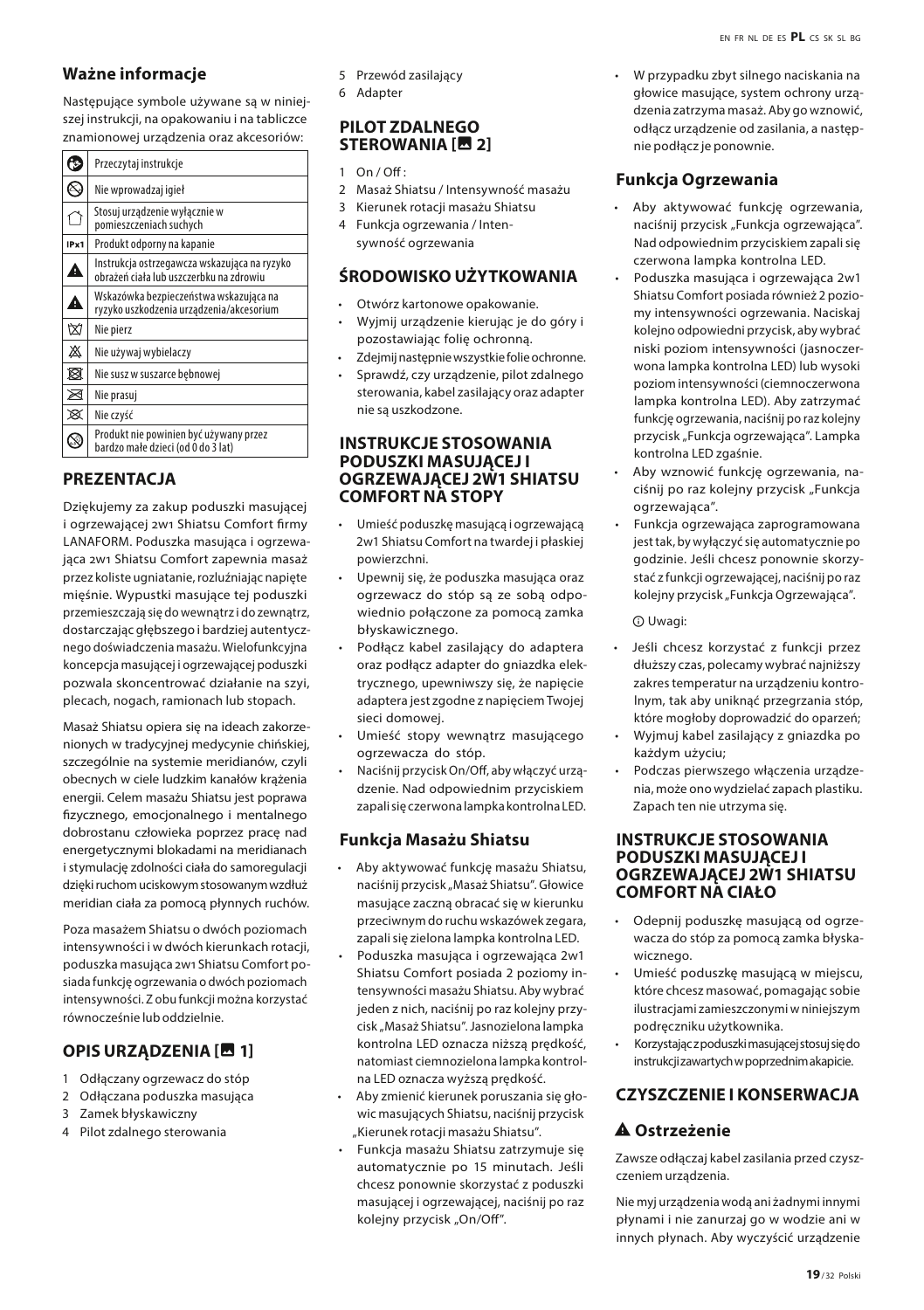## Ważne informacje

Następujące symbole używane są w niniejszej instrukcji, na opakowaniu i na tabliczce znamionowej urządzenia oraz akcesoriów:

| Symbol | Opis |
|---|---|
| | Przeczytaj instrukcje |
| | Nie wprowadzaj igieł |
| | Stosuj urządzenie wyłącznie w pomieszczeniach suchych |
| IPx1 | Produkt odporny na kapanie |
| | Instrukcja ostrzegawcza wskazująca na ryzyko obrażeń ciała lub uszczerbku na zdrowiu |
| | Wskazówka bezpieczeństwa wskazująca na ryzyko uszkodzenia urządzenia/akcesorium |
| | Nie pierz |
| | Nie używaj wybielaczy |
| | Nie susz w suszarce bębnowej |
| | Nie prasuj |
| | Nie czyść |
| | Produkt nie powinien być używany przez bardzo małe dzieci (od 0 do 3 lat) |

## PREZENTACJA

Dziękujemy za zakup poduszki masującej i ogrzewającej 2w1 Shiatsu Comfort firmy LANAFORM. Poduszka masująca i ogrzewająca 2w1 Shiatsu Comfort zapewnia masaż przez koliste ugniatanie, rozluźniając napięte mięśnie. Wypustki masujące tej poduszki przemieszczają się do wewnątrz i do zewnątrz, dostarczając głębszego i bardziej autentycznego doświadczenia masażu. Wielofunkcyjna koncepcja masującej i ogrzewającej poduszki pozwala skoncentrować działanie na szyi, plecach, nogach, ramionach lub stopach.

Masaż Shiatsu opiera się na ideach zakorzenionych w tradycyjnej medycynie chińskiej, szczególnie na systemie meridianów, czyli obecnych w ciele ludzkim kanałów krążenia energii. Celem masażu Shiatsu jest poprawa fizycznego, emocjonalnego i mentalnego dobrostanu człowieka poprzez pracę nad energetycznymi blokadami na meridianach i stymulację zdolności ciała do samoregulacji dzięki ruchom uciskowym stosowanym wzdłuż meridian ciała za pomocą płynnych ruchów.

Poza masażem Shiatsu o dwóch poziomach intensywności i w dwóch kierunkach rotacji, poduszka masująca 2w1 Shiatsu Comfort posiada funkcję ogrzewania o dwóch poziomach intensywności. Z obu funkcji można korzystać równocześnie lub oddzielnie.

## OPIS URZĄDZENIA [ 1]

1. Odłączany ogrzewacz do stóp
2. Odłączana poduszka masująca
3. Zamek błyskawiczny
4. Pilot zdalnego sterowania
5. Przewód zasilający
6. Adapter

## PILOT ZDALNEGO STEROWANIA [ 2]

1. On / Off :
2. Masaż Shiatsu / Intensywność masażu
3. Kierunek rotacji masażu Shiatsu
4. Funkcja ogrzewania / Intensywność ogrzewania

## ŚRODOWISKO UŻYTKOWANIA

- Otwórz kartonowe opakowanie.
- Wyjmij urządzenie kierując je do góry i pozostawiając folię ochronną.
- Zdejmij następnie wszystkie folie ochronne.
- Sprawdź, czy urządzenie, pilot zdalnego sterowania, kabel zasilający oraz adapter nie są uszkodzone.

## INSTRUKCJE STOSOWANIA PODUSZKI MASUJĄCEJ I OGRZEWAJĄCEJ 2W1 SHIATSU COMFORT NA STOPY

- Umieść poduszkę masującą i ogrzewającą 2w1 Shiatsu Comfort na twardej i płaskiej powierzchni.
- Upewnij się, że poduszka masująca oraz ogrzewacz do stóp są ze sobą odpowiednio połączone za pomocą zamka błyskawicznego.
- Podłącz kabel zasilający do adaptera oraz podłącz adapter do gniazdka elektrycznego, upewniwszy się, że napięcie adaptera jest zgodne z napięciem Twojej sieci domowej.
- Umieść stopy wewnątrz masującego ogrzewacza do stóp.
- Naciśnij przycisk On/Off, aby włączyć urządzenie. Nad odpowiednim przyciskiem zapali się czerwona lampka kontrolna LED.

### Funkcja Masażu Shiatsu

- Aby aktywować funkcję masażu Shiatsu, naciśnij przycisk „Masaż Shiatsu". Głowice masujące zaczną obracać się w kierunku przeciwnym do ruchu wskazówek zegara, zapali się zielona lampka kontrolna LED.
- Poduszka masująca i ogrzewająca 2w1 Shiatsu Comfort posiada 2 poziomy intensywności masażu Shiatsu. Aby wybrać jeden z nich, naciśnij po raz kolejny przycisk „Masaż Shiatsu". Jasnozielona lampka kontrolna LED oznacza niższą prędkość, natomiast ciemnozielona lampka kontrolna LED oznacza wyższą prędkość.
- Aby zmienić kierunek poruszania się głowic masujących Shiatsu, naciśnij przycisk „Kierunek rotacji masażu Shiatsu".
- Funkcja masażu Shiatsu zatrzymuje się automatycznie po 15 minutach. Jeśli chcesz ponownie skorzystać z poduszki masującej i ogrzewającej, naciśnij po raz kolejny przycisk „On/Off".
- W przypadku zbyt silnego naciskania na głowice masujące, system ochrony urządzenia zatrzyma masaż. Aby go wznowić, odłącz urządzenie od zasilania, a następnie podłącz je ponownie.

### Funkcja Ogrzewania

- Aby aktywować funkcję ogrzewania, naciśnij przycisk „Funkcja ogrzewająca". Nad odpowiednim przyciskiem zapali się czerwona lampka kontrolna LED.
- Poduszka masująca i ogrzewająca 2w1 Shiatsu Comfort posiada również 2 poziomy intensywności ogrzewania. Naciskaj kolejno odpowiedni przycisk, aby wybrać niski poziom intensywności (jasnoczerwona lampka kontrolna LED) lub wysoki poziom intensywności (ciemnoczerwona lampka kontrolna LED). Aby zatrzymać funkcję ogrzewania, naciśnij po raz kolejny przycisk „Funkcja ogrzewająca". Lampka kontrolna LED zgaśnie.
- Aby wznowić funkcję ogrzewania, naciśnij po raz kolejny przycisk „Funkcja ogrzewająca".
- Funkcja ogrzewająca zaprogramowana jest tak, by wyłączyć się automatycznie po godzinie. Jeśli chcesz ponownie skorzystać z funkcji ogrzewającej, naciśnij po raz kolejny przycisk „Funkcja Ogrzewająca".

ⓘ Uwagi:

- Jeśli chcesz korzystać z funkcji przez dłuższy czas, polecamy wybrać najniższy zakres temperatur na urządzeniu kontrolnym, tak aby uniknąć przegrzania stóp, które mogłoby doprowadzić do oparzeń;
- Wyjmuj kabel zasilający z gniazdka po każdym użyciu;
- Podczas pierwszego włączenia urządzenia, może ono wydzielać zapach plastiku. Zapach ten nie utrzyma się.

## INSTRUKCJE STOSOWANIA PODUSZKI MASUJĄCEJ I OGRZEWAJĄCEJ 2W1 SHIATSU COMFORT NA CIAŁO

- Odepnij poduszkę masującą od ogrzewacza do stóp za pomocą zamka błyskawicznego.
- Umieść poduszkę masującą w miejscu, które chcesz masować, pomagając sobie ilustracjami zamieszczonymi w niniejszym podręczniku użytkownika.
- Korzystając z poduszki masującej stosuj się do instrukcji zawartych w poprzednim akapicie.

## CZYSZCZENIE I KONSERWACJA

### ⚠ Ostrzeżenie

Zawsze odłączaj kabel zasilania przed czyszczeniem urządzenia.

Nie myj urządzenia wodą ani żadnymi innymi płynami i nie zanurzaj go w wodzie ani w innych płynach. Aby wyczyścić urządzenie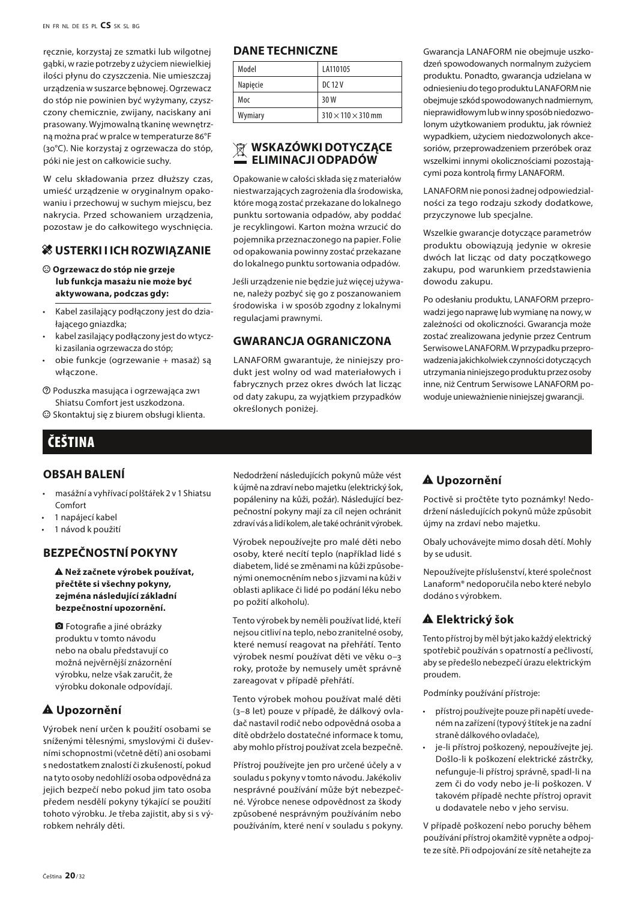ręcznie, korzystaj ze szmatki lub wilgotnej gąbki, w razie potrzeby z użyciem niewielkiej ilości płynu do czyszczenia. Nie umieszczaj urządzenia w suszarce bębnowej. Ogrzewacz do stóp nie powinien być wyżymany, czyszczony chemicznie, zwijany, naciskany ani prasowany. Wyjmowalną tkaninę wewnętrzną można prać w pralce w temperaturze 86°F (30°C). Nie korzystaj z ogrzewacza do stóp, póki nie jest on całkowicie suchy.

W celu składowania przez dłuższy czas, umieść urządzenie w oryginalnym opakowaniu i przechowuj w suchym miejscu, bez nakrycia. Przed schowaniem urządzenia, pozostaw je do całkowitego wyschnięcia.

## USTERKI I ICH ROZWIĄZANIE

☹ **Ogrzewacz do stóp nie grzeje lub funkcja masażu nie może być aktywowana, podczas gdy:**

- Kabel zasilający podłączony jest do działającego gniazdka;
- kabel zasilający podłączony jest do wtyczki zasilania ogrzewacza do stóp;
- obie funkcje (ogrzewanie + masaż) są włączone.

? Poduszka masująca i ogrzewająca 2w1 Shiatsu Comfort jest uszkodzona.

☺ Skontaktuj się z biurem obsługi klienta.

## DANE TECHNICZNE

| Model | LA110105 |
|---|---|
| Napięcie | DC 12 V |
| Moc | 30 W |
| Wymiary | 310 × 110 × 310 mm |

## WSKAZÓWKI DOTYCZĄCE ELIMINACJI ODPADÓW

Opakowanie w całości składa się z materiałów niestwarzających zagrożenia dla środowiska, które mogą zostać przekazane do lokalnego punktu sortowania odpadów, aby poddać je recyklingowi. Karton można wrzucić do pojemnika przeznaczonego na papier. Folie od opakowania powinny zostać przekazane do lokalnego punktu sortowania odpadów.

Jeśli urządzenie nie będzie już więcej używane, należy pozbyć się go z poszanowaniem środowiska i w sposób zgodny z lokalnymi regulacjami prawnymi.

## GWARANCJA OGRANICZONA

LANAFORM gwarantuje, że niniejszy produkt jest wolny od wad materiałowych i fabrycznych przez okres dwóch lat licząc od daty zakupu, za wyjątkiem przypadków określonych poniżej.

Gwarancja LANAFORM nie obejmuje uszkodzeń spowodowanych normalnym zużyciem produktu. Ponadto, gwarancja udzielana w odniesieniu do tego produktu LANAFORM nie obejmuje szkód spowodowanych nadmiernym, nieprawidłowym lub w inny sposób niedozwolonym użytkowaniem produktu, jak również wypadkiem, użyciem niedozwolonych akcesoriów, przeprowadzeniem przeróbek oraz wszelkimi innymi okolicznościami pozostającymi poza kontrolą firmy LANAFORM.

LANAFORM nie ponosi żadnej odpowiedzialności za tego rodzaju szkody dodatkowe, przyczynowe lub specjalne.

Wszelkie gwarancje dotyczące parametrów produktu obowiązują jedynie w okresie dwóch lat licząc od daty początkowego zakupu, pod warunkiem przedstawienia dowodu zakupu.

Po odesłaniu produktu, LANAFORM przeprowadzi jego naprawę lub wymianę na nowy, w zależności od okoliczności. Gwarancja może zostać zrealizowana jedynie przez Centrum Serwisowe LANAFORM. W przypadku przeprowadzenia jakichkolwiek czynności dotyczących utrzymania niniejszego produktu przez osoby inne, niż Centrum Serwisowe LANAFORM powoduje unieważnienie niniejszej gwarancji.

# ČEŠTINA

## OBSAH BALENÍ

- masážní a vyhřívací polštářek 2 v 1 Shiatsu Comfort
- 1 napájecí kabel
- 1 návod k použití

## BEZPEČNOSTNÍ POKYNY

▲ **Než začnete výrobek používat, přečtěte si všechny pokyny, zejména následující základní bezpečnostní upozornění.**

Fotografie a jiné obrázky produktu v tomto návodu nebo na obalu představují co možná nejvěrnější znázornění výrobku, nelze však zaručit, že výrobku dokonale odpovídají.

### ▲ Upozornění

Výrobek není určen k použití osobami se sníženými tělesnými, smyslovými či duševními schopnostmi (včetně dětí) ani osobami s nedostatkem znalostí či zkušeností, pokud na tyto osoby nedohlíží osoba odpovědná za jejich bezpečí nebo pokud jim tato osoba předem nesdělí pokyny týkající se použití tohoto výrobku. Je třeba zajistit, aby si s výrobkem nehrály děti.

Nedodržení následujících pokynů může vést k újmě na zdraví nebo majetku (elektrický šok, popáleniny na kůži, požár). Následující bezpečnostní pokyny mají za cíl nejen ochránit zdraví vás a lidí kolem, ale také ochránit výrobek.

Výrobek nepoužívejte pro malé děti nebo osoby, které necítí teplo (například lidé s diabetem, lidé se změnami na kůži způsobenými onemocněním nebo s jizvami na kůži v oblasti aplikace či lidé po podání léku nebo po požití alkoholu).

Tento výrobek by neměli používat lidé, kteří nejsou citliví na teplo, nebo zranitelné osoby, které nemusí reagovat na přehřátí. Tento výrobek nesmí používat děti ve věku 0–3 roky, protože by nemusely umět správně zareagovat v případě přehřátí.

Tento výrobek mohou používat malé děti (3–8 let) pouze v případě, že dálkový ovladač nastavil rodič nebo odpovědná osoba a dítě obdrželo dostatečné informace k tomu, aby mohlo přístroj používat zcela bezpečně.

Přístroj používejte jen pro určené účely a v souladu s pokyny v tomto návodu. Jakékoliv nesprávné používání může být nebezpečné. Výrobce nenese odpovědnost za škody způsobené nesprávným používáním nebo používáním, které není v souladu s pokyny.

### ▲ Upozornění

Poctivě si pročtěte tyto poznámky! Nedodržení následujících pokynů může způsobit újmy na zdraví nebo majetku.

Obaly uchovávejte mimo dosah dětí. Mohly by se udusit.

Nepoužívejte příslušenství, které společnost Lanaform® nedoporučila nebo které nebylo dodáno s výrobkem.

### ▲ Elektrický šok

Tento přístroj by měl být jako každý elektrický spotřebič používán s opatrností a pečlivostí, aby se předešlo nebezpečí úrazu elektrickým proudem.

Podmínky používání přístroje:

- přístroj používejte pouze při napětí uvedeném na zařízení (typový štítek je na zadní straně dálkového ovladače),
- je-li přístroj poškozený, nepoužívejte jej. Došlo-li k poškození elektrické zástrčky, nefunguje-li přístroj správně, spadl-li na zem či do vody nebo je-li poškozen. V takovém případě nechte přístroj opravit u dodavatele nebo v jeho servisu.

V případě poškození nebo poruchy během používání přístroj okamžitě vypněte a odpojte ze sítě. Při odpojování ze sítě netahejte za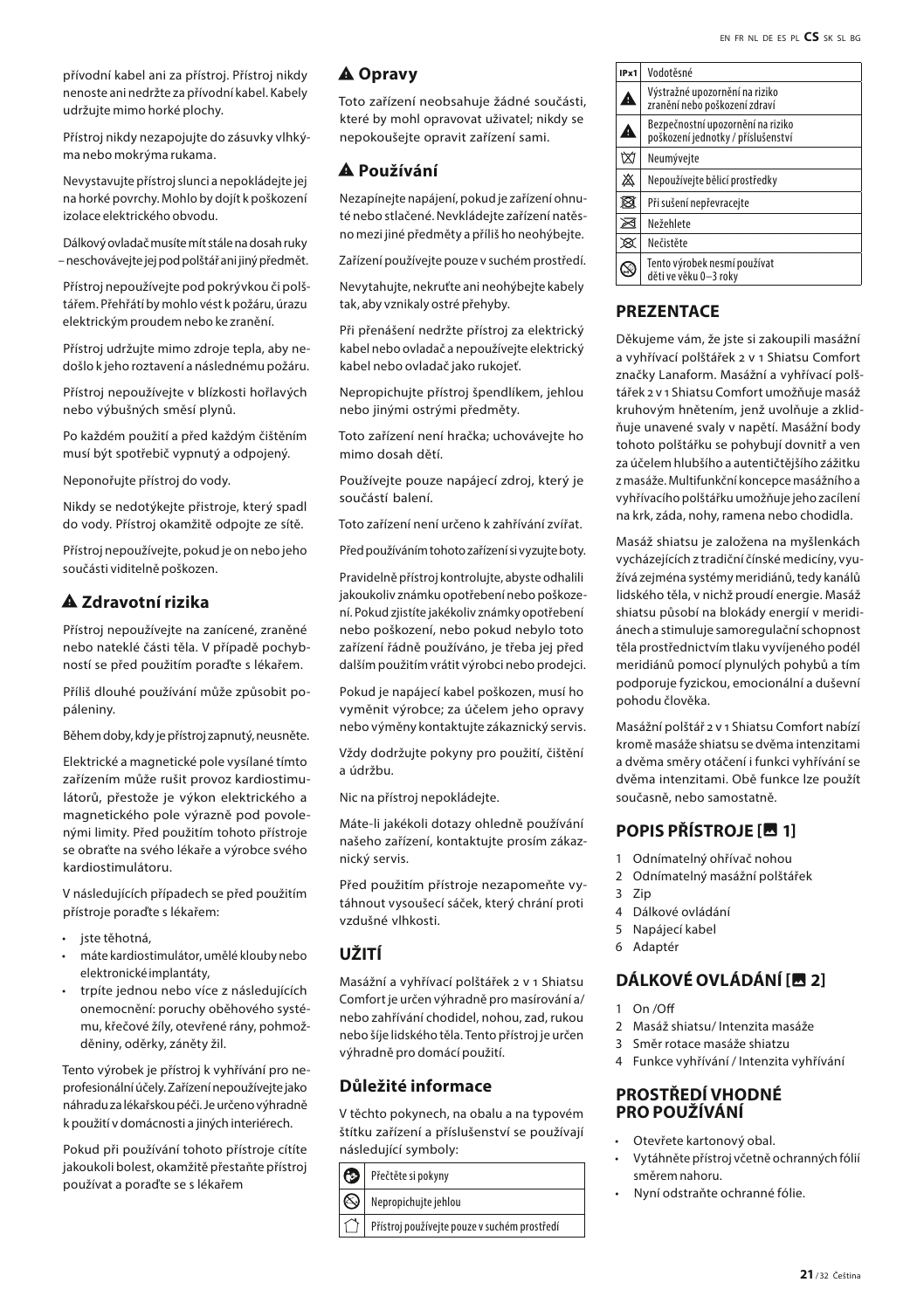přívodní kabel ani za přístroj. Přístroj nikdy nenoste ani nedržte za přívodní kabel. Kabely udržujte mimo horké plochy.

Přístroj nikdy nezapojujte do zásuvky vlhkýma nebo mokrýma rukama.

Nevystavujte přístroj slunci a nepokládejte jej na horké povrchy. Mohlo by dojít k poškození izolace elektrického obvodu.

Dálkový ovladač musíte mít stále na dosah ruky – neschovávejte jej pod polštář ani jiný předmět.

Přístroj nepoužívejte pod pokrývkou či polštářem. Přehřátí by mohlo vést k požáru, úrazu elektrickým proudem nebo ke zranění.

Přístroj udržujte mimo zdroje tepla, aby nedošlo k jeho roztavení a následnému požáru.

Přístroj nepoužívejte v blízkosti hořlavých nebo výbušných směsí plynů.

Po každém použití a před každým čištěním musí být spotřebič vypnutý a odpojený.

Neponořujte přístroj do vody.

Nikdy se nedotýkejte přístroje, který spadl do vody. Přístroj okamžitě odpojte ze sítě.

Přístroj nepoužívejte, pokud je on nebo jeho součásti viditelně poškozen.

## ⚠ Zdravotní rizika

Přístroj nepoužívejte na zanícené, zraněné nebo nateklé části těla. V případě pochybností se před použitím poraďte s lékařem.

Příliš dlouhé používání může způsobit popáleniny.

Během doby, kdy je přístroj zapnutý, neusněte.

Elektrické a magnetické pole vysílané tímto zařízením může rušit provoz kardiostimulátorů, přestože je výkon elektrického a magnetického pole výrazně pod povolenými limity. Před použitím tohoto přístroje se obraťte na svého lékaře a výrobce svého kardiostimulátoru.

V následujících případech se před použitím přístroje poraďte s lékařem:

- jste těhotná,
- máte kardiostimulátor, umělé klouby nebo elektronické implantáty,
- trpíte jednou nebo více z následujících onemocnění: poruchy oběhového systému, křečové žíly, otevřené rány, pohmožděniny, oděrky, záněty žil.

Tento výrobek je přístroj k vyhřívání pro neprofesionální účely. Zařízení nepoužívejte jako náhradu za lékařskou péči. Je určeno výhradně k použití v domácnosti a jiných interiérech.

Pokud při používání tohoto přístroje cítíte jakoukoli bolest, okamžitě přestaňte přístroj používat a poraďte se s lékařem

## ⚠ Opravy

Toto zařízení neobsahuje žádné součásti, které by mohl opravovat uživatel; nikdy se nepokoušejte opravit zařízení sami.

## ⚠ Používání

Nezapínejte napájení, pokud je zařízení ohnuté nebo stlačené. Nevkládejte zařízení natěsno mezi jiné předměty a příliš ho neohýbejte.

Zařízení používejte pouze v suchém prostředí.

Nevytahujte, nekruťte ani neohýbejte kabely tak, aby vznikaly ostré přehyby.

Při přenášení nedržte přístroj za elektrický kabel nebo ovladač a nepoužívejte elektrický kabel nebo ovladač jako rukojeť.

Nepropichujte přístroj špendlíkem, jehlou nebo jinými ostrými předměty.

Toto zařízení není hračka; uchovávejte ho mimo dosah dětí.

Používejte pouze napájecí zdroj, který je součástí balení.

Toto zařízení není určeno k zahřívání zvířat.

Před používáním tohoto zařízení si vyzujte boty.

Pravidelně přístroj kontrolujte, abyste odhalili jakoukoliv známku opotřebení nebo poškození. Pokud zjistíte jakékoliv známky opotřebení nebo poškození, nebo pokud nebylo toto zařízení řádně používáno, je třeba jej před dalším použitím vrátit výrobci nebo prodejci.

Pokud je napájecí kabel poškozen, musí ho vyměnit výrobce; za účelem jeho opravy nebo výměny kontaktujte zákaznický servis.

Vždy dodržujte pokyny pro použití, čištění a údržbu.

Nic na přístroj nepokládejte.

Máte-li jakékoli dotazy ohledně používání našeho zařízení, kontaktujte prosím zákaznický servis.

Před použitím přístroje nezapomeňte vytáhnout vysoušecí sáček, který chrání proti vzdušné vlhkosti.

## UŽITÍ

Masážní a vyhřívací polštářek 2 v 1 Shiatsu Comfort je určen výhradně pro masírování a/nebo zahřívání chodidel, nohou, zad, rukou nebo šíje lidského těla. Tento přístroj je určen výhradně pro domácí použití.

### Důležité informace

V těchto pokynech, na obalu a na typovém štítku zařízení a příslušenství se používají následující symboly:

| Symbol | Význam |
|---|---|
| | Přečtěte si pokyny |
| | Nepropichujte jehlou |
| | Přístroj používejte pouze v suchém prostředí |
| IPx1 | Vodotěsné |
| ⚠ | Výstražné upozornění na riziko zranění nebo poškození zdraví |
| ⚠ | Bezpečnostní upozornění na riziko poškození jednotky / příslušenství |
| | Neumývejte |
| | Nepoužívejte bělicí prostředky |
| | Při sušení nepřevracejte |
| | Nežehlete |
| | Nečistěte |
| | Tento výrobek nesmí používat děti ve věku 0–3 roky |

## PREZENTACE

Děkujeme vám, že jste si zakoupili masážní a vyhřívací polštářek 2 v 1 Shiatsu Comfort značky Lanaform. Masážní a vyhřívací polštářek 2 v 1 Shiatsu Comfort umožňuje masáž kruhovým hnětením, jenž uvolňuje a zklidňuje unavené svaly v napětí. Masážní body tohoto polštářku se pohybují dovnitř a ven za účelem hlubšího a autentičtějšího zážitku z masáže. Multifunkční koncepce masážního a vyhřívacího polštářku umožňuje jeho zacílení na krk, záda, nohy, ramena nebo chodidla.

Masáž shiatsu je založena na myšlenkách vycházejících z tradiční čínské medicíny, využívá zejména systémy meridiánů, tedy kanálů lidského těla, v nichž proudí energie. Masáž shiatsu působí na blokády energií v meridiánech a stimuluje samoregulační schopnost těla prostřednictvím tlaku vyvíjeného podél meridiánů pomocí plynulých pohybů a tím podporuje fyzickou, emocionální a duševní pohodu člověka.

Masážní polštář 2 v 1 Shiatsu Comfort nabízí kromě masáže shiatsu se dvěma intenzitami a dvěma směry otáčení i funkci vyhřívání se dvěma intenzitami. Obě funkce lze použít současně, nebo samostatně.

## POPIS PŘÍSTROJE [ 1]

1 Odnímatelný ohřívač nohou
2 Odnímatelný masážní polštářek
3 Zip
4 Dálkové ovládání
5 Napájecí kabel
6 Adaptér

## DÁLKOVÉ OVLÁDÁNÍ [ 2]

1 On /Off
2 Masáž shiatsu/ Intenzita masáže
3 Směr rotace masáže shiatsu
4 Funkce vyhřívání / Intenzita vyhřívání

## PROSTŘEDÍ VHODNÉ PRO POUŽÍVÁNÍ

- Otevřete kartonový obal.
- Vytáhněte přístroj včetně ochranných fólií směrem nahoru.
- Nyní odstraňte ochranné fólie.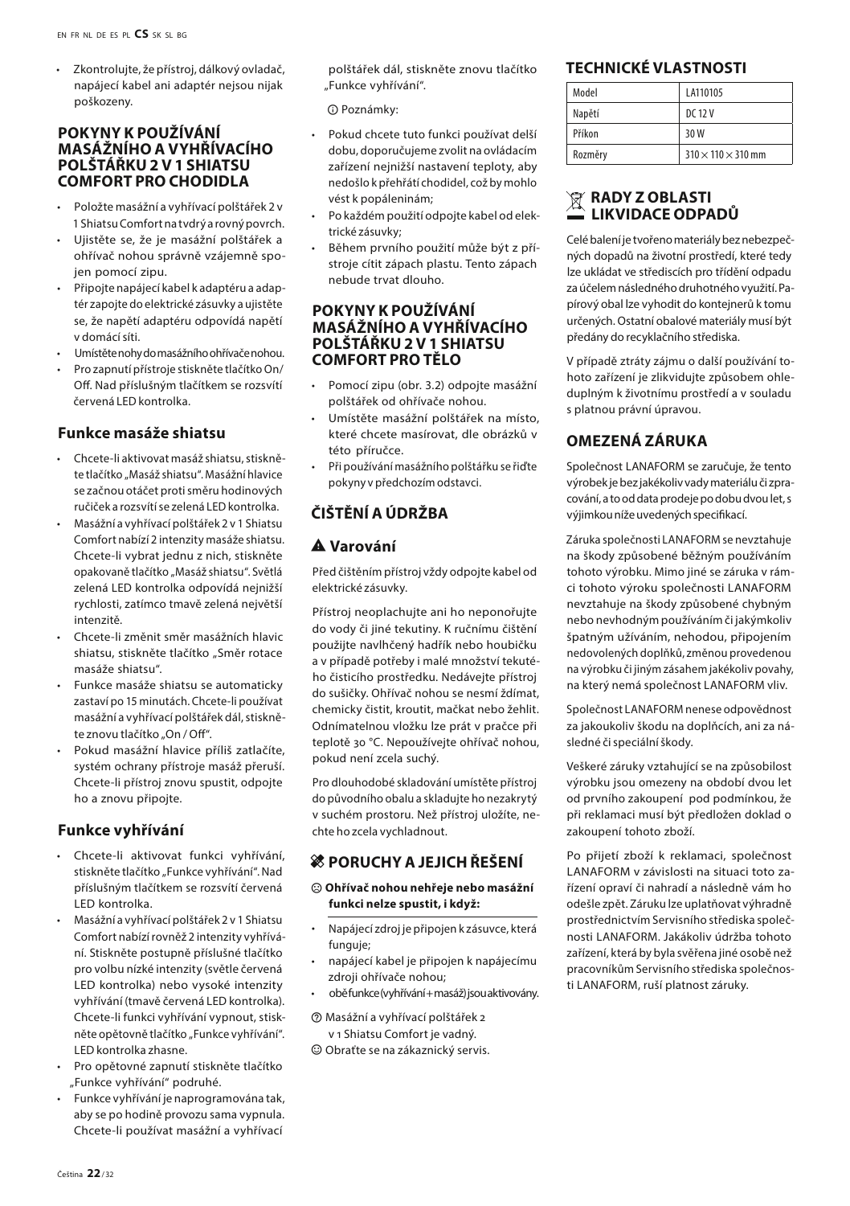- Zkontrolujte, že přístroj, dálkový ovladač, napájecí kabel ani adaptér nejsou nijak poškozeny.

## POKYNY K POUŽÍVÁNÍ MASÁŽNÍHO A VYHŘÍVACÍHO POLŠTÁŘKU 2 V 1 SHIATSU COMFORT PRO CHODIDLA

- Položte masážní a vyhřívací polštářek 2 v 1 Shiatsu Comfort na tvrdý a rovný povrch.
- Ujistěte se, že je masážní polštářek a ohřívač nohou správně vzájemně spojen pomocí zipu.
- Připojte napájecí kabel k adaptéru a adaptér zapojte do elektrické zásuvky a ujistěte se, že napětí adaptéru odpovídá napětí v domácí síti.
- Umístěte nohy do masážního ohřívače nohou.
- Pro zapnutí přístroje stiskněte tlačítko On/Off. Nad příslušným tlačítkem se rozsvítí červená LED kontrolka.

### Funkce masáže shiatsu

- Chcete-li aktivovat masáž shiatsu, stiskněte tlačítko „Masáž shiatsu". Masážní hlavice se začnou otáčet proti směru hodinových ručiček a rozsvítí se zelená LED kontrolka.
- Masážní a vyhřívací polštářek 2 v 1 Shiatsu Comfort nabízí 2 intenzity masáže shiatsu. Chcete-li vybrat jednu z nich, stiskněte opakovaně tlačítko „Masáž shiatsu". Světlá zelená LED kontrolka odpovídá nejnižší rychlosti, zatímco tmavě zelená největší intenzitě.
- Chcete-li změnit směr masážních hlavic shiatsu, stiskněte tlačítko „Směr rotace masáže shiatsu".
- Funkce masáže shiatsu se automaticky zastaví po 15 minutách. Chcete-li používat masážní a vyhřívací polštářek dál, stiskněte znovu tlačítko „On / Off".
- Pokud masážní hlavice příliš zatlačíte, systém ochrany přístroje masáž přeruší. Chcete-li přístroj znovu spustit, odpojte ho a znovu připojte.

### Funkce vyhřívání

- Chcete-li aktivovat funkci vyhřívání, stiskněte tlačítko „Funkce vyhřívání". Nad příslušným tlačítkem se rozsvítí červená LED kontrolka.
- Masážní a vyhřívací polštářek 2 v 1 Shiatsu Comfort nabízí rovněž 2 intenzity vyhřívání. Stiskněte postupně příslušné tlačítko pro volbu nízké intenzity (světle červená LED kontrolka) nebo vysoké intenzity vyhřívání (tmavě červená LED kontrolka). Chcete-li funkci vyhřívání vypnout, stiskněte opětovně tlačítko „Funkce vyhřívání". LED kontrolka zhasne.
- Pro opětovné zapnutí stiskněte tlačítko „Funkce vyhřívání" podruhé.
- Funkce vyhřívání je naprogramována tak, aby se po hodině provozu sama vypnula. Chcete-li používat masážní a vyhřívací polštářek dál, stiskněte znovu tlačítko „Funkce vyhřívání".

ⓘ Poznámky:

- Pokud chcete tuto funkci používat delší dobu, doporučujeme zvolit na ovládacím zařízení nejnižší nastavení teploty, aby nedošlo k přehřátí chodidel, což by mohlo vést k popáleninám;
- Po každém použití odpojte kabel od elektrické zásuvky;
- Během prvního použití může být z přístroje cítit zápach plastu. Tento zápach nebude trvat dlouho.

## POKYNY K POUŽÍVÁNÍ MASÁŽNÍHO A VYHŘÍVACÍHO POLŠTÁŘKU 2 V 1 SHIATSU COMFORT PRO TĚLO

- Pomocí zipu (obr. 3.2) odpojte masážní polštářek od ohřívače nohou.
- Umístěte masážní polštářek na místo, které chcete masírovat, dle obrázků v této příručce.
- Při používání masážního polštářku se řiďte pokyny v předchozím odstavci.

## ČIŠTĚNÍ A ÚDRŽBA

### ⚠ Varování

Před čištěním přístroj vždy odpojte kabel od elektrické zásuvky.

Přístroj neoplachujte ani ho neponořujte do vody či jiné tekutiny. K ručnímu čištění použijte navlhčený hadřík nebo houbičku a v případě potřeby i malé množství tekutého čisticího prostředku. Nedávejte přístroj do sušičky. Ohřívač nohou se nesmí ždímat, chemicky čistit, kroutit, mačkat nebo žehlit. Odnímatelnou vložku lze prát v pračce při teplotě 30 °C. Nepoužívejte ohřívač nohou, pokud není zcela suchý.

Pro dlouhodobé skladování umístěte přístroj do původního obalu a skladujte ho nezakrytý v suchém prostoru. Než přístroj uložíte, nechte ho zcela vychladnout.

## PORUCHY A JEJICH ŘEŠENÍ

☹ **Ohřívač nohou nehřeje nebo masážní funkci nelze spustit, i když:**

- Napájecí zdroj je připojen k zásuvce, která funguje;
- napájecí kabel je připojen k napájecímu zdroji ohřívače nohou;
- obě funkce (vyhřívání + masáž) jsou aktivovány.

? Masážní a vyhřívací polštářek 2 v 1 Shiatsu Comfort je vadný.

☺ Obraťte se na zákaznický servis.

## TECHNICKÉ VLASTNOSTI

| Model | LA110105 |
|---|---|
| Napětí | DC 12 V |
| Příkon | 30 W |
| Rozměry | 310 × 110 × 310 mm |

## RADY Z OBLASTI LIKVIDACE ODPADŮ

Celé balení je tvořeno materiály bez nebezpečných dopadů na životní prostředí, které tedy lze ukládat ve střediscích pro třídění odpadu za účelem následného druhotného využití. Papírový obal lze vyhodit do kontejnerů k tomu určených. Ostatní obalové materiály musí být předány do recyklačního střediska.

V případě ztráty zájmu o další používání tohoto zařízení je zlikvidujte způsobem ohleduplným k životnímu prostředí a v souladu s platnou právní úpravou.

## OMEZENÁ ZÁRUKA

Společnost LANAFORM se zaručuje, že tento výrobek je bez jakékoliv vady materiálu či zpracování, a to od data prodeje po dobu dvou let, s výjimkou níže uvedených specifikací.

Záruka společnosti LANAFORM se nevztahuje na škody způsobené běžným používáním tohoto výrobku. Mimo jiné se záruka v rámci tohoto výroku společnosti LANAFORM nevztahuje na škody způsobené chybným nebo nevhodným používáním či jakýmkoliv špatným užíváním, nehodou, připojením nedovolených doplňků, změnou provedenou na výrobku či jiným zásahem jakékoliv povahy, na který nemá společnost LANAFORM vliv.

Společnost LANAFORM nenese odpovědnost za jakoukoliv škodu na doplňcích, ani za následné či speciální škody.

Veškeré záruky vztahující se na způsobilost výrobku jsou omezeny na období dvou let od prvního zakoupení pod podmínkou, že při reklamaci musí být předložen doklad o zakoupení tohoto zboží.

Po přijetí zboží k reklamaci, společnost LANAFORM v závislosti na situaci toto zařízení opraví či nahradí a následně vám ho odešle zpět. Záruku lze uplatňovat výhradně prostřednictvím Servisního střediska společnosti LANAFORM. Jakákoliv údržba tohoto zařízení, která by byla svěřena jiné osobě než pracovníkům Servisního střediska společnosti LANAFORM, ruší platnost záruky.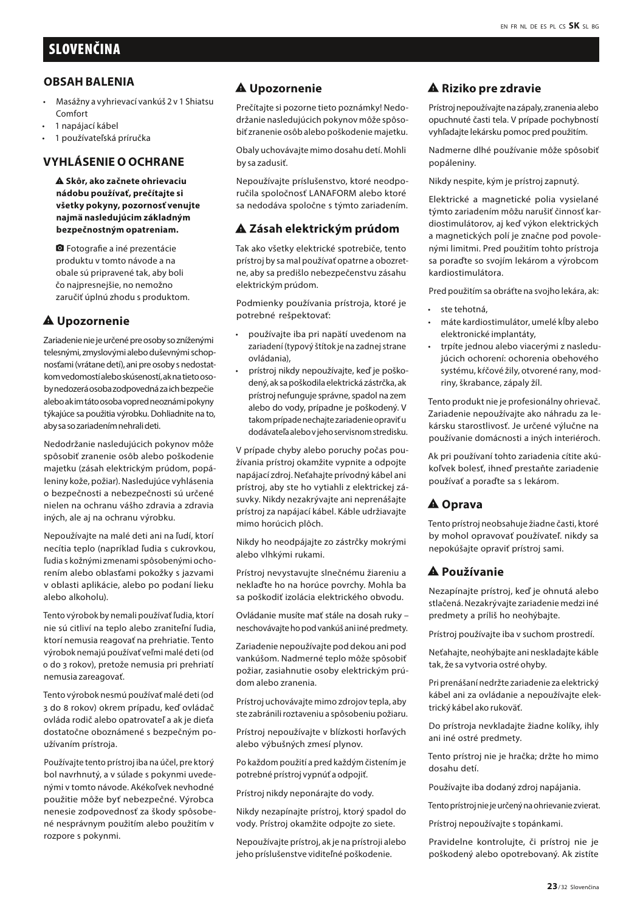# SLOVENČINA

## OBSAH BALENIA

- Masážny a vyhrievací vankúš 2 v 1 Shiatsu Comfort
- 1 napájací kábel
- 1 používateľská príručka

## VYHLÁSENIE O OCHRANE

**⚠ Skôr, ako začnete ohrievaciu nádobu používať, prečítajte si všetky pokyny, pozornosť venujte najmä nasledujúcim základným bezpečnostným opatreniam.**

Fotografie a iné prezentácie produktu v tomto návode a na obale sú pripravené tak, aby boli čo najpresnejšie, no nemožno zaručiť úplnú zhodu s produktom.

## ⚠ Upozornenie

Zariadenie nie je určené pre osoby so zníženými telesnými, zmyslovými alebo duševnými schopnosťami (vrátane detí), ani pre osoby s nedostatkom vedomostí alebo skúseností, ak na tieto osoby nedozerá osoba zodpovedná za ich bezpečie alebo ak im táto osoba vopred neoznámi pokyny týkajúce sa použitia výrobku. Dohliadnite na to, aby sa so zariadením nehrali deti.

Nedodržanie nasledujúcich pokynov môže spôsobiť zranenie osôb alebo poškodenie majetku (zásah elektrickým prúdom, popáleniny kože, požiar). Nasledujúce vyhlásenia o bezpečnosti a nebezpečnosti sú určené nielen na ochranu vášho zdravia a zdravia iných, ale aj na ochranu výrobku.

Nepoužívajte na malé deti ani na ľudí, ktorí necítia teplo (napríklad ľudia s cukrovkou, ľudia s kožnými zmenami spôsobenými ochorením alebo oblasťami pokožky s jazvami v oblasti aplikácie, alebo po podaní lieku alebo alkoholu).

Tento výrobok by nemali používať ľudia, ktorí nie sú citliví na teplo alebo zraniteľní ľudia, ktorí nemusia reagovať na prehriatie. Tento výrobok nemajú používať veľmi malé deti (od 0 do 3 rokov), pretože nemusia pri prehriatí nemusia zareagovať.

Tento výrobok nesmú používať malé deti (od 3 do 8 rokov) okrem prípadu, keď ovládač ovláda rodič alebo opatrovateľ a ak je dieťa dostatočne oboznámené s bezpečným používaním prístroja.

Používajte tento prístroj iba na účel, pre ktorý bol navrhnutý, a v súlade s pokynmi uvedenými v tomto návode. Akékoľvek nevhodné použitie môže byť nebezpečné. Výrobca nenesie zodpovednosť za škody spôsobené nesprávnym použitím alebo použitím v rozpore s pokynmi.

## ⚠ Upozornenie

Prečítajte si pozorne tieto poznámky! Nedodržanie nasledujúcich pokynov môže spôsobiť zranenie osôb alebo poškodenie majetku.

Obaly uchovávajte mimo dosahu detí. Mohli by sa zadusiť.

Nepoužívajte príslušenstvo, ktoré neodporučila spoločnosť LANAFORM alebo ktoré sa nedodáva spoločne s týmto zariadením.

## ⚠ Zásah elektrickým prúdom

Tak ako všetky elektrické spotrebiče, tento prístroj by sa mal používať opatrne a obozretne, aby sa predišlo nebezpečenstvu zásahu elektrickým prúdom.

Podmienky používania prístroja, ktoré je potrebné rešpektovať:

- používajte iba pri napätí uvedenom na zariadení (typový štítok je na zadnej strane ovládania),
- prístroj nikdy nepoužívajte, keď je poškodený, ak sa poškodila elektrická zástrčka, ak prístroj nefunguje správne, spadol na zem alebo do vody, prípadne je poškodený. V takom prípade nechajte zariadenie opraviť u dodávateľa alebo v jeho servisnom stredisku.

V prípade chyby alebo poruchy počas používania prístroj okamžite vypnite a odpojte napájací zdroj. Neťahajte prívodný kábel ani prístroj, aby ste ho vytiahli z elektrickej zásuvky. Nikdy nezakrývajte ani neprenášajte prístroj za napájací kábel. Káble udržiavajte mimo horúcich plôch.

Nikdy ho neodpájajte zo zástrčky mokrými alebo vlhkými rukami.

Prístroj nevystavujte slnečnému žiareniu a neklaďte ho na horúce povrchy. Mohla ba sa poškodiť izolácia elektrického obvodu.

Ovládanie musíte mať stále na dosah ruky – neschovávajte ho pod vankúš ani iné predmety.

Zariadenie nepoužívajte pod dekou ani pod vankúšom. Nadmerné teplo môže spôsobiť požiar, zasiahnutie osoby elektrickým prúdom alebo zranenia.

Prístroj uchovávajte mimo zdrojov tepla, aby ste zabránili roztaveniu a spôsobeniu požiaru.

Prístroj nepoužívajte v blízkosti horľavých alebo výbušných zmesí plynov.

Po každom použití a pred každým čistením je potrebné prístroj vypnúť a odpojiť.

Prístroj nikdy neponárajte do vody.

Nikdy nezapínajte prístroj, ktorý spadol do vody. Prístroj okamžite odpojte zo siete.

Nepoužívajte prístroj, ak je na prístroji alebo jeho príslušenstve viditeľné poškodenie.

## ⚠ Riziko pre zdravie

Prístroj nepoužívajte na zápaly, zranenia alebo opuchnuté časti tela. V prípade pochybností vyhľadajte lekársku pomoc pred použitím.

Nadmerne dlhé používanie môže spôsobiť popáleniny.

Nikdy nespite, kým je prístroj zapnutý.

Elektrické a magnetické polia vysielané týmto zariadením môžu narušiť činnosť kardiostimulátorov, aj keď výkon elektrických a magnetických polí je značne pod povolenými limitmi. Pred použitím tohto prístroja sa poraďte so svojím lekárom a výrobcom kardiostimulátora.

Pred použitím sa obráťte na svojho lekára, ak:

- ste tehotná,
- máte kardiostimulátor, umelé kĺby alebo elektronické implantáty,
- trpíte jednou alebo viacerými z nasledujúcich ochorení: ochorenia obehového systému, kŕčové žily, otvorené rany, modriny, škrabance, zápaly žíl.

Tento produkt nie je profesionálny ohrievač. Zariadenie nepoužívajte ako náhradu za lekársku starostlivosť. Je určené výlučne na používanie domácnosti a iných interiéroch.

Ak pri používaní tohto zariadenia cítite akúkoľvek bolesť, ihneď prestaňte zariadenie používať a poraďte sa s lekárom.

## ⚠ Oprava

Tento prístroj neobsahuje žiadne časti, ktoré by mohol opravovať používateľ. nikdy sa nepokúšajte opraviť prístroj sami.

## ⚠ Používanie

Nezapínajte prístroj, keď je ohnutá alebo stlačená. Nezakrývajte zariadenie medzi iné predmety a príliš ho neohýbajte.

Prístroj používajte iba v suchom prostredí.

Neťahajte, neohýbajte ani neskladajte káble tak, že sa vytvoria ostré ohyby.

Pri prenášaní nedržte zariadenie za elektrický kábel ani za ovládanie a nepoužívajte elektrický kábel ako rukoväť.

Do prístroja nevkladajte žiadne kolíky, ihly ani iné ostré predmety.

Tento prístroj nie je hračka; držte ho mimo dosahu detí.

Používajte iba dodaný zdroj napájania.

Tento prístroj nie je určený na ohrievanie zvierat.

Prístroj nepoužívajte s topánkami.

Pravidelne kontrolujte, či prístroj nie je poškodený alebo opotrebovaný. Ak zistíte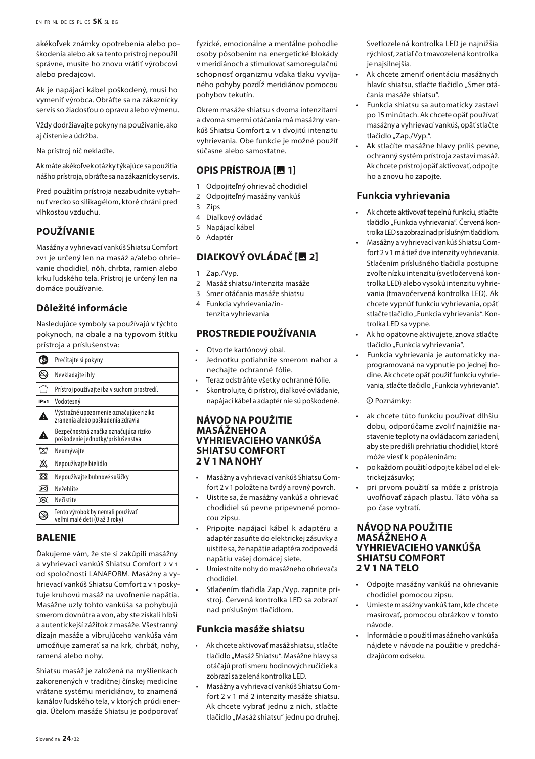akékoľvek známky opotrebenia alebo poškodenia alebo ak sa tento prístroj nepoužil správne, musíte ho znovu vrátiť výrobcovi alebo predajcovi.

Ak je napájací kábel poškodený, musí ho vymeniť výrobca. Obráťte sa na zákaznícky servis so žiadosťou o opravu alebo výmenu.

Vždy dodržiavajte pokyny na používanie, ako aj čistenie a údržba.

Na prístroj nič nekladťe.

Ak máte akékoľvek otázky týkajúce sa použitia nášho prístroja, obráťte sa na zákaznícky servis.

Pred použitím prístroja nezabudnite vytiahnuť vrecko so silikagélom, ktoré chráni pred vlhkosťou vzduchu.

## POUŽÍVANIE

Masážny a vyhrievací vankúš Shiatsu Comfort 2v1 je určený len na masáž a/alebo ohrievanie chodidiel, nôh, chrbta, ramien alebo krku ľudského tela. Prístroj je určený len na domáce používanie.

### Dôležité informácie

Nasledujúce symboly sa používajú v týchto pokynoch, na obale a na typovom štítku prístroja a príslušenstva:

| Symbol | Význam |
|---|---|
| | Prečítajte si pokyny |
| | Nevkladajte ihly |
| | Prístroj používajte iba v suchom prostredí. |
| IPx1 | Vodotesný |
| | Výstražné upozornenie označujúce riziko zranenia alebo poškodenia zdravia |
| | Bezpečnostná značka označujúca riziko poškodenie jednotky/príslušenstva |
| | Neumývajte |
| | Nepoužívajte bielidlo |
| | Nepoužívajte bubnové sušičky |
| | Nežehlite |
| | Nečistite |
| | Tento výrobok by nemali používať veľmi malé deti (0 až 3 roky) |

## BALENIE

Ďakujeme vám, že ste si zakúpili masážny a vyhrievací vankúš Shiatsu Comfort 2 v 1 od spoločnosti LANAFORM. Masážny a vyhrievací vankúš Shiatsu Comfort 2 v 1 poskytuje kruhovú masáž na uvoľnenie napätia. Masážne uzly tohto vankúša sa pohybujú smerom dovnútra a von, aby ste získali hlbší a autentickejší zážitok z masáže. Všestranný dizajn masáže a vibrujúceho vankúša vám umožňuje zamerať sa na krk, chrbát, nohy, ramená alebo nohy.

Shiatsu masáž je založená na myšlienkach zakorenených v tradičnej čínskej medicíne vrátane systému meridiánov, to znamená kanálov ľudského tela, v ktorých prúdi energia. Účelom masáže Shiatsu je podporovať fyzické, emocionálne a mentálne pohodlie osoby pôsobením na energetické blokády v meridiánoch a stimulovať samoregulačnú schopnosť organizmu vďaka tlaku vyvíjaného pohyby pozdĺž meridiánov pomocou pohybov tekutín.

Okrem masáže shiatsu s dvoma intenzitami a dvoma smermi otáčania má masážny vankúš Shiatsu Comfort 2 v 1 dvojitú intenzitu vyhrievania. Obe funkcie je možné použiť súčasne alebo samostatne.

## OPIS PRÍSTROJA [ 1]

1. Odpojiteľný ohrievač chodidiel
2. Odpojiteľný masážny vankúš
3. Zips
4. Diaľkový ovládač
5. Napájací kábel
6. Adaptér

## DIAĽKOVÝ OVLÁDAČ [ 2]

1. Zap./Vyp.
2. Masáž shiatsu/intenzita masáže
3. Smer otáčania masáže shiatsu
4. Funkcia vyhrievania/intenzita vyhrievania

## PROSTREDIE POUŽÍVANIA

- Otvorte kartónový obal.
- Jednotku potiahnite smerom nahor a nechajte ochranné fólie.
- Teraz odstráňte všetky ochranné fólie.
- Skontrolujte, či prístroj, diaľkové ovládanie, napájací kábel a adaptér nie sú poškodené.

## NÁVOD NA POUŽITIE MASÁŽNEHO A VYHRIEVACIEHO VANKÚŠA SHIATSU COMFORT 2 V 1 NA NOHY

- Masážny a vyhrievací vankúš Shiatsu Comfort 2 v 1 položte na tvrdý a rovný povrch.
- Uistite sa, že masážny vankúš a ohrievač chodidiel sú pevne pripevnené pomocou zipsu.
- Pripojte napájací kábel k adaptéru a adaptér zasuňte do elektrickej zásuvky a uistite sa, že napätie adaptéra zodpovedá napätiu vašej domácej siete.
- Umiestnite nohy do masážneho ohrievača chodidiel.
- Stlačením tlačidla Zap./Vyp. zapnite prístroj. Červená kontrolka LED sa zobrazí nad príslušným tlačidlom.

### Funkcia masáže shiatsu

- Ak chcete aktivovať masáž shiatsu, stlačte tlačidlo „Masáž Shiatsu". Masážne hlavy sa otáčajú proti smeru hodinových ručičiek a zobrazí sa zelená kontrolka LED.
- Masážny a vyhrievací vankúš Shiatsu Comfort 2 v 1 má 2 intenzity masáže shiatsu. Ak chcete vybrať jednu z nich, stlačte tlačidlo „Masáž shiatsu" jednu po druhej. Svetlozelená kontrolka LED je najnižšia rýchlosť, zatiaľ čo tmavozelená kontrolka je najsilnejšia.
- Ak chcete zmeniť orientáciu masážnych hlavíc shiatsu, stlačte tlačidlo „Smer otáčania masáže shiatsu".
- Funkcia shiatsu sa automaticky zastaví po 15 minútach. Ak chcete opäť používať masážny a vyhrievací vankúš, opäť stlačte tlačidlo „Zap./Vyp.".
- Ak stlačíte masážne hlavy príliš pevne, ochranný systém prístroja zastaví masáž. Ak chcete prístroj opäť aktivovať, odpojte ho a znovu ho zapojte.

### Funkcia vyhrievania

- Ak chcete aktivovať tepelnú funkciu, stlačte tlačidlo „Funkcia vyhrievania". Červená kontrolka LED sa zobrazí nad príslušným tlačidlom.
- Masážny a vyhrievací vankúš Shiatsu Comfort 2 v 1 má tiež dve intenzity vyhrievania. Stlačením príslušného tlačidla postupne zvoľte nízku intenzitu (svetločervená kontrolka LED) alebo vysokú intenzitu vyhrievania (tmavočervená kontrolka LED). Ak chcete vypnúť funkciu vyhrievania, opäť stlačte tlačidlo „Funkcia vyhrievania". Kontrolka LED sa vypne.
- Ak ho opätovne aktivujete, znova stlačte tlačidlo „Funkcia vyhrievania".
- Funkcia vyhrievania je automaticky naprogramovaná na vypnutie po jednej hodine. Ak chcete opäť použiť funkciu vyhrievania, stlačte tlačidlo „Funkcia vyhrievania".

ⓘ Poznámky:

- ak chcete túto funkciu používať dlhšiu dobu, odporúčame zvoliť najnižšie nastavenie teploty na ovládacom zariadení, aby ste predišli prehriatiu chodidiel, ktoré môže viesť k popáleninám;
- po každom použití odpojte kábel od elektrickej zásuvky;
- pri prvom použití sa môže z prístroja uvoľňovať zápach plastu. Táto vôňa sa po čase vytratí.

## NÁVOD NA POUŽITIE MASÁŽNEHO A VYHRIEVACIEHO VANKÚŠA SHIATSU COMFORT 2 V 1 NA TELO

- Odpojte masážny vankúš na ohrievanie chodidiel pomocou zipsu.
- Umieste masážny vankúš tam, kde chcete masírovať, pomocou obrázkov v tomto návode.
- Informácie o použití masážneho vankúša nájdete v návode na použitie v predchádzajúcom odseku.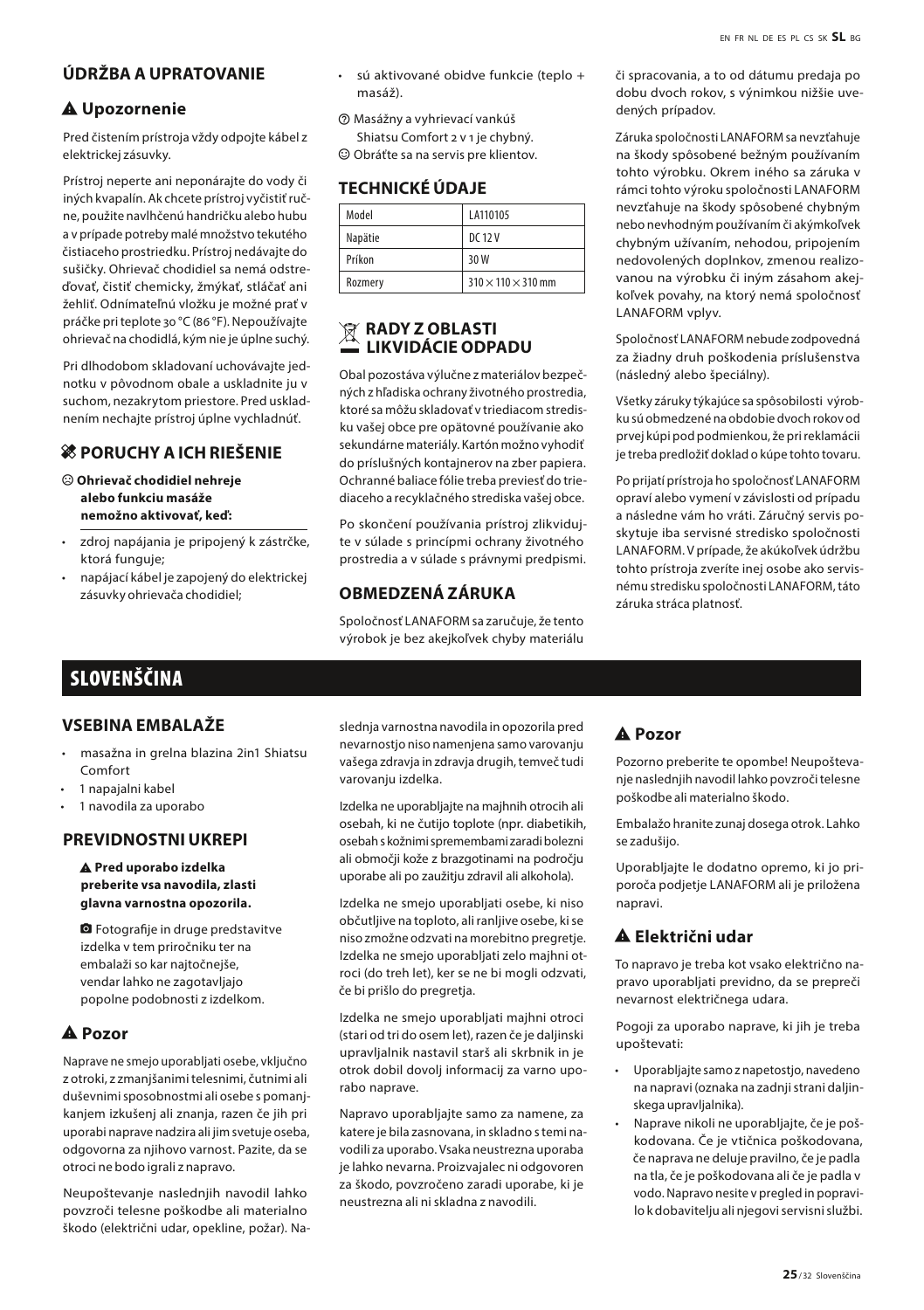## ÚDRŽBA A UPRATOVANIE

### ⚠ Upozornenie

Pred čistením prístroja vždy odpojte kábel z elektrickej zásuvky.

Prístroj neperte ani neponárajte do vody či iných kvapalín. Ak chcete prístroj vyčistiť ručne, použite navlhčenú handričku alebo hubu a v prípade potreby malé množstvo tekutého čistiaceho prostriedku. Prístroj nedávajte do sušičky. Ohrievač chodidiel sa nemá odstreďovať, čistiť chemicky, žmýkať, stláčať ani žehliť. Odnímateľnú vložku je možné prať v práčke pri teplote 30 °C (86 °F). Nepoužívajte ohrievač na chodidlá, kým nie je úplne suchý.

Pri dlhodobom skladovaní uchovávajte jednotku v pôvodnom obale a uskladnite ju v suchom, nezakrytom priestore. Pred uskladnením nechajte prístroj úplne vychladnúť.

## PORUCHY A ICH RIEŠENIE

☹ **Ohrievač chodidiel nehreje alebo funkciu masáže nemožno aktivovať, keď:**

- zdroj napájania je pripojený k zástrčke, ktorá funguje;
- napájací kábel je zapojený do elektrickej zásuvky ohrievača chodidiel;
- sú aktivované obidve funkcie (teplo + masáž).

? Masážny a vyhrievací vankúš Shiatsu Comfort 2 v 1 je chybný.
☺ Obráťte sa na servis pre klientov.

## TECHNICKÉ ÚDAJE

| Model | LA110105 |
|---|---|
| Napätie | DC 12 V |
| Príkon | 30 W |
| Rozmery | 310 × 110 × 310 mm |

## RADY Z OBLASTI LIKVIDÁCIE ODPADU

Obal pozostáva výlučne z materiálov bezpečných z hľadiska ochrany životného prostredia, ktoré sa môžu skladovať v triediacom stredisku vašej obce pre opätovné používanie ako sekundárne materiály. Kartón možno vyhodiť do príslušných kontajnerov na zber papiera. Ochranné baliace fólie treba previesť do triediaceho a recyklačného strediska vašej obce.

Po skončení používania prístroj zlikvidujte v súlade s princípmi ochrany životného prostredia a v súlade s právnymi predpismi.

## OBMEDZENÁ ZÁRUKA

Spoločnosť LANAFORM sa zaručuje, že tento výrobok je bez akejkoľvek chyby materiálu či spracovania, a to od dátumu predaja po dobu dvoch rokov, s výnimkou nižšie uvedených prípadov.

Záruka spoločnosti LANAFORM sa nevzťahuje na škody spôsobené bežným používaním tohto výrobku. Okrem iného sa záruka v rámci tohto výroku spoločnosti LANAFORM nevzťahuje na škody spôsobené chybným nebo nevhodným používaním či akýmkoľvek chybným užívaním, nehodou, pripojením nedovolených doplnkov, zmenou realizovanou na výrobku či iným zásahom akejkoľvek povahy, na ktorý nemá spoločnosť LANAFORM vplyv.

Spoločnosť LANAFORM nebude zodpovedná za žiadny druh poškodenia príslušenstva (následný alebo špeciálny).

Všetky záruky týkajúce sa spôsobilosti výrobku sú obmedzené na obdobie dvoch rokov od prvej kúpi pod podmienkou, že pri reklamácii je treba predložiť doklad o kúpe tohto tovaru.

Po prijatí prístroja ho spoločnosť LANAFORM opraví alebo vymení v závislosti od prípadu a následne vám ho vráti. Záručný servis poskytuje iba servisné stredisko spoločnosti LANAFORM. V prípade, že akúkoľvek údržbu tohto prístroja zveríte inej osobe ako servisnému stredisku spoločnosti LANAFORM, táto záruka stráca platnosť.

# SLOVENŠČINA

## VSEBINA EMBALAŽE

- masažna in grelna blazina 2in1 Shiatsu Comfort
- 1 napajalni kabel
- 1 navodila za uporabo

## PREVIDNOSTNI UKREPI

⚠ **Pred uporabo izdelka preberite vsa navodila, zlasti glavna varnostna opozorila.**

Fotografije in druge predstavitve izdelka v tem priročniku ter na embalaži so kar najtočnejše, vendar lahko ne zagotavljajo popolne podobnosti z izdelkom.

### ⚠ Pozor

Naprave ne smejo uporabljati osebe, vključno z otroki, z zmanjšanimi telesnimi, čutnimi ali duševnimi sposobnostmi ali osebe s pomanjkanjem izkušenj ali znanja, razen če jih pri uporabi naprave nadzira ali jim svetuje oseba, odgovorna za njihovo varnost. Pazite, da se otroci ne bodo igrali z napravo.

Neupoštevanje naslednjih navodil lahko povzroči telesne poškodbe ali materialno škodo (električni udar, opekline, požar). Naslednja varnostna navodila in opozorila pred nevarnostjo niso namenjena samo varovanju vašega zdravja in zdravja drugih, temveč tudi varovanju izdelka.

Izdelka ne uporabljajte na majhnih otrocih ali osebah, ki ne čutijo toplote (npr. diabetikih, osebah s kožnimi spremembami zaradi bolezni ali območji kože z brazgotinami na področju uporabe ali po zaužitju zdravil ali alkohola).

Izdelka ne smejo uporabljati osebe, ki niso občutljive na toploto, ali ranljive osebe, ki se niso zmožne odzvati na morebitno pregretje. Izdelka ne smejo uporabljati zelo majhni otroci (do treh let), ker se ne bi mogli odzvati, če bi prišlo do pregretja.

Izdelka ne smejo uporabljati majhni otroci (stari od tri do osem let), razen če je daljinski upravljalnik nastavil starš ali skrbnik in je otrok dobil dovolj informacij za varno uporabo naprave.

Napravo uporabljajte samo za namene, za katere je bila zasnovana, in skladno s temi navodili za uporabo. Vsaka neustrezna uporaba je lahko nevarna. Proizvajalec ni odgovoren za škodo, povzročeno zaradi uporabe, ki je neustrezna ali ni skladna z navodili.

### ⚠ Pozor

Pozorno preberite te opombe! Neupoštevanje naslednjih navodil lahko povzroči telesne poškodbe ali materialno škodo.

Embalažo hranite zunaj dosega otrok. Lahko se zadušijo.

Uporabljajte le dodatno opremo, ki jo priporoča podjetje LANAFORM ali je priložena napravi.

### ⚠ Električni udar

To napravo je treba kot vsako električno napravo uporabljati previdno, da se prepreči nevarnost električnega udara.

Pogoji za uporabo naprave, ki jih je treba upoštevati:

- Uporabljajte samo z napetostjo, navedeno na napravi (oznaka na zadnji strani daljinskega upravljalnika).
- Naprave nikoli ne uporabljajte, če je poškodovana. Če je vtičnica poškodovana, če naprava ne deluje pravilno, če je padla na tla, če je poškodovana ali če je padla v vodo. Napravo nesite v pregled in popravilo k dobavitelju ali njegovi servisni službi.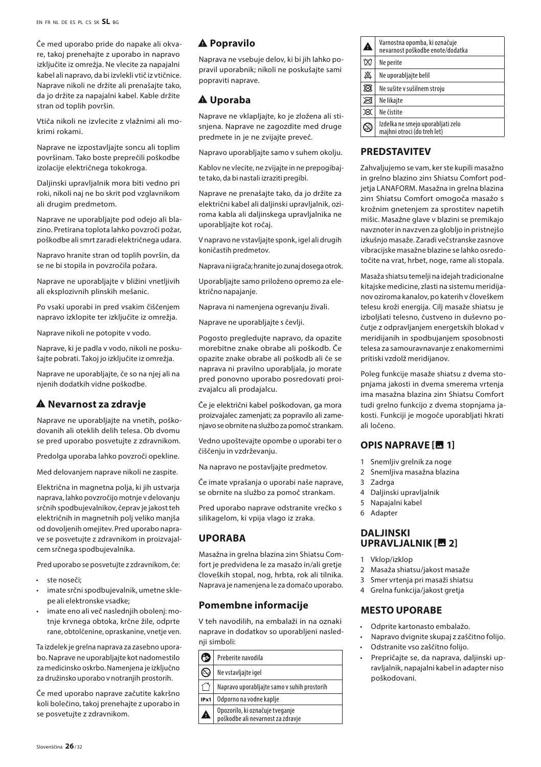Če med uporabo pride do napake ali okvare, takoj prenehajte z uporabo in napravo izključite iz omrežja. Ne vlecite za napajalni kabel ali napravo, da bi izvlekli vtič iz vtičnice. Naprave nikoli ne držite ali prenašajte tako, da jo držite za napajalni kabel. Kable držite stran od toplih površin.

Vtiča nikoli ne izvlecite z vlažnimi ali mokrimi rokami.

Naprave ne izpostavljajte soncu ali toplim površinam. Tako boste preprečili poškodbe izolacije električnega tokokroga.

Daljinski upravljalnik mora biti vedno pri roki, nikoli naj ne bo skrit pod vzglavnikom ali drugim predmetom.

Naprave ne uporabljajte pod odejo ali blazino. Pretirana toplota lahko povzroči požar, poškodbe ali smrt zaradi električnega udara.

Napravo hranite stran od toplih površin, da se ne bi stopila in povzročila požara.

Naprave ne uporabljajte v bližini vnetljivih ali eksplozivnih plinskih mešanic.

Po vsaki uporabi in pred vsakim čiščenjem napravo izklopite ter izključite iz omrežja.

Naprave nikoli ne potopite v vodo.

Naprave, ki je padla v vodo, nikoli ne poskušajte pobrati. Takoj jo izključite iz omrežja.

Naprave ne uporabljajte, če so na njej ali na njenih dodatkih vidne poškodbe.

## ⚠ Nevarnost za zdravje

Naprave ne uporabljajte na vnetih, poškodovanih ali oteklih delih telesa. Ob dvomu se pred uporabo posvetujte z zdravnikom.

Predolga uporaba lahko povzroči opekline.

Med delovanjem naprave nikoli ne zaspite.

Električna in magnetna polja, ki jih ustvarja naprava, lahko povzročijo motnje v delovanju srčnih spodbujevalnikov, čeprav je jakost teh električnih in magnetnih polj veliko manjša od dovoljenih omejitev. Pred uporabo naprave se posvetujte z zdravnikom in proizvajalcem srčnega spodbujevalnika.

Pred uporabo se posvetujte z zdravnikom, če:

- ste noseči;
- imate srčni spodbujevalnik, umetne sklepe ali elektronske vsadke;
- imate eno ali več naslednjih obolenj: motnje krvnega obtoka, krčne žile, odprte rane, obtolčenine, opraskanine, vnetje ven.

Ta izdelek je grelna naprava za zasebno uporabo. Naprave ne uporabljajte kot nadomestilo za medicinsko oskrbo. Namenjena je izključno za družinsko uporabo v notranjih prostorih.

Če med uporabo naprave začutite kakršno koli bolečino, takoj prenehajte z uporabo in se posvetujte z zdravnikom.

## ⚠ Popravilo

Naprava ne vsebuje delov, ki bi jih lahko popravil uporabnik; nikoli ne poskušajte sami popraviti naprave.

## ⚠ Uporaba

Naprave ne vklapljajte, ko je zložena ali stisnjena. Naprave ne zagozdite med druge predmete in je ne zvijajte preveč.

Napravo uporabljajte samo v suhem okolju.

Kablov ne vlecite, ne zvijajte in ne prepogibajte tako, da bi nastali izraziti pregibi.

Naprave ne prenašajte tako, da jo držite za električni kabel ali daljinski upravljalnik, oziroma kabla ali daljinskega upravljalnika ne uporabljajte kot ročaj.

V napravo ne vstavljajte sponk, igel ali drugih koničastih predmetov.

Naprava ni igrača; hranite jo zunaj dosega otrok.

Uporabljajte samo priloženo opremo za električno napajanje.

Naprava ni namenjena ogrevanju živali.

Naprave ne uporabljajte s čevlji.

Pogosto pregledujte napravo, da opazite morebitne znake obrabe ali poškodb. Če opazite znake obrabe ali poškodb ali če se naprava ni pravilno uporabljala, jo morate pred ponovno uporabo posredovati proizvajalcu ali prodajalcu.

Če je električni kabel poškodovan, ga mora proizvajalec zamenjati; za popravilo ali zamenjavo se obrnite na službo za pomoč strankam.

Vedno upoštevajte opombe o uporabi ter o čiščenju in vzdrževanju.

Na napravo ne postavljajte predmetov.

Če imate vprašanja o uporabi naše naprave, se obrnite na službo za pomoč strankam.

Pred uporabo naprave odstranite vrečko s silikagelom, ki vpija vlago iz zraka.

## UPORABA

Masažna in grelna blazina 2in1 Shiatsu Comfort je predvidena le za masažo in/ali gretje človeških stopal, nog, hrbta, rok ali tilnika. Naprava je namenjena le za domačo uporabo.

### Pomembne informacije

V teh navodilih, na embalaži in na oznaki naprave in dodatkov so uporabljeni naslednji simboli:

| | |
|---|---|
| | Preberite navodila |
| | Ne vstavljajte igel |
| | Napravo uporabljajte samo v suhih prostorih |
| IPx1 | Odporno na vodne kaplje |
| ⚠ | Opozorilo, ki označuje tveganje poškodbe ali nevarnost za zdravje |
| ⚠ | Varnostna opomba, ki označuje nevarnost poškodbe enote/dodatka |
| | Ne perite |
| | Ne uporabljajte belil |
| | Ne sušite v sušilnem stroju |
| | Ne likajte |
| | Ne čistite |
| | Izdelka ne smejo uporabljati zelo majhni otroci (do treh let) |

## PREDSTAVITEV

Zahvaljujemo se vam, ker ste kupili masažno in grelno blazino 2in1 Shiatsu Comfort podjetja LANAFORM. Masažna in grelna blazina 2in1 Shiatsu Comfort omogoča masažo s krožnim gnetenjem za sprostitev napetih mišic. Masažne glave v blazini se premikajo navznoter in navzven za globljo in pristnejšo izkušnjo masaže. Zaradi večstranske zasnove vibracijske masažne blazine se lahko osredotočite na vrat, hrbet, noge, rame ali stopala.

Masaža shiatsu temelji na idejah tradicionalne kitajske medicine, zlasti na sistemu meridijanov oziroma kanalov, po katerih v človeškem telesu kroži energija. Cilj masaže shiatsu je izboljšati telesno, čustveno in duševno počutje z odpravljanjem energetskih blokad v meridijanih in spodbujanjem sposobnosti telesa za samouravnavanje z enakomernimi pritiski vzdolž meridijanov.

Poleg funkcije masaže shiatsu z dvema stopnjama jakosti in dvema smerema vrtenja ima masažna blazina 2in1 Shiatsu Comfort tudi grelno funkcijo z dvema stopnjama jakosti. Funkciji je mogoče uporabljati hkrati ali ločeno.

## OPIS NAPRAVE [1]

1. Snemljiv grelnik za noge
2. Snemljiva masažna blazina
3. Zadrga
4. Daljinski upravljalnik
5. Napajalni kabel
6. Adapter

## DALJINSKI UPRAVLJALNIK [2]

1. Vklop/izklop
2. Masaža shiatsu/jakost masaže
3. Smer vrtenja pri masaži shiatsu
4. Grelna funkcija/jakost gretja

## MESTO UPORABE

- Odprite kartonasto embalažo.
- Napravo dvignite skupaj z zaščitno folijo.
- Odstranite vso zaščitno folijo.
- Prepričajte se, da naprava, daljinski upravljalnik, napajalni kabel in adapter niso poškodovani.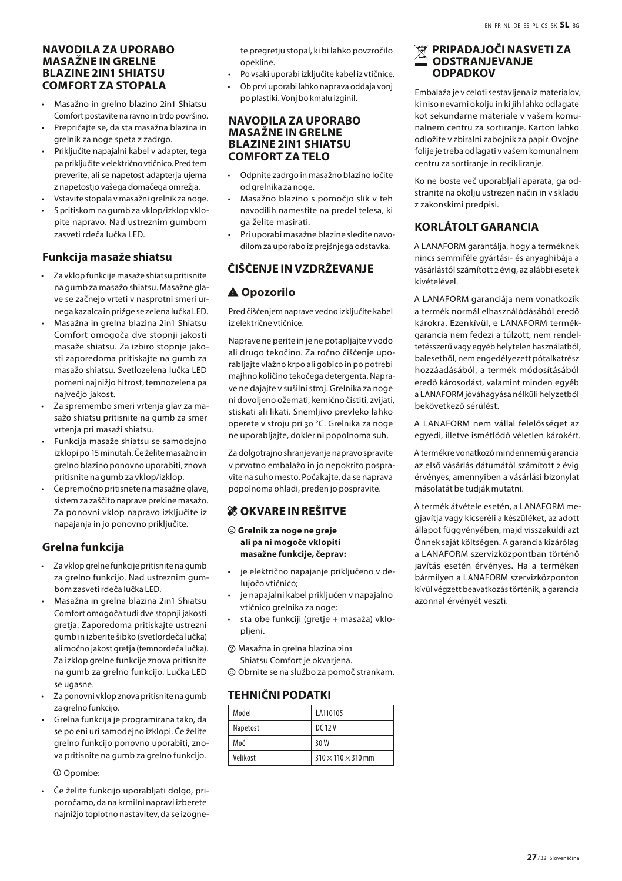### NAVODILA ZA UPORABO MASAŽNE IN GRELNE BLAZINE 2IN1 SHIATSU COMFORT ZA STOPALA

- Masažno in grelno blazino 2in1 Shiatsu Comfort postavite na ravno in trdo površino.
- Prepričajte se, da sta masažna blazina in grelnik za noge speta z zadrgo.
- Priključite napajalni kabel v adapter, tega pa priključite v električno vtičnico. Pred tem preverite, ali se napetost adapterja ujema z napetostjo vašega domačega omrežja.
- Vstavite stopala v masažni grelnik za noge.
- S pritiskom na gumb za vklop/izklop vklopite napravo. Nad ustreznim gumbom zasveti rdeča lučka LED.

## Funkcija masaže shiatsu

- Za vklop funkcije masaže shiatsu pritisnite na gumb za masažo shiatsu. Masažne glave se začnejo vrteti v nasprotni smeri urnega kazalca in prižge se zelena lučka LED.
- Masažna in grelna blazina 2in1 Shiatsu Comfort omogoča dve stopnji jakosti masaže shiatsu. Za izbiro stopnje jakosti zaporedoma pritiskajte na gumb za masažo shiatsu. Svetlozelena lučka LED pomeni najnižjo hitrost, temnozelena pa največjo jakost.
- Za spremembo smeri vrtenja glav za masažo shiatsu pritisnite na gumb za smer vrtenja pri masaži shiatsu.
- Funkcija masaže shiatsu se samodejno izklopi po 15 minutah. Če želite masažno in grelno blazino ponovno uporabiti, znova pritisnite na gumb za vklop/izklop.
- Če premočno pritisnete na masažne glave, sistem za zaščito naprave prekine masažo. Za ponovni vklop napravo izključite iz napajanja in jo ponovno priključite.

## Grelna funkcija

- Za vklop grelne funkcije pritisnite na gumb za grelno funkcijo. Nad ustreznim gumbom zasveti rdeča lučka LED.
- Masažna in grelna blazina 2in1 Shiatsu Comfort omogoča tudi dve stopnji jakosti gretja. Zaporedoma pritiskajte ustrezni gumb in izberite šibko (svetlordeča lučka) ali močno jakost gretja (temnordeča lučka). Za izklop grelne funkcije znova pritisnite na gumb za grelno funkcijo. Lučka LED se ugasne.
- Za ponovni vklop znova pritisnite na gumb za grelno funkcijo.
- Grelna funkcija je programirana tako, da se po eni uri samodejno izklopi. Če želite grelno funkcijo ponovno uporabiti, znova pritisnite na gumb za grelno funkcijo.

ⓘ Opombe:

- Če želite funkcijo uporabljati dolgo, priporočamo, da na krmilni napravi izberete najnižjo toplotno nastavitev, da se izognete pregretju stopal, ki bi lahko povzročilo opekline.
- Po vsaki uporabi izključite kabel iz vtičnice.
- Ob prvi uporabi lahko naprava oddaja vonj po plastiki. Vonj bo kmalu izginil.

### NAVODILA ZA UPORABO MASAŽNE IN GRELNE BLAZINE 2IN1 SHIATSU COMFORT ZA TELO

- Odpnite zadrgo in masažno blazino ločite od grelnika za noge.
- Masažno blazino s pomočjo slik v teh navodilih namestite na predel telesa, ki ga želite masirati.
- Pri uporabi masažne blazine sledite navodilom za uporabo iz prejšnjega odstavka.

## ČIŠČENJE IN VZDRŽEVANJE

### ⚠ Opozorilo

Pred čiščenjem naprave vedno izključite kabel iz električne vtičnice.

Naprave ne perite in je ne potapljajte v vodo ali drugo tekočino. Za ročno čiščenje uporabljajte vlažno krpo ali gobico in po potrebi majhno količino tekočega detergenta. Naprave ne dajajte v sušilni stroj. Grelnika za noge ni dovoljeno ožemati, kemično čistiti, zvijati, stiskati ali likati. Snemljivo prevleko lahko operete v stroju pri 30 °C. Grelnika za noge ne uporabljajte, dokler ni popolnoma suh.

Za dolgotrajno shranjevanje napravo spravite v prvotno embalažo in jo nepokrito pospravite na suho mesto. Počakajte, da se naprava popolnoma ohladi, preden jo pospravite.

## OKVARE IN REŠITVE

☹ **Grelnik za noge ne greje ali pa ni mogoče vklopiti masažne funkcije, čeprav:**

- je električno napajanje priključeno v delujočo vtičnico;
- je napajalni kabel priključen v napajalno vtičnico grelnika za noge;
- sta obe funkciji (gretje + masaža) vklopljeni.

? Masažna in grelna blazina 2in1 Shiatsu Comfort je okvarjena.

☺ Obrnite se na službo za pomoč strankam.

## TEHNIČNI PODATKI

| Model | LA110105 |
|---|---|
| Napetost | DC 12 V |
| Moč | 30 W |
| Velikost | 310 × 110 × 310 mm |

## PRIPADAJOČI NASVETI ZA ODSTRANJEVANJE ODPADKOV

Embalaža je v celoti sestavljena iz materialov, ki niso nevarni okolju in ki jih lahko odlagate kot sekundarne materiale v vašem komunalnem centru za sortiranje. Karton lahko odložite v zbiralni zabojnik za papir. Ovojne folije je treba odlagati v vašem komunalnem centru za sortiranje in recikliranje.

Ko ne boste več uporabljali aparata, ga odstranite na okolju ustrezen način in v skladu z zakonskimi predpisi.

## KORLÁTOLT GARANCIA

A LANAFORM garantálja, hogy a terméknek nincs semmiféle gyártási- és anyaghibája a vásárlástól számított 2 évig, az alábbi esetek kivételével.

A LANAFORM garanciája nem vonatkozik a termék normál elhasználódásából eredő károkra. Ezenkívül, e LANAFORM termékgarancia nem fedezi a túlzott, nem rendeltetésszerű vagy egyéb helytelen használatból, balesetből, nem engedélyezett pótalkatrész hozzáadásából, a termék módosításából eredő károsodást, valamint minden egyéb a LANAFORM jóváhagyása nélküli helyzetből bekövetkező sérülést.

A LANAFORM nem vállal felelősséget az egyedi, illetve ismétlődő véletlen károkért.

A termékre vonatkozó mindennemű garancia az első vásárlás dátumától számított 2 évig érvényes, amennyiben a vásárlási bizonylat másolatát be tudják mutatni.

A termék átvétele esetén, a LANAFORM megjavítja vagy kicseréli a készüléket, az adott állapot függvényében, majd visszaküldi azt Önnek saját költségen. A garancia kizárólag a LANAFORM szervizközpontban történő javítás esetén érvényes. Ha a terméken bármilyen a LANAFORM szervizközponton kívül végzett beavatkozás történik, a garancia azonnal érvényét veszti.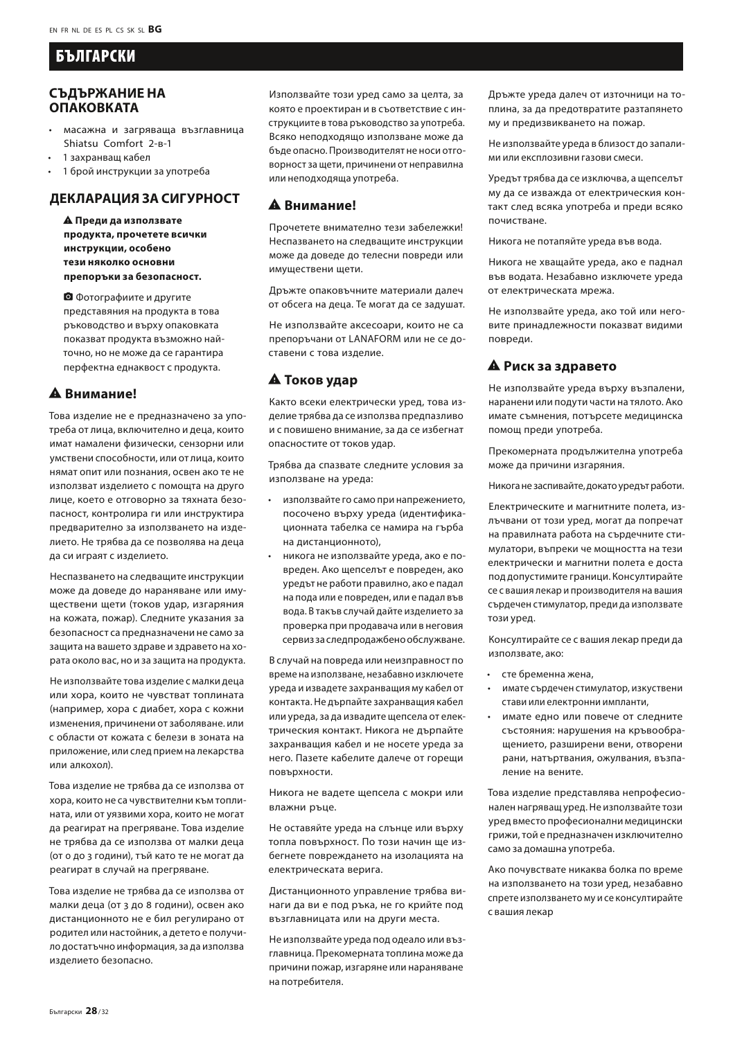# БЪЛГАРСКИ

## СЪДЪРЖАНИЕ НА ОПАКОВКАТА

- масажна и загряваща възглавница Shiatsu Comfort 2-в-1
- 1 захранващ кабел
- 1 брой инструкции за употреба

## ДЕКЛАРАЦИЯ ЗА СИГУРНОСТ

**⚠ Преди да използвате продукта, прочетете всички инструкции, особено тези няколко основни препоръки за безопасност.**

Фотографиите и другите представяния на продукта в това ръководство и върху опаковката показват продукта възможно найточно, но не може да се гарантира перфектна еднаквост с продукта.

### ⚠ Внимание!

Това изделие не е предназначено за употреба от лица, включително и деца, които имат намалени физически, сензорни или умствени способности, или от лица, които нямат опит или познания, освен ако те не използват изделието с помощта на друго лице, което е отговорно за тяхната безопасност, контролира ги или инструктира предварително за използването на изделието. Не трябва да се позволява на деца да си играят с изделието.

Неспазването на следващите инструкции може да доведе до нараняване или имуществени щети (токов удар, изгаряния на кожата, пожар). Следните указания за безопасност са предназначени не само за защита на вашето здраве и здравето на хората около вас, но и за защита на продукта.

Не използвайте това изделие с малки деца или хора, които не чувстват топлината (например, хора с диабет, хора с кожни изменения, причинени от заболяване. или с области от кожата с белези в зоната на приложение, или след прием на лекарства или алкохол).

Това изделие не трябва да се използва от хора, които не са чувствителни към топлината, или от уязвими хора, които не могат да реагират на прегряване. Това изделие не трябва да се използва от малки деца (от 0 до 3 години), тъй като те не могат да реагират в случай на прегряване.

Това изделие не трябва да се използва от малки деца (от 3 до 8 години), освен ако дистанционното не е бил регулирано от родител или настойник, а детето е получило достатъчно информация, за да използва изделието безопасно.

Използвайте този уред само за целта, за която е проектиран и в съответствие с инструкциите в това ръководство за употреба. Всяко неподходящо използване може да бъде опасно. Производителят не носи отговорност за щети, причинени от неправилна или неподходяща употреба.

### ⚠ Внимание!

Прочетете внимателно тези забележки! Неспазването на следващите инструкции може да доведе до телесни повреди или имуществени щети.

Дръжте опаковъчните материали далеч от обсега на деца. Те могат да се задушат.

Не използвайте аксесоари, които не са препоръчани от LANAFORM или не се доставени с това изделие.

### ⚠ Токов удар

Както всеки електрически уред, това изделие трябва да се използва предпазливо и с повишено внимание, за да се избегнат опасностите от токов удар.

Трябва да спазвате следните условия за използване на уреда:

- използвайте го само при напрежението, посочено върху уреда (идентификационната табелка се намира на гърба на дистанционното),
- никога не използвайте уреда, ако е повреден. Ако щепселът е повреден, ако уредът не работи правилно, ако е падал на пода или е повреден, или е падал във вода. В такъв случай дайте изделието за проверка при продавача или в неговия сервиз за следпродажбено обслужване.

В случай на повреда или неизправност по време на използване, незабавно изключете уреда и извадете захранващия му кабел от контакта. Не дърпайте захранващия кабел или уреда, за да извадите щепсела от електрическия контакт. Никога не дърпайте захранващия кабел и не носете уреда за него. Пазете кабелите далече от горещи повърхности.

Никога не вадете щепсела с мокри или влажни ръце.

Не оставяйте уреда на слънце или върху топла повърхност. По този начин ще избегнете повреждането на изолацията на електрическата верига.

Дистанционното управление трябва винаги да ви е под ръка, не го крийте под възглавницата или на други места.

Не използвайте уреда под одеало или възглавница. Прекомерната топлина може да причини пожар, изгаряне или нараняване на потребителя.

Дръжте уреда далеч от източници на топлина, за да предотвратите разтапянето му и предизвикването на пожар.

Не използвайте уреда в близост до запалими или експлозивни газови смеси.

Уредът трябва да се изключва, а щепселът му да се изважда от електрическия контакт след всяка употреба и преди всяко почистване.

Никога не потапяйте уреда във вода.

Никога не хващайте уреда, ако е паднал във водата. Незабавно изключете уреда от електрическата мрежа.

Не използвайте уреда, ако той или неговите принадлежности показват видими повреди.

### ⚠ Риск за здравето

Не използвайте уреда върху възпалени, наранени или подути части на тялото. Ако имате съмнения, потърсете медицинска помощ преди употреба.

Прекомерната продължителна употреба може да причини изгаряния.

Никога не заспивайте, докато уредът работи.

Електрическите и магнитните полета, излъчвани от този уред, могат да попречат на правилната работа на сърдечните стимулатори, въпреки че мощността на тези електрически и магнитни полета е доста под допустимите граници. Консултирайте се с вашия лекар и производителя на вашия сърдечен стимулатор, преди да използвате този уред.

Консултирайте се с вашия лекар преди да използвате, ако:

- сте бременна жена,
- имате сърдечен стимулатор, изкуствени стави или електронни импланти,
- имате едно или повече от следните състояния: нарушения на кръвообращението, разширени вени, отворени рани, натъртвания, ожулвания, възпаление на вените.

Това изделие представлява непрофесионален нагряващ уред. Не използвайте този уред вместо професионални медицински грижи, той е предназначен изключително само за домашна употреба.

Ако почувствате никаква болка по време на използването на този уред, незабавно спрете използването му и се консултирайте с вашия лекар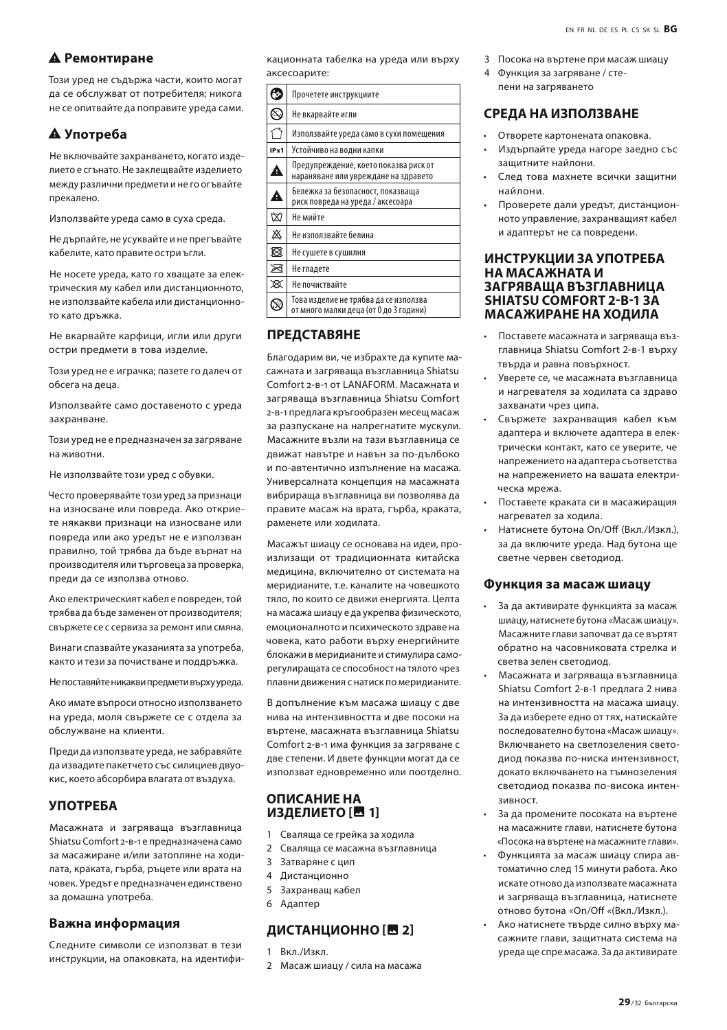## ⚠ Ремонтиране

Този уред не съдържа части, които могат да се обслужват от потребителя; никога не се опитвайте да поправите уреда сами.

## ⚠ Употреба

Не включвайте захранването, когато изделието е сгънато. Не заклещвайте изделието между различни предмети и не го огъвайте прекалено.

Използвайте уреда само в суха среда.

Не дърпайте, не усуквайте и не прегъвайте кабелите, като правите остри ъгли.

Не носете уреда, като го хващате за електрическия му кабел или дистанционното, не използвайте кабела или дистанционното като дръжка.

Не вкарвайте карфици, игли или други остри предмети в това изделие.

Този уред не е играчка; пазете го далеч от обсега на деца.

Използвайте само доставеното с уреда захранване.

Този уред не е предназначен за загряване на животни.

Не използвайте този уред с обувки.

Често проверявайте този уред за признаци на износване или повреда. Ако откриете някакви признаци на износване или повреда или ако уредът не е използван правилно, той трябва да бъде върнат на производителя или търговеца за проверка, преди да се използва отново.

Ако електрическият кабел е повреден, той трябва да бъде заменен от производителя; свържете се с сервиза за ремонт или смяна.

Винаги спазвайте указанията за употреба, както и тези за почистване и поддръжка.

Не поставяйте никакви предмети върху уреда.

Ако имате въпроси относно използването на уреда, моля свържете се с отдела за обслужване на клиенти.

Преди да използвате уреда, не забравяйте да извадите пакетчето със силициев двуокис, което абсорбира влагата от въздуха.

## УПОТРЕБА

Масажната и загряваща възглавница Shiatsu Comfort 2-в-1 е предназначена само за масажиране и/или затопляне на ходилата, краката, гърба, ръцете или врата на човек. Уредът е предназначен единствено за домашна употреба.

## Важна информация

Следните символи се използват в тези инструкции, на опаковката, на идентификационната табелка на уреда или върху аксесоарите:

| Символ | Значение |
|---|---|
| | Прочетете инструкциите |
| | Не вкарвайте игли |
| | Използвайте уреда само в сухи помещения |
| IPx1 | Устойчиво на водни капки |
| ⚠ | Предупреждение, което показва риск от нараняване или увреждане на здравето |
| ⚠ | Бележка за безопасност, показваща риск повреда на уреда / аксесоара |
| | Не мийте |
| | Не използвайте белина |
| | Не сушете в сушилня |
| | Не гладете |
| | Не почиствайте |
| | Това изделие не трябва да се използва от много малки деца (от 0 до 3 години) |

## ПРЕДСТАВЯНЕ

Благодарим ви, че избрахте да купите масажната и загряваща възглавница Shiatsu Comfort 2-в-1 от LANAFORM. Масажната и загряваща възглавница Shiatsu Comfort 2-в-1 предлага кръгообразен месещ масаж за разпускане на напрегнатите мускули. Масажните възли на тази възглавница се движат навътре и навън за по-дълбоко и по-автентично изпълнение на масажа. Универсалната концепция на масажната вибрираща възглавница ви позволява да правите масаж на врата, гърба, краката, раменете или ходилата.

Масажът шиацу се основава на идеи, произлизащи от традиционната китайска медицина, включително от системата на меридианите, т.е. каналите на човешкото тяло, по които се движи енергията. Целта на масажа шиацу е да укрепва физическото, емоционалното и психическото здраве на човека, като работи върху енергийните блокажи в меридианите и стимулира саморегулиращата се способност на тялото чрез плавни движения с натиск по меридианите.

В допълнение към масажа шиацу с две нива на интензивността и две посоки на въртене, масажната възглавница Shiatsu Comfort 2-в-1 има функция за загряване с две степени. И двете функции могат да се използват едновременно или поотделно.

## ОПИСАНИЕ НА ИЗДЕЛИЕТО [1]

1. Сваляща се грейка за ходила
2. Сваляща се масажна възглавница
3. Затваряне с цип
4. Дистанционно
5. Захранващ кабел
6. Адаптер

## ДИСТАНЦИОННО [2]

1. Вкл./Изкл.
2. Масаж шиацу / сила на масажа
3. Посока на въртене при масаж шиацу
4. Функция за загряване / степени на загряването

## СРЕДА НА ИЗПОЛЗВАНЕ

- Отворете картонената опаковка.
- Издърпайте уреда нагоре заедно със защитните найлони.
- След това махнете всички защитни найлони.
- Проверете дали уредът, дистанционното управление, захранващият кабел и адаптерът не са повредени.

## ИНСТРУКЦИИ ЗА УПОТРЕБА НА МАСАЖНАТА И ЗАГРЯВАЩА ВЪЗГЛАВНИЦА SHIATSU COMFORT 2-В-1 ЗА МАСАЖИРАНЕ НА ХОДИЛА

- Поставете масажната и загряваща възглавница Shiatsu Comfort 2-в-1 върху твърда и равна повърхност.
- Уверете се, че масажната възглавница и нагревателя за ходилата са здраво захванати чрез ципа.
- Свържете захранващия кабел към адаптера и включете адаптера в електрически контакт, като се уверите, че напрежението на адаптера съответства на напрежението на вашата електрическа мрежа.
- Поставете краката си в масажиращия нагревател за ходила.
- Натиснете бутона On/Off (Вкл./Изкл.), за да включите уреда. Над бутона ще светне червен светодиод.

### Функция за масаж шиацу

- За да активирате функцията за масаж шиацу, натиснете бутона «Масаж шиацу». Масажните глави започват да се въртят обратно на часовниковата стрелка и светва зелен светодиод.
- Масажната и загряваща възглавница Shiatsu Comfort 2-в-1 предлага 2 нива на интензивността на масажа шиацу. За да изберете едно от тях, натискайте последователно бутона «Масаж шиацу». Включването на светлозеления светодиод показва по-ниска интензивност, докато включването на тъмнозеления светодиод показва по-висока интензивност.
- За да промените посоката на въртене на масажните глави, натиснете бутона «Посока на въртене на масажните глави».
- Функцията за масаж шиацу спира автоматично след 15 минути работа. Ако искате отново да използвате масажната и загряваща възглавница, натиснете отново бутона «On/Off «(Вкл./Изкл.).
- Ако натиснете твърде силно върху масажните глави, защитната система на уреда ще спре масажа. За да активирате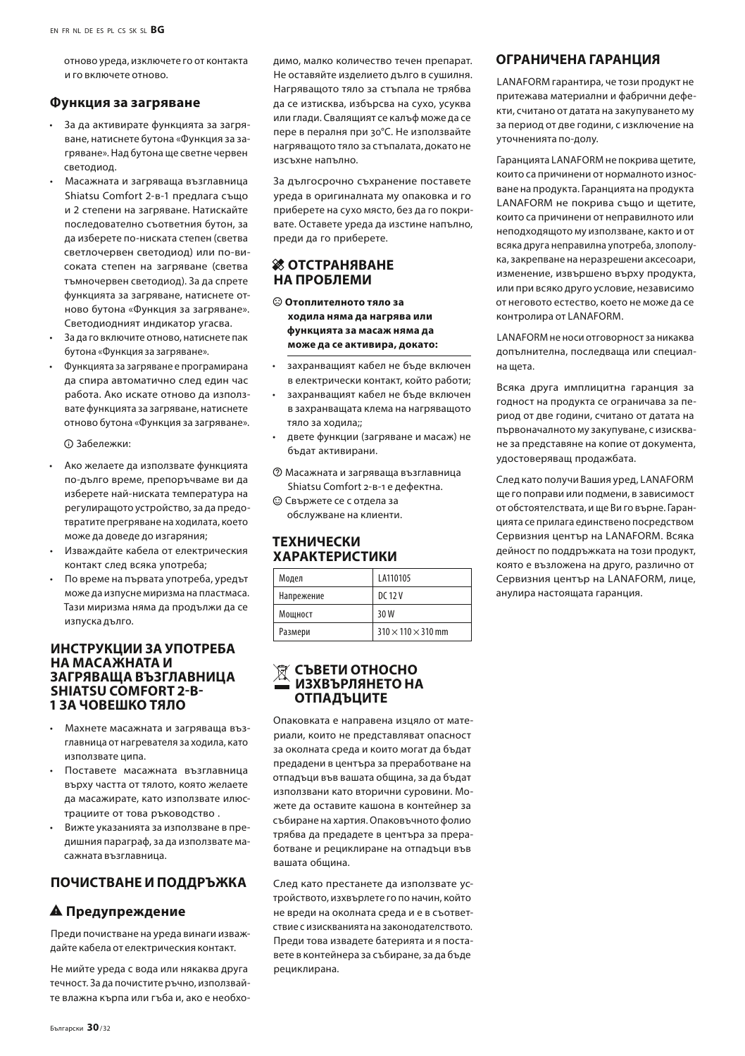отново уреда, изключете го от контакта и го включете отново.

### Функция за загряване

- За да активирате функцията за загряване, натиснете бутона «Функция за загряване». Над бутона ще светне червен светодиод.
- Масажната и загряваща възглавница Shiatsu Comfort 2-в-1 предлага също и 2 степени на загряване. Натискайте последователно съответния бутон, за да изберете по-ниската степен (светла светлочервен светодиод) или по-високата степен на загряване (светла тъмночервен светодиод). За да спрете функцията за загряване, натиснете отново бутона «Функция за загряване». Светодиодният индикатор угасва.
- За да го включите отново, натиснете пак бутона «Функция за загряване».
- Функцията за загряване е програмирана да спира автоматично след един час работа. Ако искате отново да използвате функцията за загряване, натиснете отново бутона «Функция за загряване».

ⓘ Забележки:

- Ако желаете да използвате функцията по-дълго време, препоръчваме ви да изберете най-ниската температура на регулиращото устройство, за да предотвратите прегряване на ходилата, което може да доведе до изгаряния;
- Изваждайте кабела от електрическия контакт след всяка употреба;
- По време на първата употреба, уредът може да изпусне миризма на пластмаса. Тази миризма няма да продължи да се изпуска дълго.

## ИНСТРУКЦИИ ЗА УПОТРЕБА НА МАСАЖНАТА И ЗАГРЯВАЩА ВЪЗГЛАВНИЦА SHIATSU COMFORT 2-В-1 ЗА ЧОВЕШКО ТЯЛО

- Махнете масажната и загряваща възглавница от нагревателя за ходила, като използвате ципа.
- Поставете масажната възглавница върху частта от тялото, която желаете да масажирате, като използвате илюстрациите от това ръководство .
- Вижте указанията за използване в предишния параграф, за да използвате масажната възглавница.

## ПОЧИСТВАНЕ И ПОДДРЪЖКА

### ⚠ Предупреждение

Преди почистване на уреда винаги изваждайте кабела от електрическия контакт.

Не мийте уреда с вода или някаква друга течност. За да почистите ръчно, използвайте влажна кърпа или гъба и, ако е необходимо, малко количество течен препарат. Не оставяйте изделието дълго в сушилня. Нагряващото тяло за стъпала не трябва да се изтисква, избърсва на сухо, усуква или глади. Свалящият се калъф може да се пере в пералня при 30°C. Не използвайте нагряващото тяло за стъпалата, докато не изсъхне напълно.

За дългосрочно съхранение поставете уреда в оригиналната му опаковка и го приберете на сухо място, без да го покривате. Оставете уреда да изстине напълно, преди да го приберете.

## ОТСТРАНЯВАНЕ НА ПРОБЛЕМИ

☹ **Отоплителното тяло за ходила няма да нагрява или функцията за масаж няма да може да се активира, докато:**

- захранващият кабел не бъде включен в електрически контакт, който работи;
- захранващият кабел не бъде включен в захранващата клема на нагряващото тяло за ходила;;
- двете функции (загряване и масаж) не бъдат активирани.

? Масажната и загряваща възглавница Shiatsu Comfort 2-в-1 е дефектна.

☺ Свържете се с отдела за обслужване на клиенти.

## ТЕХНИЧЕСКИ ХАРАКТЕРИСТИКИ

| Модел | LA110105 |
|---|---|
| Напрежение | DC 12 V |
| Мощност | 30 W |
| Размери | 310 × 110 × 310 mm |

## СЪВЕТИ ОТНОСНО ИЗХВЪРЛЯНЕТО НА ОТПАДЪЦИТЕ

Опаковката е направена изцяло от материали, които не представляват опасност за околната среда и които могат да бъдат предадени в центъра за преработване на отпадъци във вашата община, за да бъдат използвани като вторични суровини. Можете да оставите кашона в контейнер за събиране на хартия. Опаковъчното фолио трябва да предадете в центъра за преработване и рециклиране на отпадъци във вашата община.

След като престанете да използвате устройството, изхвърлете го по начин, който не вреди на околната среда и е в съответствие с изискванията на законодателството. Преди това извадете батерията и я поставете в контейнера за събиране, за да бъде рециклирана.

## ОГРАНИЧЕНА ГАРАНЦИЯ

LANAFORM гарантира, че този продукт не притежава материални и фабрични дефекти, считано от датата на закупуването му за период от две години, с изключение на уточненията по-долу.

Гаранцията LANAFORM не покрива щетите, които са причинени от нормалното износване на продукта. Гаранцията на продукта LANAFORM не покрива също и щетите, които са причинени от неправилното или неподходящото му използване, както и от всяка друга неправилна употреба, злополука, закрепване на неразрешени аксесоари, изменение, извършено върху продукта, или при всяко друго условие, независимо от неговото естество, което не може да се контролира от LANAFORM.

LANAFORM не носи отговорност за никаква допълнителна, последваща или специална щета.

Всяка друга имплицитна гаранция за годност на продукта се ограничава за период от две години, считано от датата на първоначалното му закупуване, с изискване за представяне на копие от документа, удостоверяващ продажбата.

След като получи Вашия уред, LANAFORM ще го поправи или подмени, в зависимост от обстоятелствата, и ще Ви го върне. Гаранцията се прилага единствено посредством Сервизния център на LANAFORM. Всяка дейност по поддръжката на този продукт, която е възложена на друго, различно от Сервизния център на LANAFORM, лице, анулира настоящата гаранция.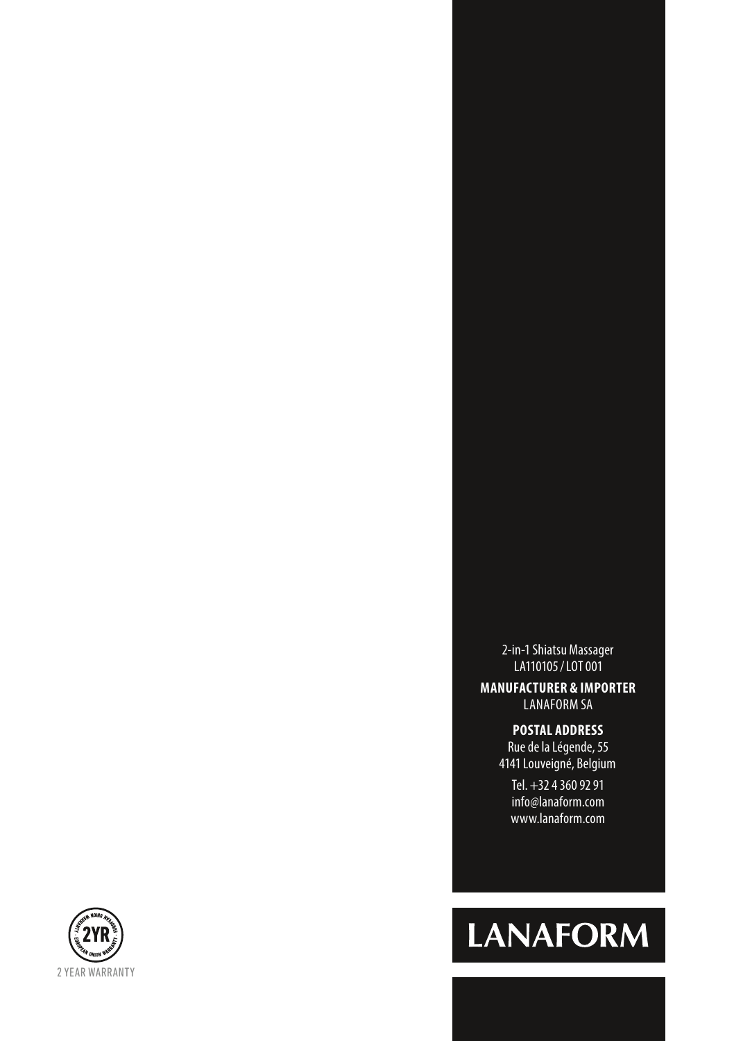2-in-1 Shiatsu Massager
LA110105 / LOT 001

**MANUFACTURER & IMPORTER**
LANAFORM SA

**POSTAL ADDRESS**
Rue de la Légende, 55
4141 Louveigné, Belgium

Tel. +32 4 360 92 91
info@lanaform.com
www.lanaform.com

LANAFORM

2YR
EUROPEAN UNION WARRANTY
2 YEAR WARRANTY